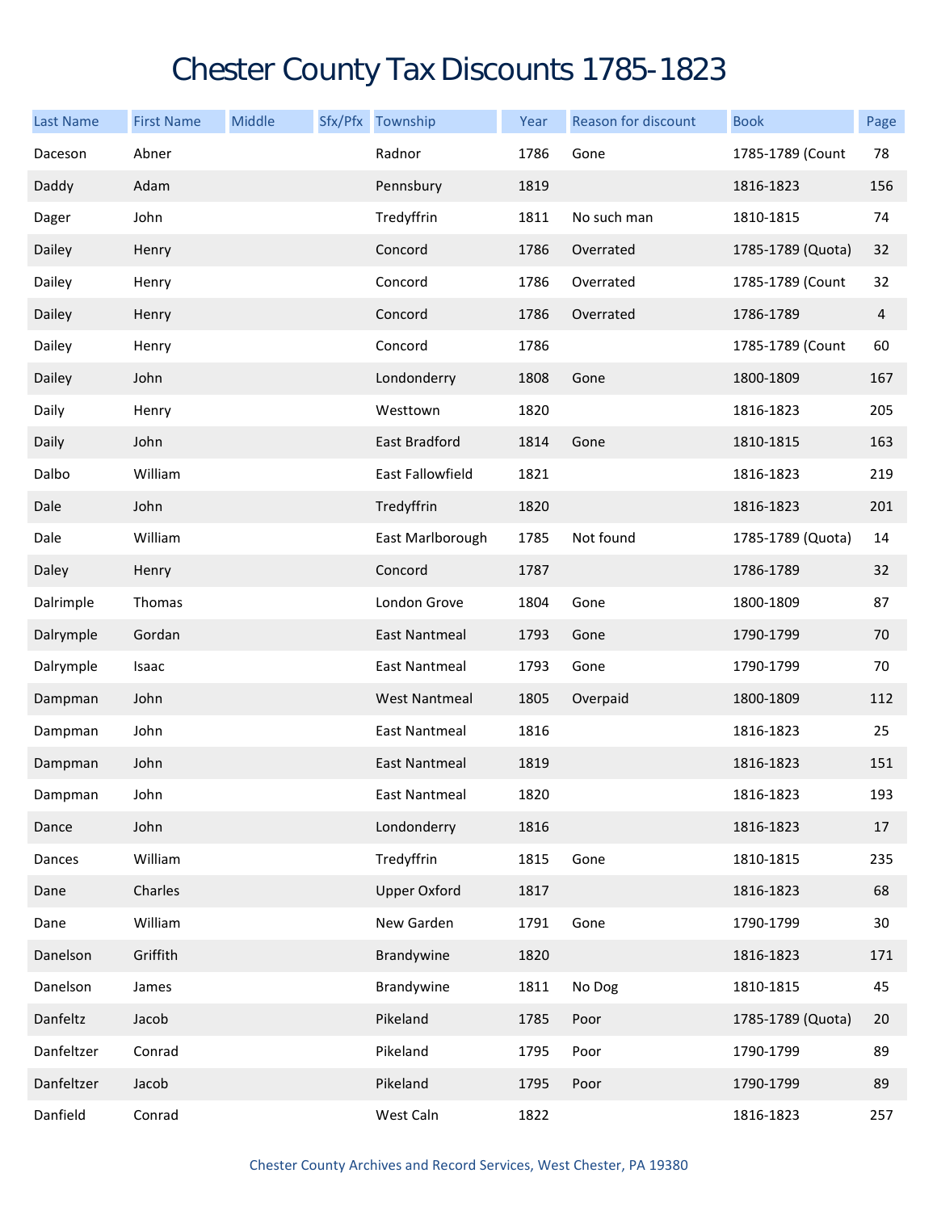# Chester County Tax Discounts 1785-1823

| Last Name | First Name | Middle | Sfx/Pfx | Township | Year | Reason for discount | Book | Page |
|---|---|---|---|---|---|---|---|---|
| Daceson | Abner | | | Radnor | 1786 | Gone | 1785-1789 (Count | 78 |
| Daddy | Adam | | | Pennsbury | 1819 | | 1816-1823 | 156 |
| Dager | John | | | Tredyffrin | 1811 | No such man | 1810-1815 | 74 |
| Dailey | Henry | | | Concord | 1786 | Overrated | 1785-1789 (Quota) | 32 |
| Dailey | Henry | | | Concord | 1786 | Overrated | 1785-1789 (Count | 32 |
| Dailey | Henry | | | Concord | 1786 | Overrated | 1786-1789 | 4 |
| Dailey | Henry | | | Concord | 1786 | | 1785-1789 (Count | 60 |
| Dailey | John | | | Londonderry | 1808 | Gone | 1800-1809 | 167 |
| Daily | Henry | | | Westtown | 1820 | | 1816-1823 | 205 |
| Daily | John | | | East Bradford | 1814 | Gone | 1810-1815 | 163 |
| Dalbo | William | | | East Fallowfield | 1821 | | 1816-1823 | 219 |
| Dale | John | | | Tredyffrin | 1820 | | 1816-1823 | 201 |
| Dale | William | | | East Marlborough | 1785 | Not found | 1785-1789 (Quota) | 14 |
| Daley | Henry | | | Concord | 1787 | | 1786-1789 | 32 |
| Dalrimple | Thomas | | | London Grove | 1804 | Gone | 1800-1809 | 87 |
| Dalrymple | Gordan | | | East Nantmeal | 1793 | Gone | 1790-1799 | 70 |
| Dalrymple | Isaac | | | East Nantmeal | 1793 | Gone | 1790-1799 | 70 |
| Dampman | John | | | West Nantmeal | 1805 | Overpaid | 1800-1809 | 112 |
| Dampman | John | | | East Nantmeal | 1816 | | 1816-1823 | 25 |
| Dampman | John | | | East Nantmeal | 1819 | | 1816-1823 | 151 |
| Dampman | John | | | East Nantmeal | 1820 | | 1816-1823 | 193 |
| Dance | John | | | Londonderry | 1816 | | 1816-1823 | 17 |
| Dances | William | | | Tredyffrin | 1815 | Gone | 1810-1815 | 235 |
| Dane | Charles | | | Upper Oxford | 1817 | | 1816-1823 | 68 |
| Dane | William | | | New Garden | 1791 | Gone | 1790-1799 | 30 |
| Danelson | Griffith | | | Brandywine | 1820 | | 1816-1823 | 171 |
| Danelson | James | | | Brandywine | 1811 | No Dog | 1810-1815 | 45 |
| Danfeltz | Jacob | | | Pikeland | 1785 | Poor | 1785-1789 (Quota) | 20 |
| Danfeltzer | Conrad | | | Pikeland | 1795 | Poor | 1790-1799 | 89 |
| Danfeltzer | Jacob | | | Pikeland | 1795 | Poor | 1790-1799 | 89 |
| Danfield | Conrad | | | West Caln | 1822 | | 1816-1823 | 257 |

Chester County Archives and Record Services, West Chester, PA 19380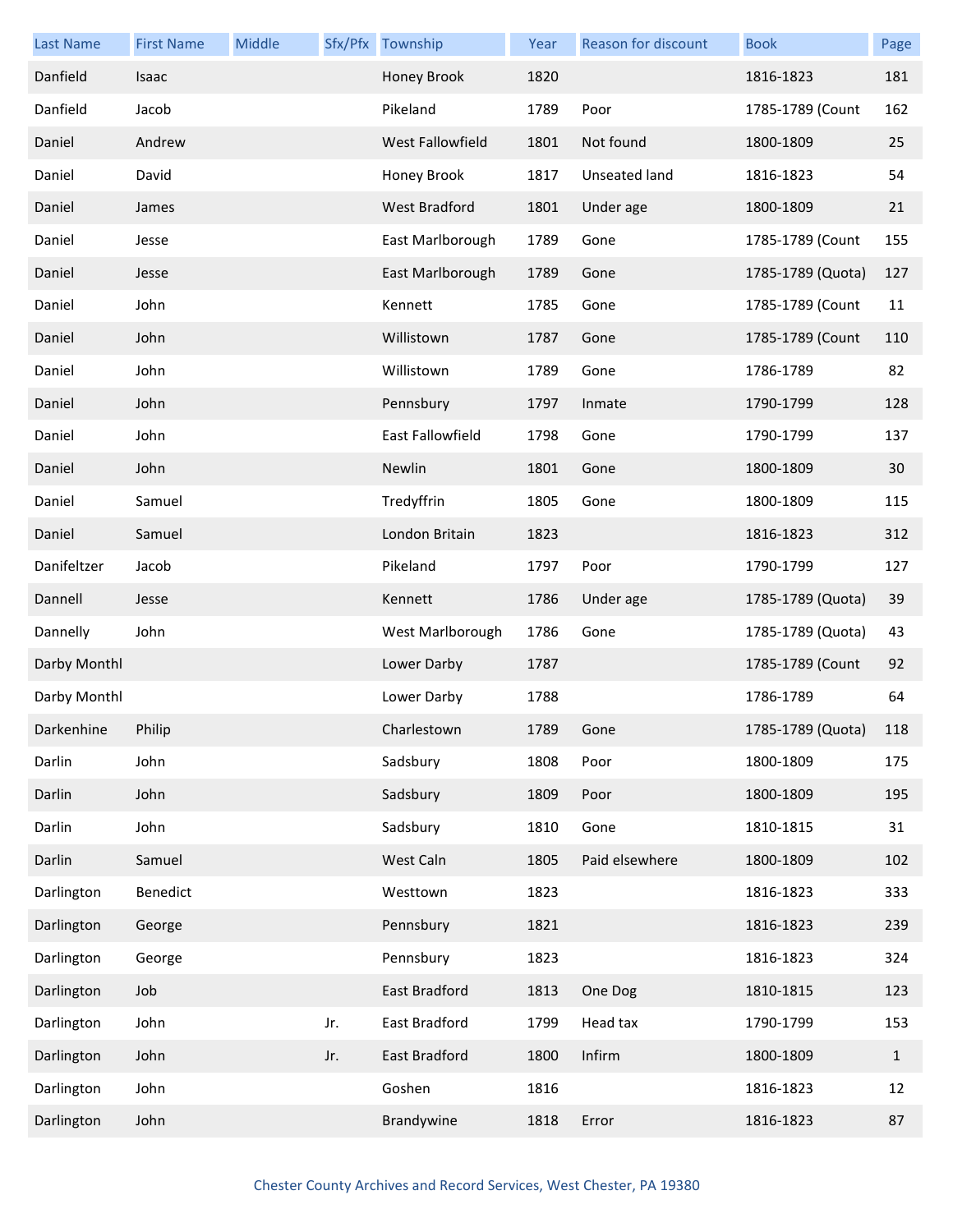| Last Name | First Name | Middle | Sfx/Pfx | Township | Year | Reason for discount | Book | Page |
|---|---|---|---|---|---|---|---|---|
| Danfield | Isaac | | | Honey Brook | 1820 | | 1816-1823 | 181 |
| Danfield | Jacob | | | Pikeland | 1789 | Poor | 1785-1789 (Count | 162 |
| Daniel | Andrew | | | West Fallowfield | 1801 | Not found | 1800-1809 | 25 |
| Daniel | David | | | Honey Brook | 1817 | Unseated land | 1816-1823 | 54 |
| Daniel | James | | | West Bradford | 1801 | Under age | 1800-1809 | 21 |
| Daniel | Jesse | | | East Marlborough | 1789 | Gone | 1785-1789 (Count | 155 |
| Daniel | Jesse | | | East Marlborough | 1789 | Gone | 1785-1789 (Quota) | 127 |
| Daniel | John | | | Kennett | 1785 | Gone | 1785-1789 (Count | 11 |
| Daniel | John | | | Willistown | 1787 | Gone | 1785-1789 (Count | 110 |
| Daniel | John | | | Willistown | 1789 | Gone | 1786-1789 | 82 |
| Daniel | John | | | Pennsbury | 1797 | Inmate | 1790-1799 | 128 |
| Daniel | John | | | East Fallowfield | 1798 | Gone | 1790-1799 | 137 |
| Daniel | John | | | Newlin | 1801 | Gone | 1800-1809 | 30 |
| Daniel | Samuel | | | Tredyffrin | 1805 | Gone | 1800-1809 | 115 |
| Daniel | Samuel | | | London Britain | 1823 | | 1816-1823 | 312 |
| Danifeltzer | Jacob | | | Pikeland | 1797 | Poor | 1790-1799 | 127 |
| Dannell | Jesse | | | Kennett | 1786 | Under age | 1785-1789 (Quota) | 39 |
| Dannelly | John | | | West Marlborough | 1786 | Gone | 1785-1789 (Quota) | 43 |
| Darby Monthl | | | | Lower Darby | 1787 | | 1785-1789 (Count | 92 |
| Darby Monthl | | | | Lower Darby | 1788 | | 1786-1789 | 64 |
| Darkenhine | Philip | | | Charlestown | 1789 | Gone | 1785-1789 (Quota) | 118 |
| Darlin | John | | | Sadsbury | 1808 | Poor | 1800-1809 | 175 |
| Darlin | John | | | Sadsbury | 1809 | Poor | 1800-1809 | 195 |
| Darlin | John | | | Sadsbury | 1810 | Gone | 1810-1815 | 31 |
| Darlin | Samuel | | | West Caln | 1805 | Paid elsewhere | 1800-1809 | 102 |
| Darlington | Benedict | | | Westtown | 1823 | | 1816-1823 | 333 |
| Darlington | George | | | Pennsbury | 1821 | | 1816-1823 | 239 |
| Darlington | George | | | Pennsbury | 1823 | | 1816-1823 | 324 |
| Darlington | Job | | | East Bradford | 1813 | One Dog | 1810-1815 | 123 |
| Darlington | John | | Jr. | East Bradford | 1799 | Head tax | 1790-1799 | 153 |
| Darlington | John | | Jr. | East Bradford | 1800 | Infirm | 1800-1809 | 1 |
| Darlington | John | | | Goshen | 1816 | | 1816-1823 | 12 |
| Darlington | John | | | Brandywine | 1818 | Error | 1816-1823 | 87 |

Chester County Archives and Record Services, West Chester, PA 19380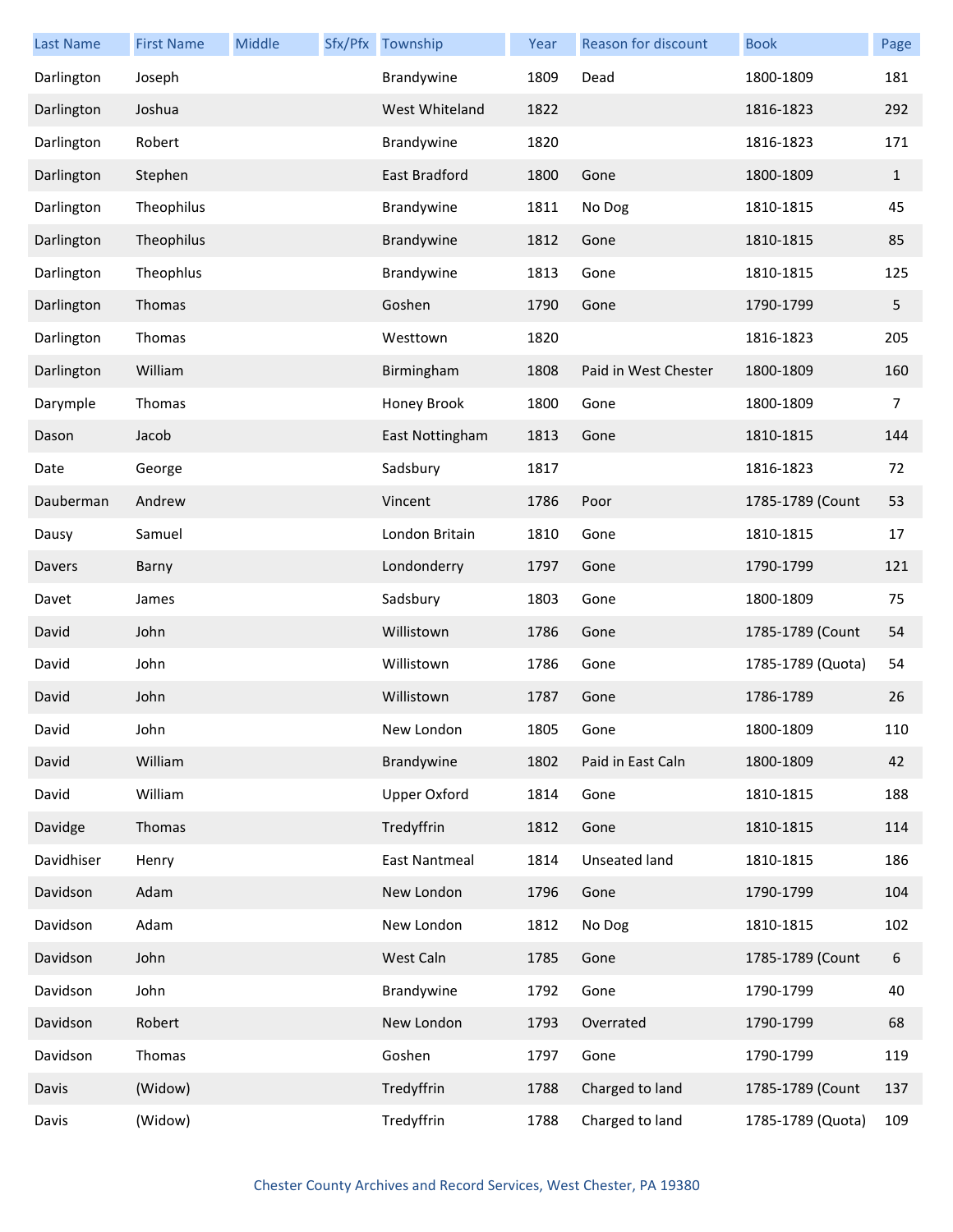| Last Name | First Name | Middle | Sfx/Pfx | Township | Year | Reason for discount | Book | Page |
|---|---|---|---|---|---|---|---|---|
| Darlington | Joseph | | | Brandywine | 1809 | Dead | 1800-1809 | 181 |
| Darlington | Joshua | | | West Whiteland | 1822 | | 1816-1823 | 292 |
| Darlington | Robert | | | Brandywine | 1820 | | 1816-1823 | 171 |
| Darlington | Stephen | | | East Bradford | 1800 | Gone | 1800-1809 | 1 |
| Darlington | Theophilus | | | Brandywine | 1811 | No Dog | 1810-1815 | 45 |
| Darlington | Theophilus | | | Brandywine | 1812 | Gone | 1810-1815 | 85 |
| Darlington | Theophlus | | | Brandywine | 1813 | Gone | 1810-1815 | 125 |
| Darlington | Thomas | | | Goshen | 1790 | Gone | 1790-1799 | 5 |
| Darlington | Thomas | | | Westtown | 1820 | | 1816-1823 | 205 |
| Darlington | William | | | Birmingham | 1808 | Paid in West Chester | 1800-1809 | 160 |
| Darymple | Thomas | | | Honey Brook | 1800 | Gone | 1800-1809 | 7 |
| Dason | Jacob | | | East Nottingham | 1813 | Gone | 1810-1815 | 144 |
| Date | George | | | Sadsbury | 1817 | | 1816-1823 | 72 |
| Dauberman | Andrew | | | Vincent | 1786 | Poor | 1785-1789 (Count | 53 |
| Dausy | Samuel | | | London Britain | 1810 | Gone | 1810-1815 | 17 |
| Davers | Barny | | | Londonderry | 1797 | Gone | 1790-1799 | 121 |
| Davet | James | | | Sadsbury | 1803 | Gone | 1800-1809 | 75 |
| David | John | | | Willistown | 1786 | Gone | 1785-1789 (Count | 54 |
| David | John | | | Willistown | 1786 | Gone | 1785-1789 (Quota) | 54 |
| David | John | | | Willistown | 1787 | Gone | 1786-1789 | 26 |
| David | John | | | New London | 1805 | Gone | 1800-1809 | 110 |
| David | William | | | Brandywine | 1802 | Paid in East Caln | 1800-1809 | 42 |
| David | William | | | Upper Oxford | 1814 | Gone | 1810-1815 | 188 |
| Davidge | Thomas | | | Tredyffrin | 1812 | Gone | 1810-1815 | 114 |
| Davidhiser | Henry | | | East Nantmeal | 1814 | Unseated land | 1810-1815 | 186 |
| Davidson | Adam | | | New London | 1796 | Gone | 1790-1799 | 104 |
| Davidson | Adam | | | New London | 1812 | No Dog | 1810-1815 | 102 |
| Davidson | John | | | West Caln | 1785 | Gone | 1785-1789 (Count | 6 |
| Davidson | John | | | Brandywine | 1792 | Gone | 1790-1799 | 40 |
| Davidson | Robert | | | New London | 1793 | Overrated | 1790-1799 | 68 |
| Davidson | Thomas | | | Goshen | 1797 | Gone | 1790-1799 | 119 |
| Davis | (Widow) | | | Tredyffrin | 1788 | Charged to land | 1785-1789 (Count | 137 |
| Davis | (Widow) | | | Tredyffrin | 1788 | Charged to land | 1785-1789 (Quota) | 109 |

Chester County Archives and Record Services, West Chester, PA 19380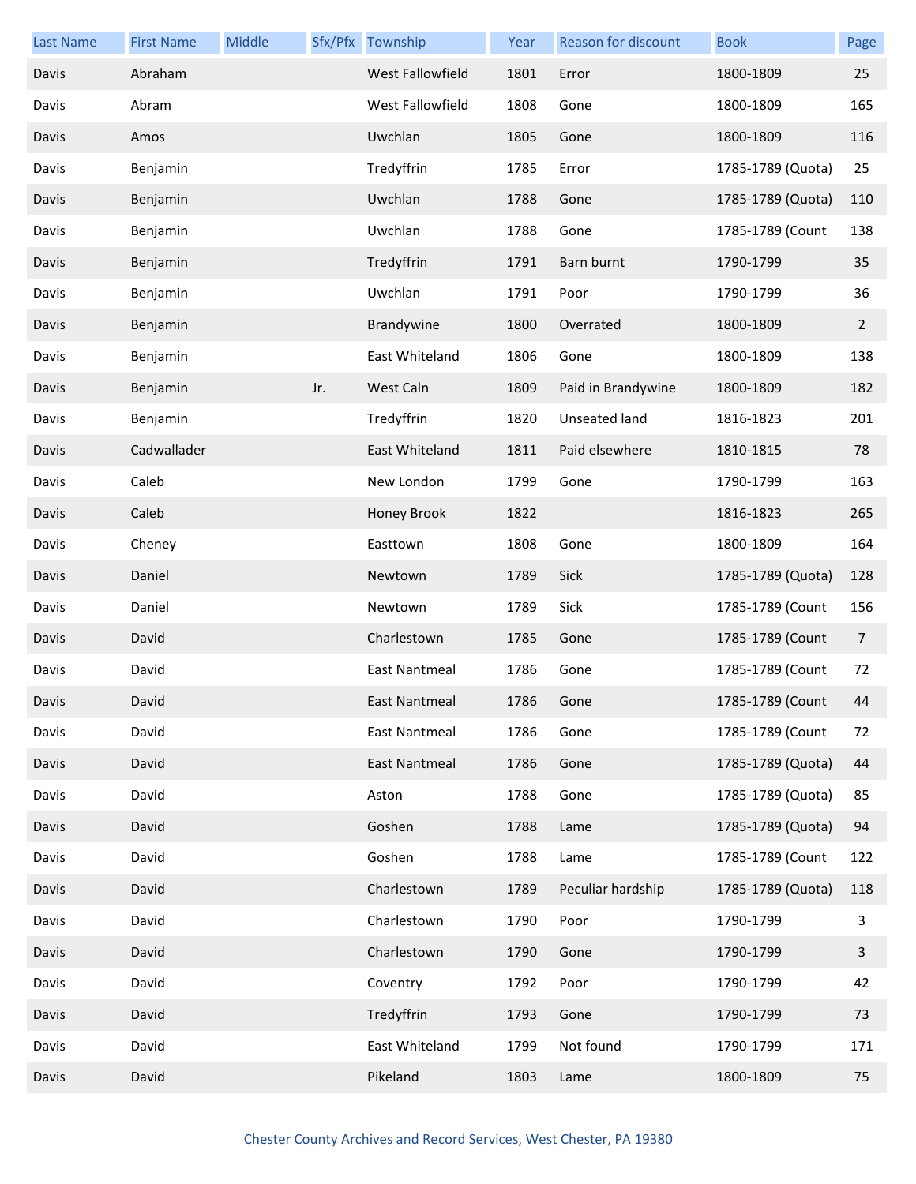| Last Name | First Name | Middle | Sfx/Pfx | Township | Year | Reason for discount | Book | Page |
|---|---|---|---|---|---|---|---|---|
| Davis | Abraham | | | West Fallowfield | 1801 | Error | 1800-1809 | 25 |
| Davis | Abram | | | West Fallowfield | 1808 | Gone | 1800-1809 | 165 |
| Davis | Amos | | | Uwchlan | 1805 | Gone | 1800-1809 | 116 |
| Davis | Benjamin | | | Tredyffrin | 1785 | Error | 1785-1789 (Quota) | 25 |
| Davis | Benjamin | | | Uwchlan | 1788 | Gone | 1785-1789 (Quota) | 110 |
| Davis | Benjamin | | | Uwchlan | 1788 | Gone | 1785-1789 (Count | 138 |
| Davis | Benjamin | | | Tredyffrin | 1791 | Barn burnt | 1790-1799 | 35 |
| Davis | Benjamin | | | Uwchlan | 1791 | Poor | 1790-1799 | 36 |
| Davis | Benjamin | | | Brandywine | 1800 | Overrated | 1800-1809 | 2 |
| Davis | Benjamin | | | East Whiteland | 1806 | Gone | 1800-1809 | 138 |
| Davis | Benjamin | | Jr. | West Caln | 1809 | Paid in Brandywine | 1800-1809 | 182 |
| Davis | Benjamin | | | Tredyffrin | 1820 | Unseated land | 1816-1823 | 201 |
| Davis | Cadwallader | | | East Whiteland | 1811 | Paid elsewhere | 1810-1815 | 78 |
| Davis | Caleb | | | New London | 1799 | Gone | 1790-1799 | 163 |
| Davis | Caleb | | | Honey Brook | 1822 | | 1816-1823 | 265 |
| Davis | Cheney | | | Easttown | 1808 | Gone | 1800-1809 | 164 |
| Davis | Daniel | | | Newtown | 1789 | Sick | 1785-1789 (Quota) | 128 |
| Davis | Daniel | | | Newtown | 1789 | Sick | 1785-1789 (Count | 156 |
| Davis | David | | | Charlestown | 1785 | Gone | 1785-1789 (Count | 7 |
| Davis | David | | | East Nantmeal | 1786 | Gone | 1785-1789 (Count | 72 |
| Davis | David | | | East Nantmeal | 1786 | Gone | 1785-1789 (Count | 44 |
| Davis | David | | | East Nantmeal | 1786 | Gone | 1785-1789 (Count | 72 |
| Davis | David | | | East Nantmeal | 1786 | Gone | 1785-1789 (Quota) | 44 |
| Davis | David | | | Aston | 1788 | Gone | 1785-1789 (Quota) | 85 |
| Davis | David | | | Goshen | 1788 | Lame | 1785-1789 (Quota) | 94 |
| Davis | David | | | Goshen | 1788 | Lame | 1785-1789 (Count | 122 |
| Davis | David | | | Charlestown | 1789 | Peculiar hardship | 1785-1789 (Quota) | 118 |
| Davis | David | | | Charlestown | 1790 | Poor | 1790-1799 | 3 |
| Davis | David | | | Charlestown | 1790 | Gone | 1790-1799 | 3 |
| Davis | David | | | Coventry | 1792 | Poor | 1790-1799 | 42 |
| Davis | David | | | Tredyffrin | 1793 | Gone | 1790-1799 | 73 |
| Davis | David | | | East Whiteland | 1799 | Not found | 1790-1799 | 171 |
| Davis | David | | | Pikeland | 1803 | Lame | 1800-1809 | 75 |

Chester County Archives and Record Services, West Chester, PA 19380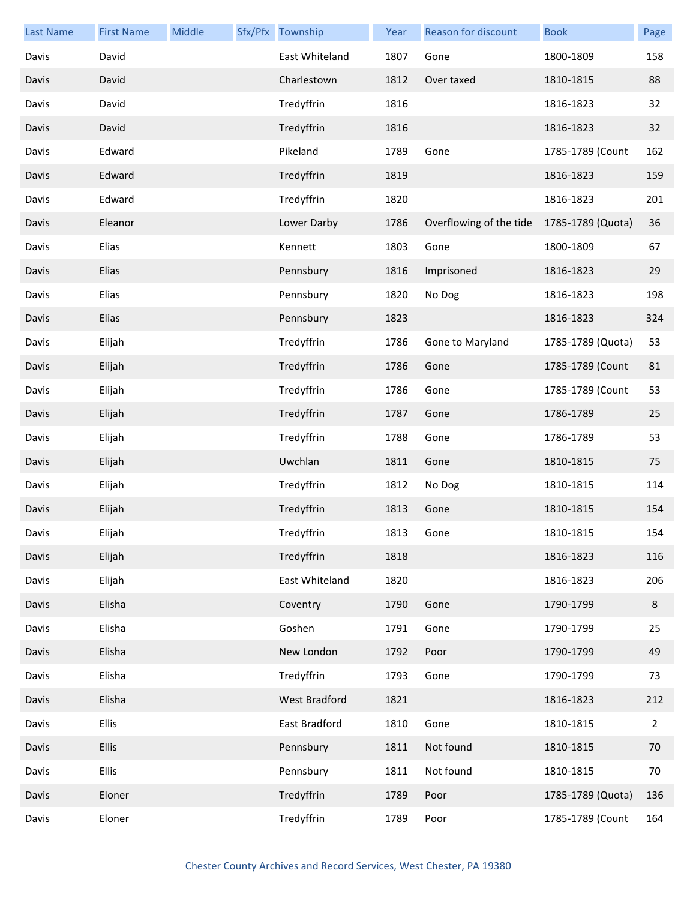| Last Name | First Name | Middle | Sfx/Pfx | Township | Year | Reason for discount | Book | Page |
|---|---|---|---|---|---|---|---|---|
| Davis | David | | | East Whiteland | 1807 | Gone | 1800-1809 | 158 |
| Davis | David | | | Charlestown | 1812 | Over taxed | 1810-1815 | 88 |
| Davis | David | | | Tredyffrin | 1816 | | 1816-1823 | 32 |
| Davis | David | | | Tredyffrin | 1816 | | 1816-1823 | 32 |
| Davis | Edward | | | Pikeland | 1789 | Gone | 1785-1789 (Count | 162 |
| Davis | Edward | | | Tredyffrin | 1819 | | 1816-1823 | 159 |
| Davis | Edward | | | Tredyffrin | 1820 | | 1816-1823 | 201 |
| Davis | Eleanor | | | Lower Darby | 1786 | Overflowing of the tide | 1785-1789 (Quota) | 36 |
| Davis | Elias | | | Kennett | 1803 | Gone | 1800-1809 | 67 |
| Davis | Elias | | | Pennsbury | 1816 | Imprisoned | 1816-1823 | 29 |
| Davis | Elias | | | Pennsbury | 1820 | No Dog | 1816-1823 | 198 |
| Davis | Elias | | | Pennsbury | 1823 | | 1816-1823 | 324 |
| Davis | Elijah | | | Tredyffrin | 1786 | Gone to Maryland | 1785-1789 (Quota) | 53 |
| Davis | Elijah | | | Tredyffrin | 1786 | Gone | 1785-1789 (Count | 81 |
| Davis | Elijah | | | Tredyffrin | 1786 | Gone | 1785-1789 (Count | 53 |
| Davis | Elijah | | | Tredyffrin | 1787 | Gone | 1786-1789 | 25 |
| Davis | Elijah | | | Tredyffrin | 1788 | Gone | 1786-1789 | 53 |
| Davis | Elijah | | | Uwchlan | 1811 | Gone | 1810-1815 | 75 |
| Davis | Elijah | | | Tredyffrin | 1812 | No Dog | 1810-1815 | 114 |
| Davis | Elijah | | | Tredyffrin | 1813 | Gone | 1810-1815 | 154 |
| Davis | Elijah | | | Tredyffrin | 1813 | Gone | 1810-1815 | 154 |
| Davis | Elijah | | | Tredyffrin | 1818 | | 1816-1823 | 116 |
| Davis | Elijah | | | East Whiteland | 1820 | | 1816-1823 | 206 |
| Davis | Elisha | | | Coventry | 1790 | Gone | 1790-1799 | 8 |
| Davis | Elisha | | | Goshen | 1791 | Gone | 1790-1799 | 25 |
| Davis | Elisha | | | New London | 1792 | Poor | 1790-1799 | 49 |
| Davis | Elisha | | | Tredyffrin | 1793 | Gone | 1790-1799 | 73 |
| Davis | Elisha | | | West Bradford | 1821 | | 1816-1823 | 212 |
| Davis | Ellis | | | East Bradford | 1810 | Gone | 1810-1815 | 2 |
| Davis | Ellis | | | Pennsbury | 1811 | Not found | 1810-1815 | 70 |
| Davis | Ellis | | | Pennsbury | 1811 | Not found | 1810-1815 | 70 |
| Davis | Eloner | | | Tredyffrin | 1789 | Poor | 1785-1789 (Quota) | 136 |
| Davis | Eloner | | | Tredyffrin | 1789 | Poor | 1785-1789 (Count | 164 |

Chester County Archives and Record Services, West Chester, PA 19380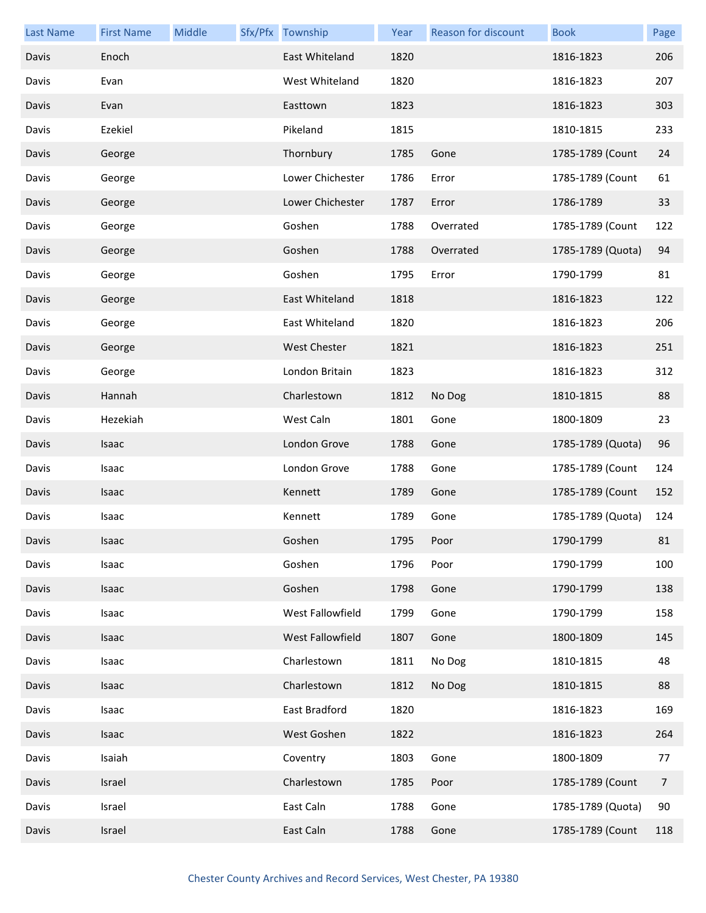| Last Name | First Name | Middle | Sfx/Pfx | Township | Year | Reason for discount | Book | Page |
|---|---|---|---|---|---|---|---|---|
| Davis | Enoch | | | East Whiteland | 1820 | | 1816-1823 | 206 |
| Davis | Evan | | | West Whiteland | 1820 | | 1816-1823 | 207 |
| Davis | Evan | | | Easttown | 1823 | | 1816-1823 | 303 |
| Davis | Ezekiel | | | Pikeland | 1815 | | 1810-1815 | 233 |
| Davis | George | | | Thornbury | 1785 | Gone | 1785-1789 (Count | 24 |
| Davis | George | | | Lower Chichester | 1786 | Error | 1785-1789 (Count | 61 |
| Davis | George | | | Lower Chichester | 1787 | Error | 1786-1789 | 33 |
| Davis | George | | | Goshen | 1788 | Overrated | 1785-1789 (Count | 122 |
| Davis | George | | | Goshen | 1788 | Overrated | 1785-1789 (Quota) | 94 |
| Davis | George | | | Goshen | 1795 | Error | 1790-1799 | 81 |
| Davis | George | | | East Whiteland | 1818 | | 1816-1823 | 122 |
| Davis | George | | | East Whiteland | 1820 | | 1816-1823 | 206 |
| Davis | George | | | West Chester | 1821 | | 1816-1823 | 251 |
| Davis | George | | | London Britain | 1823 | | 1816-1823 | 312 |
| Davis | Hannah | | | Charlestown | 1812 | No Dog | 1810-1815 | 88 |
| Davis | Hezekiah | | | West Caln | 1801 | Gone | 1800-1809 | 23 |
| Davis | Isaac | | | London Grove | 1788 | Gone | 1785-1789 (Quota) | 96 |
| Davis | Isaac | | | London Grove | 1788 | Gone | 1785-1789 (Count | 124 |
| Davis | Isaac | | | Kennett | 1789 | Gone | 1785-1789 (Count | 152 |
| Davis | Isaac | | | Kennett | 1789 | Gone | 1785-1789 (Quota) | 124 |
| Davis | Isaac | | | Goshen | 1795 | Poor | 1790-1799 | 81 |
| Davis | Isaac | | | Goshen | 1796 | Poor | 1790-1799 | 100 |
| Davis | Isaac | | | Goshen | 1798 | Gone | 1790-1799 | 138 |
| Davis | Isaac | | | West Fallowfield | 1799 | Gone | 1790-1799 | 158 |
| Davis | Isaac | | | West Fallowfield | 1807 | Gone | 1800-1809 | 145 |
| Davis | Isaac | | | Charlestown | 1811 | No Dog | 1810-1815 | 48 |
| Davis | Isaac | | | Charlestown | 1812 | No Dog | 1810-1815 | 88 |
| Davis | Isaac | | | East Bradford | 1820 | | 1816-1823 | 169 |
| Davis | Isaac | | | West Goshen | 1822 | | 1816-1823 | 264 |
| Davis | Isaiah | | | Coventry | 1803 | Gone | 1800-1809 | 77 |
| Davis | Israel | | | Charlestown | 1785 | Poor | 1785-1789 (Count | 7 |
| Davis | Israel | | | East Caln | 1788 | Gone | 1785-1789 (Quota) | 90 |
| Davis | Israel | | | East Caln | 1788 | Gone | 1785-1789 (Count | 118 |

Chester County Archives and Record Services, West Chester, PA 19380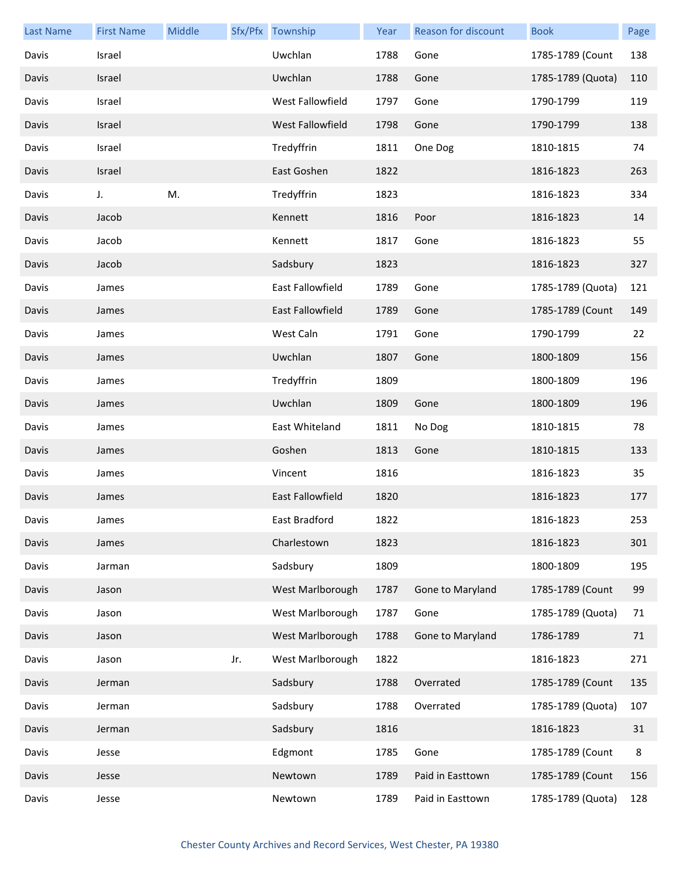| Last Name | First Name | Middle | Sfx/Pfx | Township | Year | Reason for discount | Book | Page |
|---|---|---|---|---|---|---|---|---|
| Davis | Israel | | | Uwchlan | 1788 | Gone | 1785-1789 (Count | 138 |
| Davis | Israel | | | Uwchlan | 1788 | Gone | 1785-1789 (Quota) | 110 |
| Davis | Israel | | | West Fallowfield | 1797 | Gone | 1790-1799 | 119 |
| Davis | Israel | | | West Fallowfield | 1798 | Gone | 1790-1799 | 138 |
| Davis | Israel | | | Tredyffrin | 1811 | One Dog | 1810-1815 | 74 |
| Davis | Israel | | | East Goshen | 1822 | | 1816-1823 | 263 |
| Davis | J. | M. | | Tredyffrin | 1823 | | 1816-1823 | 334 |
| Davis | Jacob | | | Kennett | 1816 | Poor | 1816-1823 | 14 |
| Davis | Jacob | | | Kennett | 1817 | Gone | 1816-1823 | 55 |
| Davis | Jacob | | | Sadsbury | 1823 | | 1816-1823 | 327 |
| Davis | James | | | East Fallowfield | 1789 | Gone | 1785-1789 (Quota) | 121 |
| Davis | James | | | East Fallowfield | 1789 | Gone | 1785-1789 (Count | 149 |
| Davis | James | | | West Caln | 1791 | Gone | 1790-1799 | 22 |
| Davis | James | | | Uwchlan | 1807 | Gone | 1800-1809 | 156 |
| Davis | James | | | Tredyffrin | 1809 | | 1800-1809 | 196 |
| Davis | James | | | Uwchlan | 1809 | Gone | 1800-1809 | 196 |
| Davis | James | | | East Whiteland | 1811 | No Dog | 1810-1815 | 78 |
| Davis | James | | | Goshen | 1813 | Gone | 1810-1815 | 133 |
| Davis | James | | | Vincent | 1816 | | 1816-1823 | 35 |
| Davis | James | | | East Fallowfield | 1820 | | 1816-1823 | 177 |
| Davis | James | | | East Bradford | 1822 | | 1816-1823 | 253 |
| Davis | James | | | Charlestown | 1823 | | 1816-1823 | 301 |
| Davis | Jarman | | | Sadsbury | 1809 | | 1800-1809 | 195 |
| Davis | Jason | | | West Marlborough | 1787 | Gone to Maryland | 1785-1789 (Count | 99 |
| Davis | Jason | | | West Marlborough | 1787 | Gone | 1785-1789 (Quota) | 71 |
| Davis | Jason | | | West Marlborough | 1788 | Gone to Maryland | 1786-1789 | 71 |
| Davis | Jason | | Jr. | West Marlborough | 1822 | | 1816-1823 | 271 |
| Davis | Jerman | | | Sadsbury | 1788 | Overrated | 1785-1789 (Count | 135 |
| Davis | Jerman | | | Sadsbury | 1788 | Overrated | 1785-1789 (Quota) | 107 |
| Davis | Jerman | | | Sadsbury | 1816 | | 1816-1823 | 31 |
| Davis | Jesse | | | Edgmont | 1785 | Gone | 1785-1789 (Count | 8 |
| Davis | Jesse | | | Newtown | 1789 | Paid in Easttown | 1785-1789 (Count | 156 |
| Davis | Jesse | | | Newtown | 1789 | Paid in Easttown | 1785-1789 (Quota) | 128 |

Chester County Archives and Record Services, West Chester, PA 19380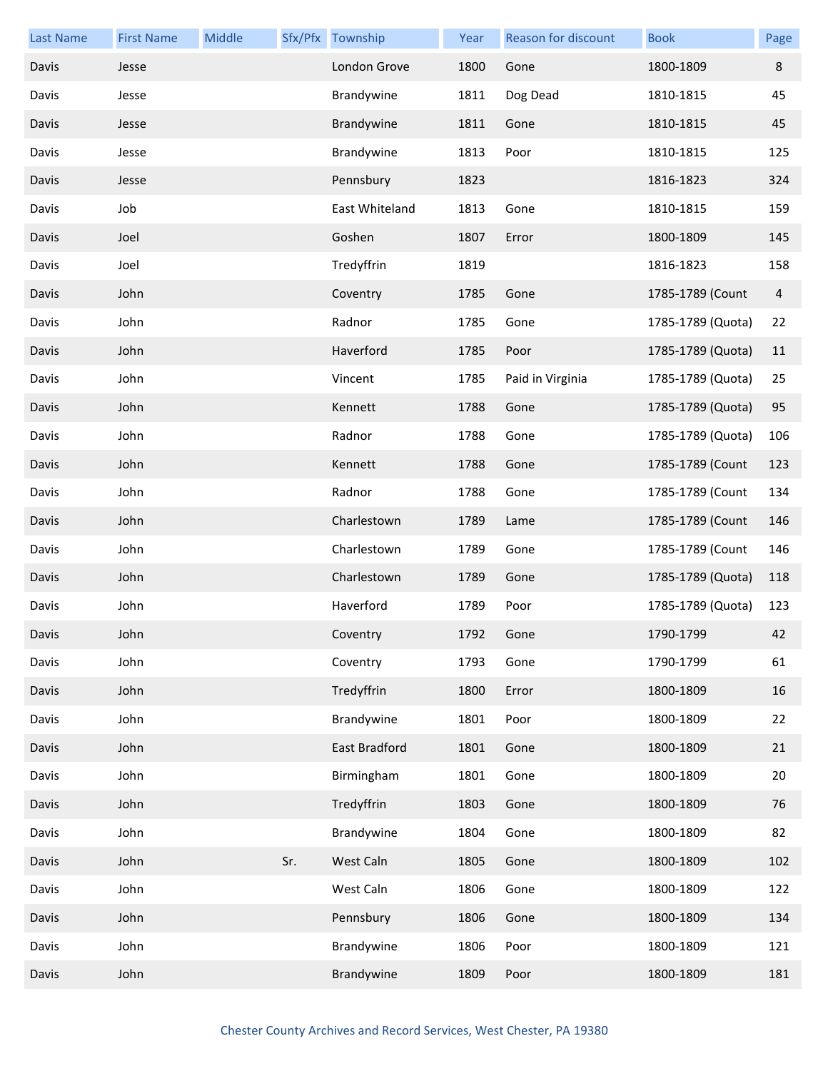| Last Name | First Name | Middle | Sfx/Pfx | Township | Year | Reason for discount | Book | Page |
|---|---|---|---|---|---|---|---|---|
| Davis | Jesse | | | London Grove | 1800 | Gone | 1800-1809 | 8 |
| Davis | Jesse | | | Brandywine | 1811 | Dog Dead | 1810-1815 | 45 |
| Davis | Jesse | | | Brandywine | 1811 | Gone | 1810-1815 | 45 |
| Davis | Jesse | | | Brandywine | 1813 | Poor | 1810-1815 | 125 |
| Davis | Jesse | | | Pennsbury | 1823 | | 1816-1823 | 324 |
| Davis | Job | | | East Whiteland | 1813 | Gone | 1810-1815 | 159 |
| Davis | Joel | | | Goshen | 1807 | Error | 1800-1809 | 145 |
| Davis | Joel | | | Tredyffrin | 1819 | | 1816-1823 | 158 |
| Davis | John | | | Coventry | 1785 | Gone | 1785-1789 (Count | 4 |
| Davis | John | | | Radnor | 1785 | Gone | 1785-1789 (Quota) | 22 |
| Davis | John | | | Haverford | 1785 | Poor | 1785-1789 (Quota) | 11 |
| Davis | John | | | Vincent | 1785 | Paid in Virginia | 1785-1789 (Quota) | 25 |
| Davis | John | | | Kennett | 1788 | Gone | 1785-1789 (Quota) | 95 |
| Davis | John | | | Radnor | 1788 | Gone | 1785-1789 (Quota) | 106 |
| Davis | John | | | Kennett | 1788 | Gone | 1785-1789 (Count | 123 |
| Davis | John | | | Radnor | 1788 | Gone | 1785-1789 (Count | 134 |
| Davis | John | | | Charlestown | 1789 | Lame | 1785-1789 (Count | 146 |
| Davis | John | | | Charlestown | 1789 | Gone | 1785-1789 (Count | 146 |
| Davis | John | | | Charlestown | 1789 | Gone | 1785-1789 (Quota) | 118 |
| Davis | John | | | Haverford | 1789 | Poor | 1785-1789 (Quota) | 123 |
| Davis | John | | | Coventry | 1792 | Gone | 1790-1799 | 42 |
| Davis | John | | | Coventry | 1793 | Gone | 1790-1799 | 61 |
| Davis | John | | | Tredyffrin | 1800 | Error | 1800-1809 | 16 |
| Davis | John | | | Brandywine | 1801 | Poor | 1800-1809 | 22 |
| Davis | John | | | East Bradford | 1801 | Gone | 1800-1809 | 21 |
| Davis | John | | | Birmingham | 1801 | Gone | 1800-1809 | 20 |
| Davis | John | | | Tredyffrin | 1803 | Gone | 1800-1809 | 76 |
| Davis | John | | | Brandywine | 1804 | Gone | 1800-1809 | 82 |
| Davis | John | | Sr. | West Caln | 1805 | Gone | 1800-1809 | 102 |
| Davis | John | | | West Caln | 1806 | Gone | 1800-1809 | 122 |
| Davis | John | | | Pennsbury | 1806 | Gone | 1800-1809 | 134 |
| Davis | John | | | Brandywine | 1806 | Poor | 1800-1809 | 121 |
| Davis | John | | | Brandywine | 1809 | Poor | 1800-1809 | 181 |

Chester County Archives and Record Services, West Chester, PA 19380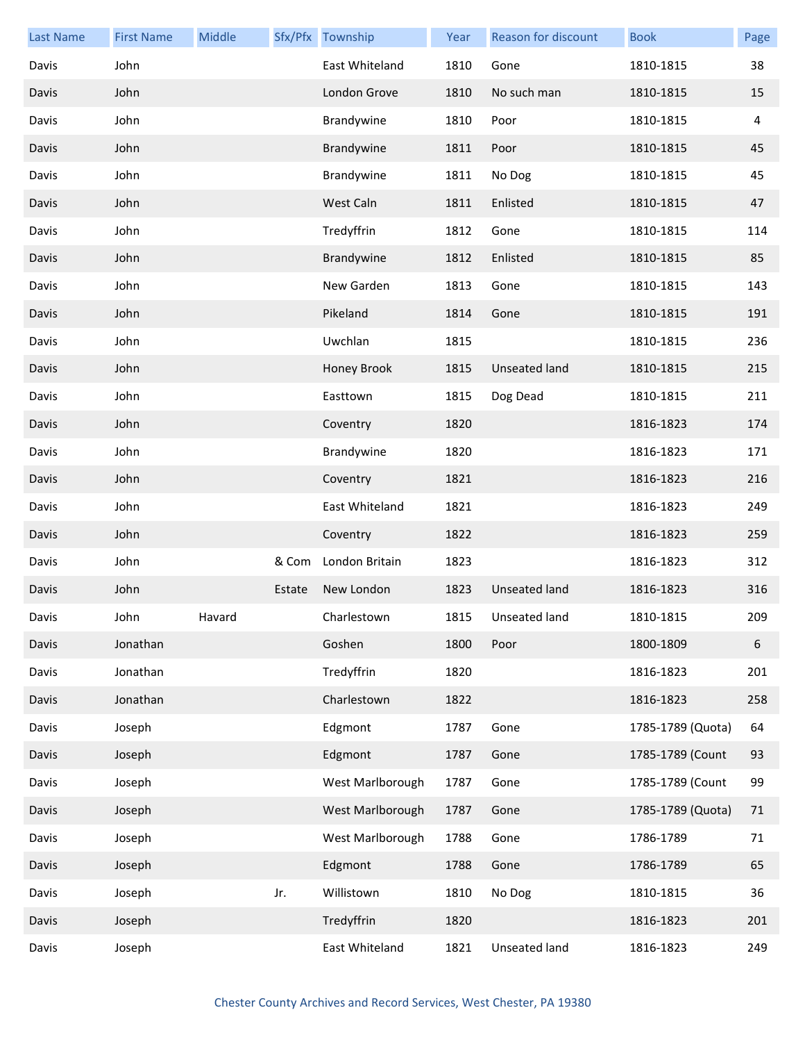| Last Name | First Name | Middle | Sfx/Pfx | Township | Year | Reason for discount | Book | Page |
|---|---|---|---|---|---|---|---|---|
| Davis | John | | | East Whiteland | 1810 | Gone | 1810-1815 | 38 |
| Davis | John | | | London Grove | 1810 | No such man | 1810-1815 | 15 |
| Davis | John | | | Brandywine | 1810 | Poor | 1810-1815 | 4 |
| Davis | John | | | Brandywine | 1811 | Poor | 1810-1815 | 45 |
| Davis | John | | | Brandywine | 1811 | No Dog | 1810-1815 | 45 |
| Davis | John | | | West Caln | 1811 | Enlisted | 1810-1815 | 47 |
| Davis | John | | | Tredyffrin | 1812 | Gone | 1810-1815 | 114 |
| Davis | John | | | Brandywine | 1812 | Enlisted | 1810-1815 | 85 |
| Davis | John | | | New Garden | 1813 | Gone | 1810-1815 | 143 |
| Davis | John | | | Pikeland | 1814 | Gone | 1810-1815 | 191 |
| Davis | John | | | Uwchlan | 1815 | | 1810-1815 | 236 |
| Davis | John | | | Honey Brook | 1815 | Unseated land | 1810-1815 | 215 |
| Davis | John | | | Easttown | 1815 | Dog Dead | 1810-1815 | 211 |
| Davis | John | | | Coventry | 1820 | | 1816-1823 | 174 |
| Davis | John | | | Brandywine | 1820 | | 1816-1823 | 171 |
| Davis | John | | | Coventry | 1821 | | 1816-1823 | 216 |
| Davis | John | | | East Whiteland | 1821 | | 1816-1823 | 249 |
| Davis | John | | | Coventry | 1822 | | 1816-1823 | 259 |
| Davis | John | | & Com | London Britain | 1823 | | 1816-1823 | 312 |
| Davis | John | | Estate | New London | 1823 | Unseated land | 1816-1823 | 316 |
| Davis | John | Havard | | Charlestown | 1815 | Unseated land | 1810-1815 | 209 |
| Davis | Jonathan | | | Goshen | 1800 | Poor | 1800-1809 | 6 |
| Davis | Jonathan | | | Tredyffrin | 1820 | | 1816-1823 | 201 |
| Davis | Jonathan | | | Charlestown | 1822 | | 1816-1823 | 258 |
| Davis | Joseph | | | Edgmont | 1787 | Gone | 1785-1789 (Quota) | 64 |
| Davis | Joseph | | | Edgmont | 1787 | Gone | 1785-1789 (Count | 93 |
| Davis | Joseph | | | West Marlborough | 1787 | Gone | 1785-1789 (Count | 99 |
| Davis | Joseph | | | West Marlborough | 1787 | Gone | 1785-1789 (Quota) | 71 |
| Davis | Joseph | | | West Marlborough | 1788 | Gone | 1786-1789 | 71 |
| Davis | Joseph | | | Edgmont | 1788 | Gone | 1786-1789 | 65 |
| Davis | Joseph | | Jr. | Willistown | 1810 | No Dog | 1810-1815 | 36 |
| Davis | Joseph | | | Tredyffrin | 1820 | | 1816-1823 | 201 |
| Davis | Joseph | | | East Whiteland | 1821 | Unseated land | 1816-1823 | 249 |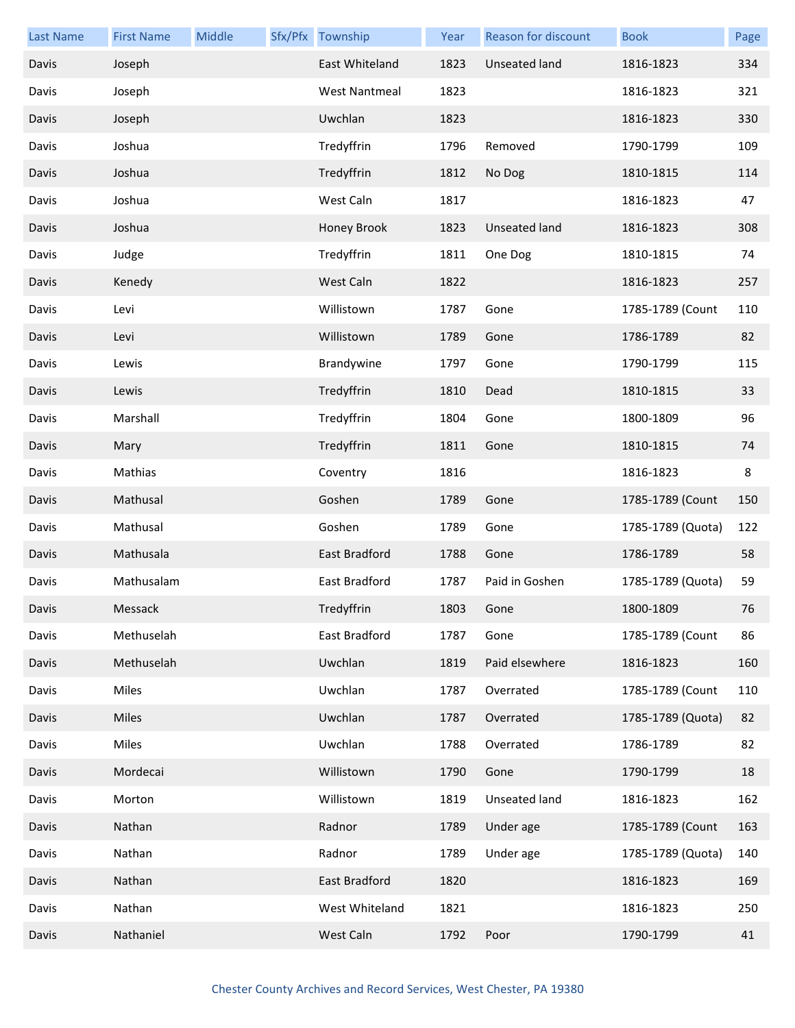| Last Name | First Name | Middle | Sfx/Pfx | Township | Year | Reason for discount | Book | Page |
|---|---|---|---|---|---|---|---|---|
| Davis | Joseph | | | East Whiteland | 1823 | Unseated land | 1816-1823 | 334 |
| Davis | Joseph | | | West Nantmeal | 1823 | | 1816-1823 | 321 |
| Davis | Joseph | | | Uwchlan | 1823 | | 1816-1823 | 330 |
| Davis | Joshua | | | Tredyffrin | 1796 | Removed | 1790-1799 | 109 |
| Davis | Joshua | | | Tredyffrin | 1812 | No Dog | 1810-1815 | 114 |
| Davis | Joshua | | | West Caln | 1817 | | 1816-1823 | 47 |
| Davis | Joshua | | | Honey Brook | 1823 | Unseated land | 1816-1823 | 308 |
| Davis | Judge | | | Tredyffrin | 1811 | One Dog | 1810-1815 | 74 |
| Davis | Kenedy | | | West Caln | 1822 | | 1816-1823 | 257 |
| Davis | Levi | | | Willistown | 1787 | Gone | 1785-1789 (Count | 110 |
| Davis | Levi | | | Willistown | 1789 | Gone | 1786-1789 | 82 |
| Davis | Lewis | | | Brandywine | 1797 | Gone | 1790-1799 | 115 |
| Davis | Lewis | | | Tredyffrin | 1810 | Dead | 1810-1815 | 33 |
| Davis | Marshall | | | Tredyffrin | 1804 | Gone | 1800-1809 | 96 |
| Davis | Mary | | | Tredyffrin | 1811 | Gone | 1810-1815 | 74 |
| Davis | Mathias | | | Coventry | 1816 | | 1816-1823 | 8 |
| Davis | Mathusal | | | Goshen | 1789 | Gone | 1785-1789 (Count | 150 |
| Davis | Mathusal | | | Goshen | 1789 | Gone | 1785-1789 (Quota) | 122 |
| Davis | Mathusala | | | East Bradford | 1788 | Gone | 1786-1789 | 58 |
| Davis | Mathusalam | | | East Bradford | 1787 | Paid in Goshen | 1785-1789 (Quota) | 59 |
| Davis | Messack | | | Tredyffrin | 1803 | Gone | 1800-1809 | 76 |
| Davis | Methuselah | | | East Bradford | 1787 | Gone | 1785-1789 (Count | 86 |
| Davis | Methuselah | | | Uwchlan | 1819 | Paid elsewhere | 1816-1823 | 160 |
| Davis | Miles | | | Uwchlan | 1787 | Overrated | 1785-1789 (Count | 110 |
| Davis | Miles | | | Uwchlan | 1787 | Overrated | 1785-1789 (Quota) | 82 |
| Davis | Miles | | | Uwchlan | 1788 | Overrated | 1786-1789 | 82 |
| Davis | Mordecai | | | Willistown | 1790 | Gone | 1790-1799 | 18 |
| Davis | Morton | | | Willistown | 1819 | Unseated land | 1816-1823 | 162 |
| Davis | Nathan | | | Radnor | 1789 | Under age | 1785-1789 (Count | 163 |
| Davis | Nathan | | | Radnor | 1789 | Under age | 1785-1789 (Quota) | 140 |
| Davis | Nathan | | | East Bradford | 1820 | | 1816-1823 | 169 |
| Davis | Nathan | | | West Whiteland | 1821 | | 1816-1823 | 250 |
| Davis | Nathaniel | | | West Caln | 1792 | Poor | 1790-1799 | 41 |

Chester County Archives and Record Services, West Chester, PA 19380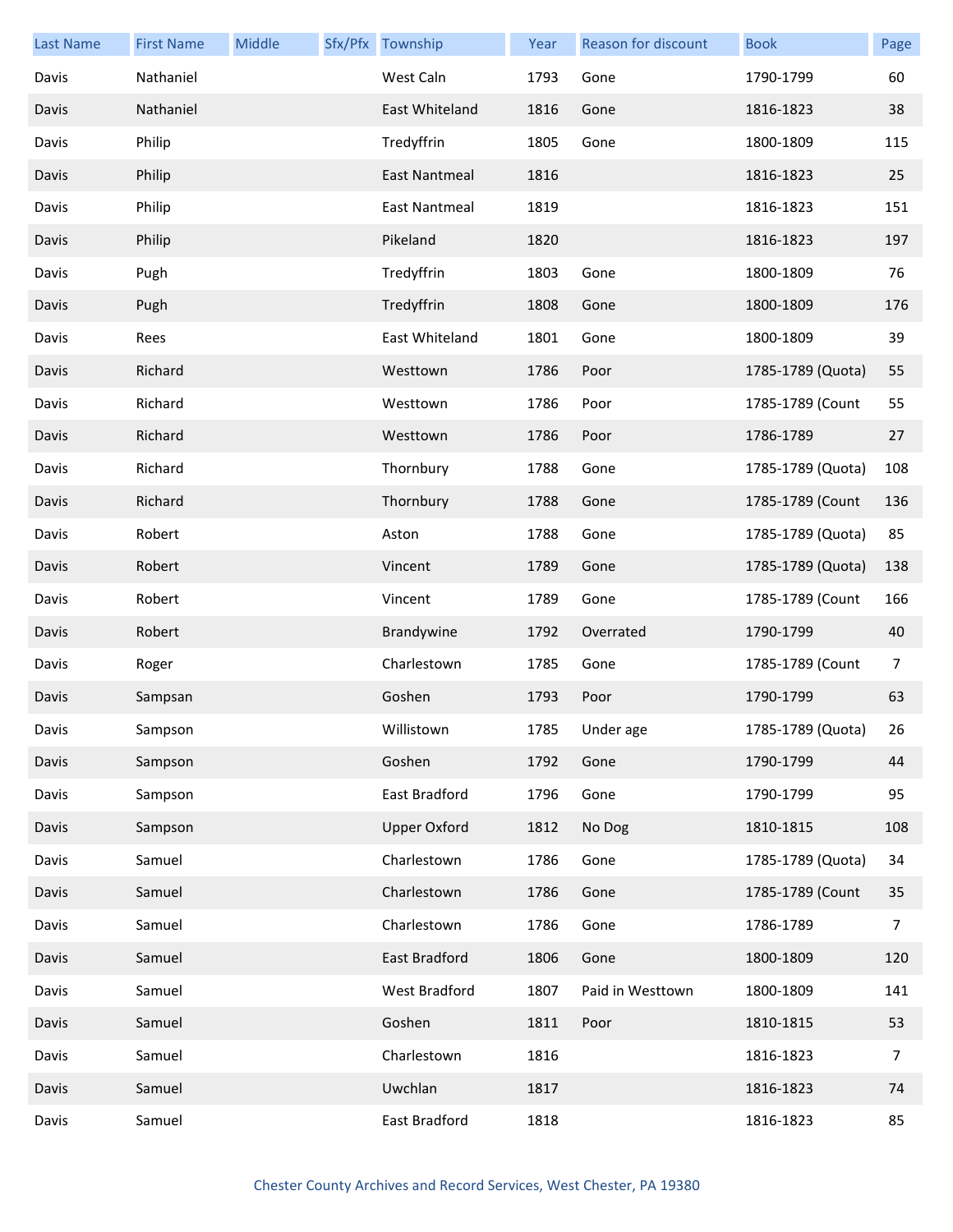| Last Name | First Name | Middle | Sfx/Pfx | Township | Year | Reason for discount | Book | Page |
|---|---|---|---|---|---|---|---|---|
| Davis | Nathaniel | | | West Caln | 1793 | Gone | 1790-1799 | 60 |
| Davis | Nathaniel | | | East Whiteland | 1816 | Gone | 1816-1823 | 38 |
| Davis | Philip | | | Tredyffrin | 1805 | Gone | 1800-1809 | 115 |
| Davis | Philip | | | East Nantmeal | 1816 | | 1816-1823 | 25 |
| Davis | Philip | | | East Nantmeal | 1819 | | 1816-1823 | 151 |
| Davis | Philip | | | Pikeland | 1820 | | 1816-1823 | 197 |
| Davis | Pugh | | | Tredyffrin | 1803 | Gone | 1800-1809 | 76 |
| Davis | Pugh | | | Tredyffrin | 1808 | Gone | 1800-1809 | 176 |
| Davis | Rees | | | East Whiteland | 1801 | Gone | 1800-1809 | 39 |
| Davis | Richard | | | Westtown | 1786 | Poor | 1785-1789 (Quota) | 55 |
| Davis | Richard | | | Westtown | 1786 | Poor | 1785-1789 (Count | 55 |
| Davis | Richard | | | Westtown | 1786 | Poor | 1786-1789 | 27 |
| Davis | Richard | | | Thornbury | 1788 | Gone | 1785-1789 (Quota) | 108 |
| Davis | Richard | | | Thornbury | 1788 | Gone | 1785-1789 (Count | 136 |
| Davis | Robert | | | Aston | 1788 | Gone | 1785-1789 (Quota) | 85 |
| Davis | Robert | | | Vincent | 1789 | Gone | 1785-1789 (Quota) | 138 |
| Davis | Robert | | | Vincent | 1789 | Gone | 1785-1789 (Count | 166 |
| Davis | Robert | | | Brandywine | 1792 | Overrated | 1790-1799 | 40 |
| Davis | Roger | | | Charlestown | 1785 | Gone | 1785-1789 (Count | 7 |
| Davis | Sampsan | | | Goshen | 1793 | Poor | 1790-1799 | 63 |
| Davis | Sampson | | | Willistown | 1785 | Under age | 1785-1789 (Quota) | 26 |
| Davis | Sampson | | | Goshen | 1792 | Gone | 1790-1799 | 44 |
| Davis | Sampson | | | East Bradford | 1796 | Gone | 1790-1799 | 95 |
| Davis | Sampson | | | Upper Oxford | 1812 | No Dog | 1810-1815 | 108 |
| Davis | Samuel | | | Charlestown | 1786 | Gone | 1785-1789 (Quota) | 34 |
| Davis | Samuel | | | Charlestown | 1786 | Gone | 1785-1789 (Count | 35 |
| Davis | Samuel | | | Charlestown | 1786 | Gone | 1786-1789 | 7 |
| Davis | Samuel | | | East Bradford | 1806 | Gone | 1800-1809 | 120 |
| Davis | Samuel | | | West Bradford | 1807 | Paid in Westtown | 1800-1809 | 141 |
| Davis | Samuel | | | Goshen | 1811 | Poor | 1810-1815 | 53 |
| Davis | Samuel | | | Charlestown | 1816 | | 1816-1823 | 7 |
| Davis | Samuel | | | Uwchlan | 1817 | | 1816-1823 | 74 |
| Davis | Samuel | | | East Bradford | 1818 | | 1816-1823 | 85 |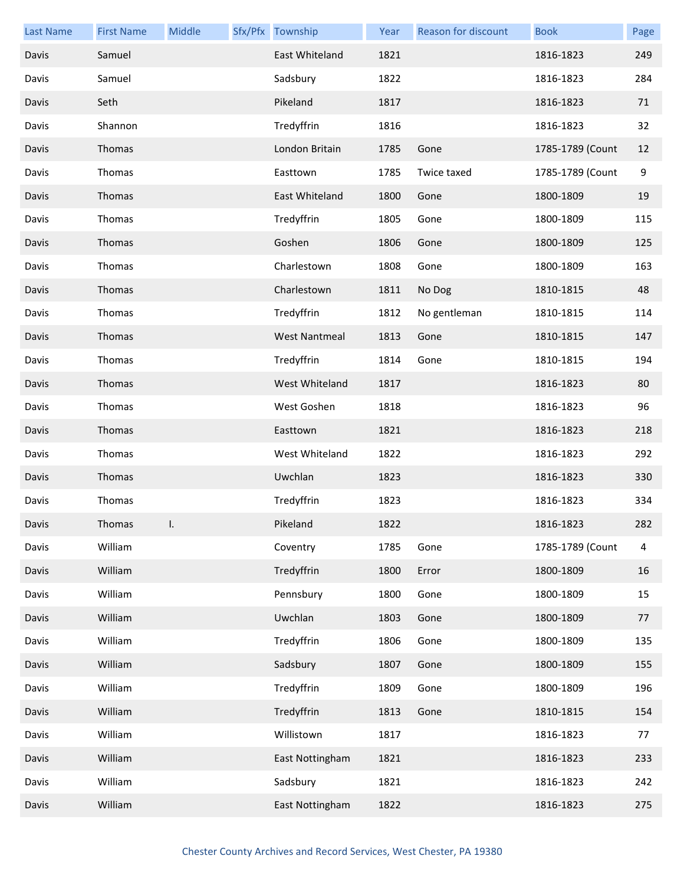| Last Name | First Name | Middle | Sfx/Pfx | Township | Year | Reason for discount | Book | Page |
|---|---|---|---|---|---|---|---|---|
| Davis | Samuel | | | East Whiteland | 1821 | | 1816-1823 | 249 |
| Davis | Samuel | | | Sadsbury | 1822 | | 1816-1823 | 284 |
| Davis | Seth | | | Pikeland | 1817 | | 1816-1823 | 71 |
| Davis | Shannon | | | Tredyffrin | 1816 | | 1816-1823 | 32 |
| Davis | Thomas | | | London Britain | 1785 | Gone | 1785-1789 (Count | 12 |
| Davis | Thomas | | | Easttown | 1785 | Twice taxed | 1785-1789 (Count | 9 |
| Davis | Thomas | | | East Whiteland | 1800 | Gone | 1800-1809 | 19 |
| Davis | Thomas | | | Tredyffrin | 1805 | Gone | 1800-1809 | 115 |
| Davis | Thomas | | | Goshen | 1806 | Gone | 1800-1809 | 125 |
| Davis | Thomas | | | Charlestown | 1808 | Gone | 1800-1809 | 163 |
| Davis | Thomas | | | Charlestown | 1811 | No Dog | 1810-1815 | 48 |
| Davis | Thomas | | | Tredyffrin | 1812 | No gentleman | 1810-1815 | 114 |
| Davis | Thomas | | | West Nantmeal | 1813 | Gone | 1810-1815 | 147 |
| Davis | Thomas | | | Tredyffrin | 1814 | Gone | 1810-1815 | 194 |
| Davis | Thomas | | | West Whiteland | 1817 | | 1816-1823 | 80 |
| Davis | Thomas | | | West Goshen | 1818 | | 1816-1823 | 96 |
| Davis | Thomas | | | Easttown | 1821 | | 1816-1823 | 218 |
| Davis | Thomas | | | West Whiteland | 1822 | | 1816-1823 | 292 |
| Davis | Thomas | | | Uwchlan | 1823 | | 1816-1823 | 330 |
| Davis | Thomas | | | Tredyffrin | 1823 | | 1816-1823 | 334 |
| Davis | Thomas | I. | | Pikeland | 1822 | | 1816-1823 | 282 |
| Davis | William | | | Coventry | 1785 | Gone | 1785-1789 (Count | 4 |
| Davis | William | | | Tredyffrin | 1800 | Error | 1800-1809 | 16 |
| Davis | William | | | Pennsbury | 1800 | Gone | 1800-1809 | 15 |
| Davis | William | | | Uwchlan | 1803 | Gone | 1800-1809 | 77 |
| Davis | William | | | Tredyffrin | 1806 | Gone | 1800-1809 | 135 |
| Davis | William | | | Sadsbury | 1807 | Gone | 1800-1809 | 155 |
| Davis | William | | | Tredyffrin | 1809 | Gone | 1800-1809 | 196 |
| Davis | William | | | Tredyffrin | 1813 | Gone | 1810-1815 | 154 |
| Davis | William | | | Willistown | 1817 | | 1816-1823 | 77 |
| Davis | William | | | East Nottingham | 1821 | | 1816-1823 | 233 |
| Davis | William | | | Sadsbury | 1821 | | 1816-1823 | 242 |
| Davis | William | | | East Nottingham | 1822 | | 1816-1823 | 275 |

Chester County Archives and Record Services, West Chester, PA 19380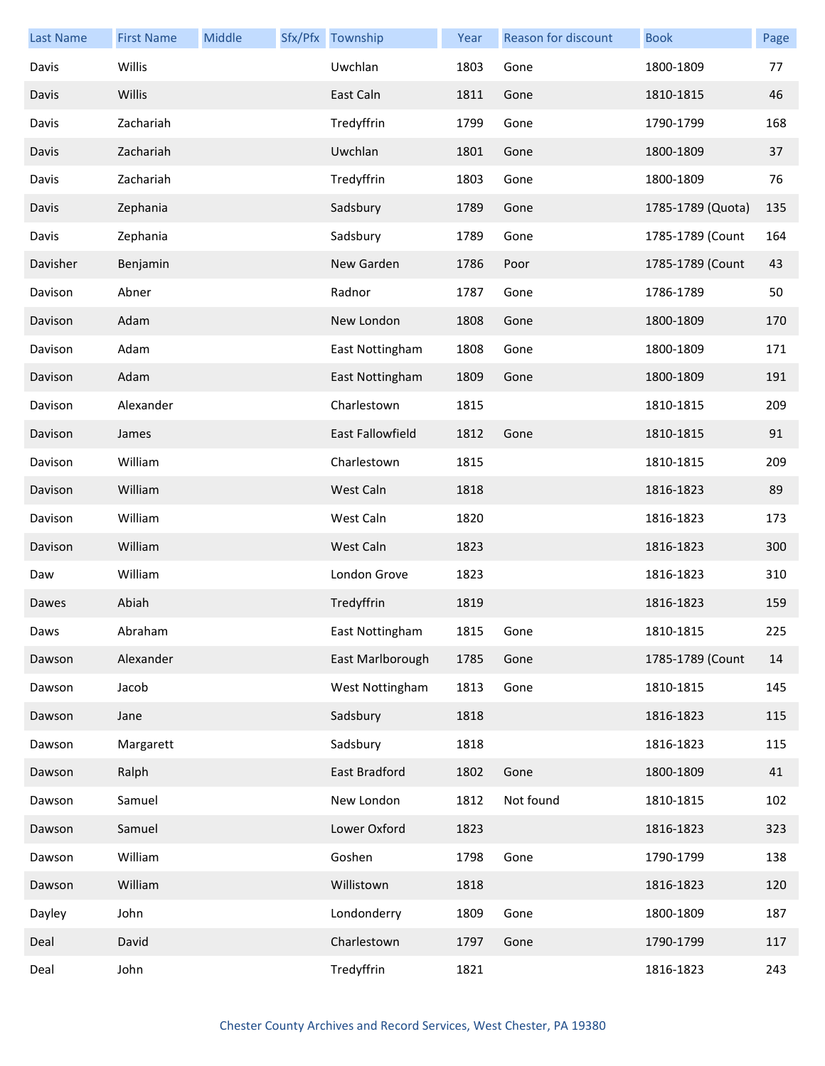| Last Name | First Name | Middle | Sfx/Pfx | Township | Year | Reason for discount | Book | Page |
|---|---|---|---|---|---|---|---|---|
| Davis | Willis | | | Uwchlan | 1803 | Gone | 1800-1809 | 77 |
| Davis | Willis | | | East Caln | 1811 | Gone | 1810-1815 | 46 |
| Davis | Zachariah | | | Tredyffrin | 1799 | Gone | 1790-1799 | 168 |
| Davis | Zachariah | | | Uwchlan | 1801 | Gone | 1800-1809 | 37 |
| Davis | Zachariah | | | Tredyffrin | 1803 | Gone | 1800-1809 | 76 |
| Davis | Zephania | | | Sadsbury | 1789 | Gone | 1785-1789 (Quota) | 135 |
| Davis | Zephania | | | Sadsbury | 1789 | Gone | 1785-1789 (Count | 164 |
| Davisher | Benjamin | | | New Garden | 1786 | Poor | 1785-1789 (Count | 43 |
| Davison | Abner | | | Radnor | 1787 | Gone | 1786-1789 | 50 |
| Davison | Adam | | | New London | 1808 | Gone | 1800-1809 | 170 |
| Davison | Adam | | | East Nottingham | 1808 | Gone | 1800-1809 | 171 |
| Davison | Adam | | | East Nottingham | 1809 | Gone | 1800-1809 | 191 |
| Davison | Alexander | | | Charlestown | 1815 | | 1810-1815 | 209 |
| Davison | James | | | East Fallowfield | 1812 | Gone | 1810-1815 | 91 |
| Davison | William | | | Charlestown | 1815 | | 1810-1815 | 209 |
| Davison | William | | | West Caln | 1818 | | 1816-1823 | 89 |
| Davison | William | | | West Caln | 1820 | | 1816-1823 | 173 |
| Davison | William | | | West Caln | 1823 | | 1816-1823 | 300 |
| Daw | William | | | London Grove | 1823 | | 1816-1823 | 310 |
| Dawes | Abiah | | | Tredyffrin | 1819 | | 1816-1823 | 159 |
| Daws | Abraham | | | East Nottingham | 1815 | Gone | 1810-1815 | 225 |
| Dawson | Alexander | | | East Marlborough | 1785 | Gone | 1785-1789 (Count | 14 |
| Dawson | Jacob | | | West Nottingham | 1813 | Gone | 1810-1815 | 145 |
| Dawson | Jane | | | Sadsbury | 1818 | | 1816-1823 | 115 |
| Dawson | Margarett | | | Sadsbury | 1818 | | 1816-1823 | 115 |
| Dawson | Ralph | | | East Bradford | 1802 | Gone | 1800-1809 | 41 |
| Dawson | Samuel | | | New London | 1812 | Not found | 1810-1815 | 102 |
| Dawson | Samuel | | | Lower Oxford | 1823 | | 1816-1823 | 323 |
| Dawson | William | | | Goshen | 1798 | Gone | 1790-1799 | 138 |
| Dawson | William | | | Willistown | 1818 | | 1816-1823 | 120 |
| Dayley | John | | | Londonderry | 1809 | Gone | 1800-1809 | 187 |
| Deal | David | | | Charlestown | 1797 | Gone | 1790-1799 | 117 |
| Deal | John | | | Tredyffrin | 1821 | | 1816-1823 | 243 |

Chester County Archives and Record Services, West Chester, PA 19380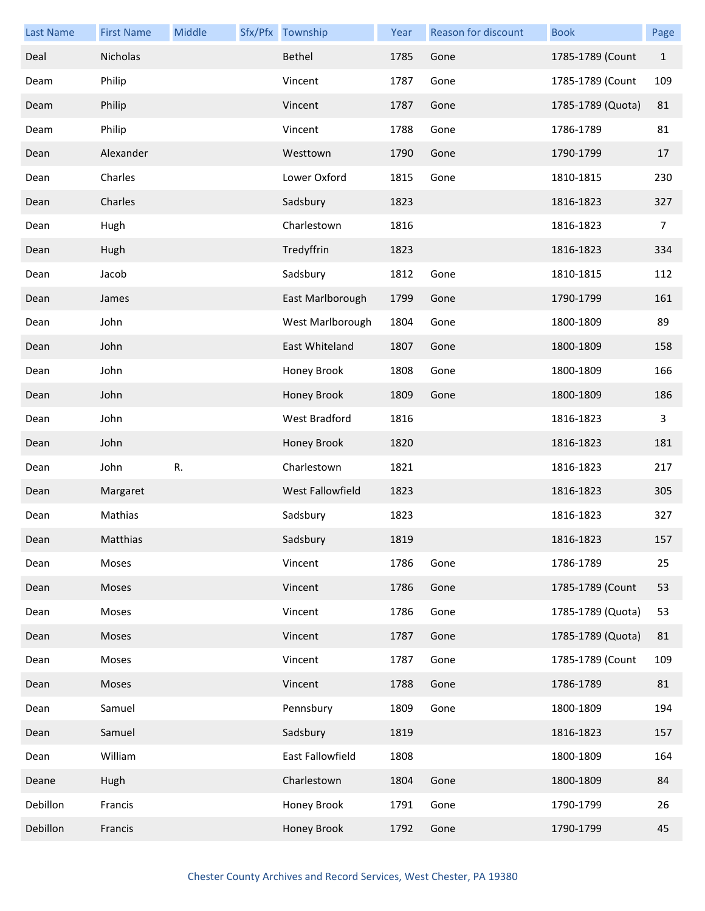| Last Name | First Name | Middle | Sfx/Pfx | Township | Year | Reason for discount | Book | Page |
|---|---|---|---|---|---|---|---|---|
| Deal | Nicholas | | | Bethel | 1785 | Gone | 1785-1789 (Count | 1 |
| Deam | Philip | | | Vincent | 1787 | Gone | 1785-1789 (Count | 109 |
| Deam | Philip | | | Vincent | 1787 | Gone | 1785-1789 (Quota) | 81 |
| Deam | Philip | | | Vincent | 1788 | Gone | 1786-1789 | 81 |
| Dean | Alexander | | | Westtown | 1790 | Gone | 1790-1799 | 17 |
| Dean | Charles | | | Lower Oxford | 1815 | Gone | 1810-1815 | 230 |
| Dean | Charles | | | Sadsbury | 1823 | | 1816-1823 | 327 |
| Dean | Hugh | | | Charlestown | 1816 | | 1816-1823 | 7 |
| Dean | Hugh | | | Tredyffrin | 1823 | | 1816-1823 | 334 |
| Dean | Jacob | | | Sadsbury | 1812 | Gone | 1810-1815 | 112 |
| Dean | James | | | East Marlborough | 1799 | Gone | 1790-1799 | 161 |
| Dean | John | | | West Marlborough | 1804 | Gone | 1800-1809 | 89 |
| Dean | John | | | East Whiteland | 1807 | Gone | 1800-1809 | 158 |
| Dean | John | | | Honey Brook | 1808 | Gone | 1800-1809 | 166 |
| Dean | John | | | Honey Brook | 1809 | Gone | 1800-1809 | 186 |
| Dean | John | | | West Bradford | 1816 | | 1816-1823 | 3 |
| Dean | John | | | Honey Brook | 1820 | | 1816-1823 | 181 |
| Dean | John | R. | | Charlestown | 1821 | | 1816-1823 | 217 |
| Dean | Margaret | | | West Fallowfield | 1823 | | 1816-1823 | 305 |
| Dean | Mathias | | | Sadsbury | 1823 | | 1816-1823 | 327 |
| Dean | Matthias | | | Sadsbury | 1819 | | 1816-1823 | 157 |
| Dean | Moses | | | Vincent | 1786 | Gone | 1786-1789 | 25 |
| Dean | Moses | | | Vincent | 1786 | Gone | 1785-1789 (Count | 53 |
| Dean | Moses | | | Vincent | 1786 | Gone | 1785-1789 (Quota) | 53 |
| Dean | Moses | | | Vincent | 1787 | Gone | 1785-1789 (Quota) | 81 |
| Dean | Moses | | | Vincent | 1787 | Gone | 1785-1789 (Count | 109 |
| Dean | Moses | | | Vincent | 1788 | Gone | 1786-1789 | 81 |
| Dean | Samuel | | | Pennsbury | 1809 | Gone | 1800-1809 | 194 |
| Dean | Samuel | | | Sadsbury | 1819 | | 1816-1823 | 157 |
| Dean | William | | | East Fallowfield | 1808 | | 1800-1809 | 164 |
| Deane | Hugh | | | Charlestown | 1804 | Gone | 1800-1809 | 84 |
| Debillon | Francis | | | Honey Brook | 1791 | Gone | 1790-1799 | 26 |
| Debillon | Francis | | | Honey Brook | 1792 | Gone | 1790-1799 | 45 |

Chester County Archives and Record Services, West Chester, PA 19380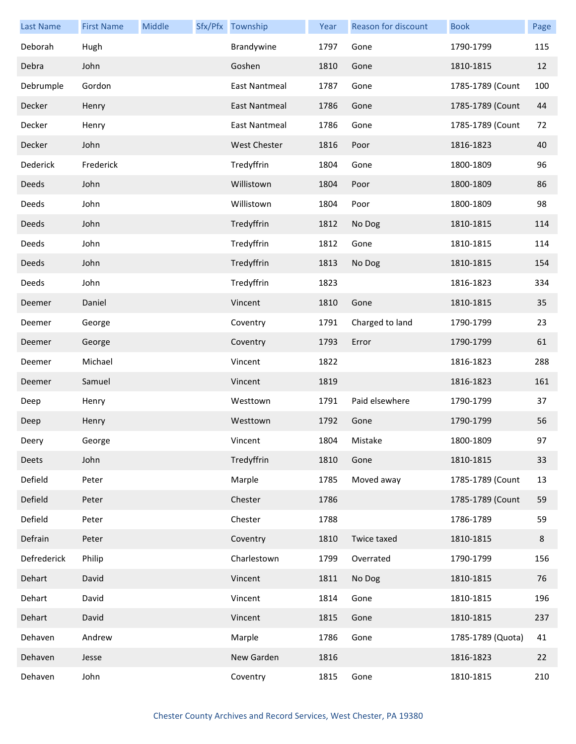| Last Name | First Name | Middle | Sfx/Pfx | Township | Year | Reason for discount | Book | Page |
|---|---|---|---|---|---|---|---|---|
| Deborah | Hugh | | | Brandywine | 1797 | Gone | 1790-1799 | 115 |
| Debra | John | | | Goshen | 1810 | Gone | 1810-1815 | 12 |
| Debrumple | Gordon | | | East Nantmeal | 1787 | Gone | 1785-1789 (Count | 100 |
| Decker | Henry | | | East Nantmeal | 1786 | Gone | 1785-1789 (Count | 44 |
| Decker | Henry | | | East Nantmeal | 1786 | Gone | 1785-1789 (Count | 72 |
| Decker | John | | | West Chester | 1816 | Poor | 1816-1823 | 40 |
| Dederick | Frederick | | | Tredyffrin | 1804 | Gone | 1800-1809 | 96 |
| Deeds | John | | | Willistown | 1804 | Poor | 1800-1809 | 86 |
| Deeds | John | | | Willistown | 1804 | Poor | 1800-1809 | 98 |
| Deeds | John | | | Tredyffrin | 1812 | No Dog | 1810-1815 | 114 |
| Deeds | John | | | Tredyffrin | 1812 | Gone | 1810-1815 | 114 |
| Deeds | John | | | Tredyffrin | 1813 | No Dog | 1810-1815 | 154 |
| Deeds | John | | | Tredyffrin | 1823 | | 1816-1823 | 334 |
| Deemer | Daniel | | | Vincent | 1810 | Gone | 1810-1815 | 35 |
| Deemer | George | | | Coventry | 1791 | Charged to land | 1790-1799 | 23 |
| Deemer | George | | | Coventry | 1793 | Error | 1790-1799 | 61 |
| Deemer | Michael | | | Vincent | 1822 | | 1816-1823 | 288 |
| Deemer | Samuel | | | Vincent | 1819 | | 1816-1823 | 161 |
| Deep | Henry | | | Westtown | 1791 | Paid elsewhere | 1790-1799 | 37 |
| Deep | Henry | | | Westtown | 1792 | Gone | 1790-1799 | 56 |
| Deery | George | | | Vincent | 1804 | Mistake | 1800-1809 | 97 |
| Deets | John | | | Tredyffrin | 1810 | Gone | 1810-1815 | 33 |
| Defield | Peter | | | Marple | 1785 | Moved away | 1785-1789 (Count | 13 |
| Defield | Peter | | | Chester | 1786 | | 1785-1789 (Count | 59 |
| Defield | Peter | | | Chester | 1788 | | 1786-1789 | 59 |
| Defrain | Peter | | | Coventry | 1810 | Twice taxed | 1810-1815 | 8 |
| Defrederick | Philip | | | Charlestown | 1799 | Overrated | 1790-1799 | 156 |
| Dehart | David | | | Vincent | 1811 | No Dog | 1810-1815 | 76 |
| Dehart | David | | | Vincent | 1814 | Gone | 1810-1815 | 196 |
| Dehart | David | | | Vincent | 1815 | Gone | 1810-1815 | 237 |
| Dehaven | Andrew | | | Marple | 1786 | Gone | 1785-1789 (Quota) | 41 |
| Dehaven | Jesse | | | New Garden | 1816 | | 1816-1823 | 22 |
| Dehaven | John | | | Coventry | 1815 | Gone | 1810-1815 | 210 |

Chester County Archives and Record Services, West Chester, PA 19380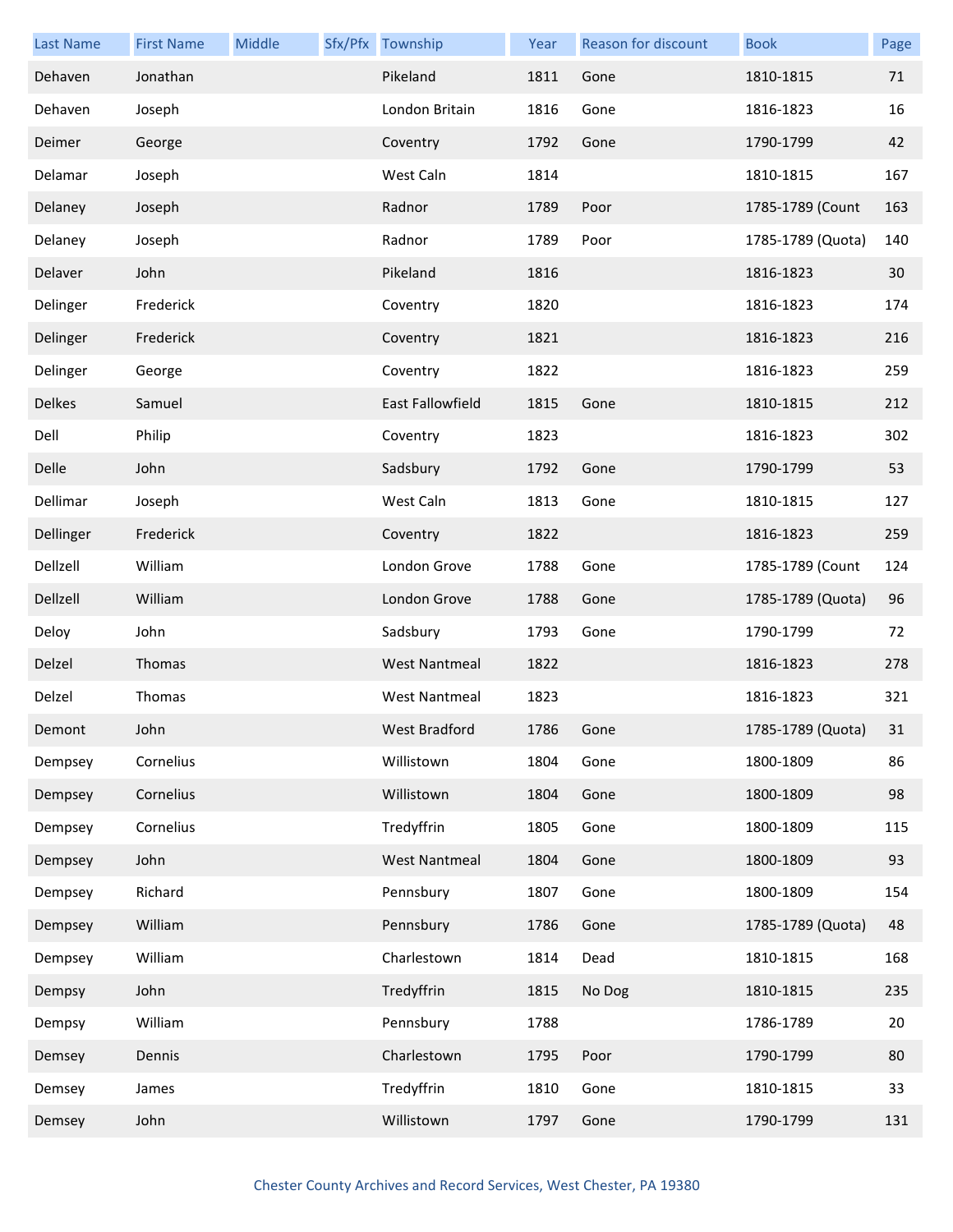| Last Name | First Name | Middle | Sfx/Pfx | Township | Year | Reason for discount | Book | Page |
|---|---|---|---|---|---|---|---|---|
| Dehaven | Jonathan | | | Pikeland | 1811 | Gone | 1810-1815 | 71 |
| Dehaven | Joseph | | | London Britain | 1816 | Gone | 1816-1823 | 16 |
| Deimer | George | | | Coventry | 1792 | Gone | 1790-1799 | 42 |
| Delamar | Joseph | | | West Caln | 1814 | | 1810-1815 | 167 |
| Delaney | Joseph | | | Radnor | 1789 | Poor | 1785-1789 (Count | 163 |
| Delaney | Joseph | | | Radnor | 1789 | Poor | 1785-1789 (Quota) | 140 |
| Delaver | John | | | Pikeland | 1816 | | 1816-1823 | 30 |
| Delinger | Frederick | | | Coventry | 1820 | | 1816-1823 | 174 |
| Delinger | Frederick | | | Coventry | 1821 | | 1816-1823 | 216 |
| Delinger | George | | | Coventry | 1822 | | 1816-1823 | 259 |
| Delkes | Samuel | | | East Fallowfield | 1815 | Gone | 1810-1815 | 212 |
| Dell | Philip | | | Coventry | 1823 | | 1816-1823 | 302 |
| Delle | John | | | Sadsbury | 1792 | Gone | 1790-1799 | 53 |
| Dellimar | Joseph | | | West Caln | 1813 | Gone | 1810-1815 | 127 |
| Dellinger | Frederick | | | Coventry | 1822 | | 1816-1823 | 259 |
| Dellzell | William | | | London Grove | 1788 | Gone | 1785-1789 (Count | 124 |
| Dellzell | William | | | London Grove | 1788 | Gone | 1785-1789 (Quota) | 96 |
| Deloy | John | | | Sadsbury | 1793 | Gone | 1790-1799 | 72 |
| Delzel | Thomas | | | West Nantmeal | 1822 | | 1816-1823 | 278 |
| Delzel | Thomas | | | West Nantmeal | 1823 | | 1816-1823 | 321 |
| Demont | John | | | West Bradford | 1786 | Gone | 1785-1789 (Quota) | 31 |
| Dempsey | Cornelius | | | Willistown | 1804 | Gone | 1800-1809 | 86 |
| Dempsey | Cornelius | | | Willistown | 1804 | Gone | 1800-1809 | 98 |
| Dempsey | Cornelius | | | Tredyffrin | 1805 | Gone | 1800-1809 | 115 |
| Dempsey | John | | | West Nantmeal | 1804 | Gone | 1800-1809 | 93 |
| Dempsey | Richard | | | Pennsbury | 1807 | Gone | 1800-1809 | 154 |
| Dempsey | William | | | Pennsbury | 1786 | Gone | 1785-1789 (Quota) | 48 |
| Dempsey | William | | | Charlestown | 1814 | Dead | 1810-1815 | 168 |
| Dempsy | John | | | Tredyffrin | 1815 | No Dog | 1810-1815 | 235 |
| Dempsy | William | | | Pennsbury | 1788 | | 1786-1789 | 20 |
| Demsey | Dennis | | | Charlestown | 1795 | Poor | 1790-1799 | 80 |
| Demsey | James | | | Tredyffrin | 1810 | Gone | 1810-1815 | 33 |
| Demsey | John | | | Willistown | 1797 | Gone | 1790-1799 | 131 |

Chester County Archives and Record Services, West Chester, PA 19380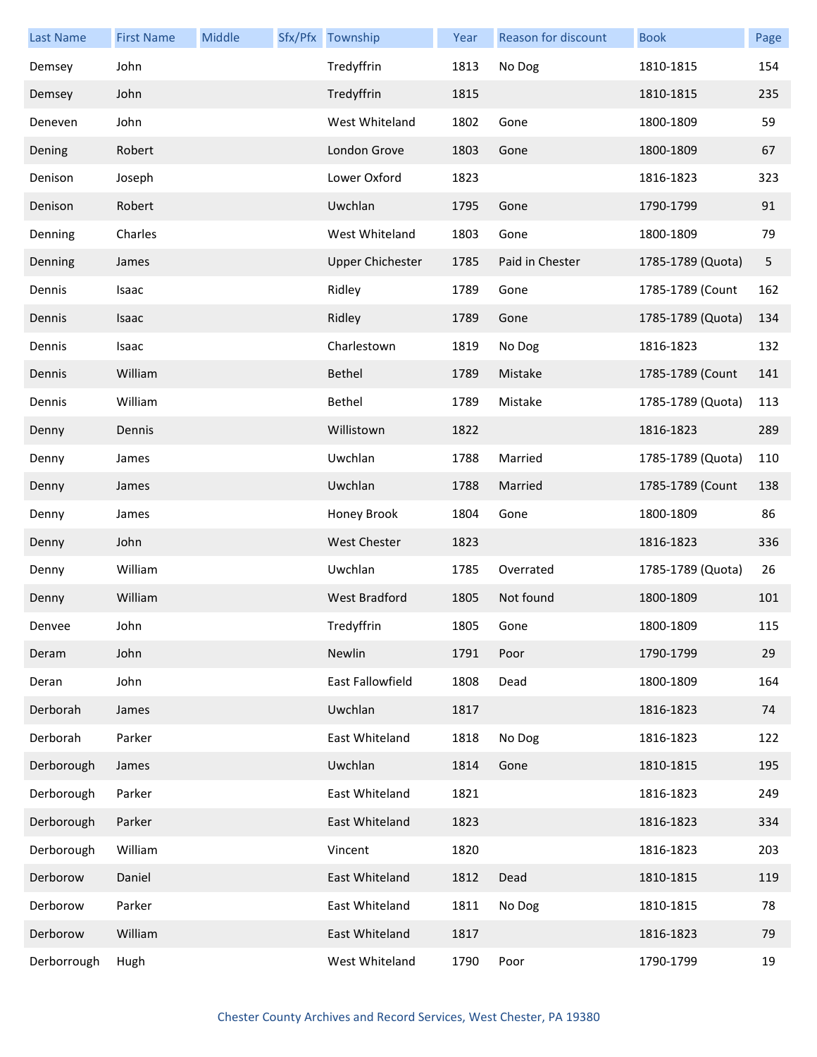| Last Name | First Name | Middle | Sfx/Pfx | Township | Year | Reason for discount | Book | Page |
|---|---|---|---|---|---|---|---|---|
| Demsey | John | | | Tredyffrin | 1813 | No Dog | 1810-1815 | 154 |
| Demsey | John | | | Tredyffrin | 1815 | | 1810-1815 | 235 |
| Deneven | John | | | West Whiteland | 1802 | Gone | 1800-1809 | 59 |
| Dening | Robert | | | London Grove | 1803 | Gone | 1800-1809 | 67 |
| Denison | Joseph | | | Lower Oxford | 1823 | | 1816-1823 | 323 |
| Denison | Robert | | | Uwchlan | 1795 | Gone | 1790-1799 | 91 |
| Denning | Charles | | | West Whiteland | 1803 | Gone | 1800-1809 | 79 |
| Denning | James | | | Upper Chichester | 1785 | Paid in Chester | 1785-1789 (Quota) | 5 |
| Dennis | Isaac | | | Ridley | 1789 | Gone | 1785-1789 (Count | 162 |
| Dennis | Isaac | | | Ridley | 1789 | Gone | 1785-1789 (Quota) | 134 |
| Dennis | Isaac | | | Charlestown | 1819 | No Dog | 1816-1823 | 132 |
| Dennis | William | | | Bethel | 1789 | Mistake | 1785-1789 (Count | 141 |
| Dennis | William | | | Bethel | 1789 | Mistake | 1785-1789 (Quota) | 113 |
| Denny | Dennis | | | Willistown | 1822 | | 1816-1823 | 289 |
| Denny | James | | | Uwchlan | 1788 | Married | 1785-1789 (Quota) | 110 |
| Denny | James | | | Uwchlan | 1788 | Married | 1785-1789 (Count | 138 |
| Denny | James | | | Honey Brook | 1804 | Gone | 1800-1809 | 86 |
| Denny | John | | | West Chester | 1823 | | 1816-1823 | 336 |
| Denny | William | | | Uwchlan | 1785 | Overrated | 1785-1789 (Quota) | 26 |
| Denny | William | | | West Bradford | 1805 | Not found | 1800-1809 | 101 |
| Denvee | John | | | Tredyffrin | 1805 | Gone | 1800-1809 | 115 |
| Deram | John | | | Newlin | 1791 | Poor | 1790-1799 | 29 |
| Deran | John | | | East Fallowfield | 1808 | Dead | 1800-1809 | 164 |
| Derborah | James | | | Uwchlan | 1817 | | 1816-1823 | 74 |
| Derborah | Parker | | | East Whiteland | 1818 | No Dog | 1816-1823 | 122 |
| Derborough | James | | | Uwchlan | 1814 | Gone | 1810-1815 | 195 |
| Derborough | Parker | | | East Whiteland | 1821 | | 1816-1823 | 249 |
| Derborough | Parker | | | East Whiteland | 1823 | | 1816-1823 | 334 |
| Derborough | William | | | Vincent | 1820 | | 1816-1823 | 203 |
| Derborow | Daniel | | | East Whiteland | 1812 | Dead | 1810-1815 | 119 |
| Derborow | Parker | | | East Whiteland | 1811 | No Dog | 1810-1815 | 78 |
| Derborow | William | | | East Whiteland | 1817 | | 1816-1823 | 79 |
| Derborrough | Hugh | | | West Whiteland | 1790 | Poor | 1790-1799 | 19 |

Chester County Archives and Record Services, West Chester, PA 19380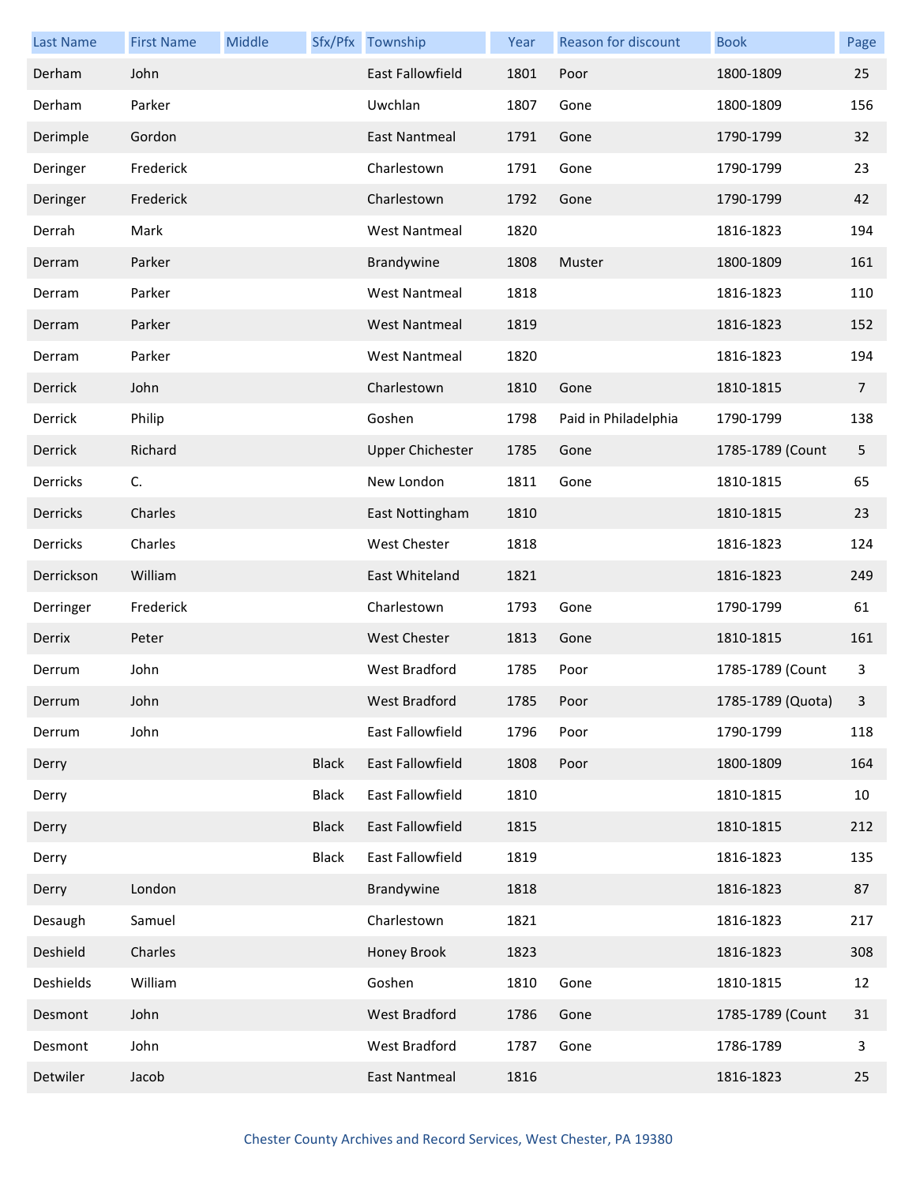| Last Name | First Name | Middle | Sfx/Pfx | Township | Year | Reason for discount | Book | Page |
|---|---|---|---|---|---|---|---|---|
| Derham | John | | | East Fallowfield | 1801 | Poor | 1800-1809 | 25 |
| Derham | Parker | | | Uwchlan | 1807 | Gone | 1800-1809 | 156 |
| Derimple | Gordon | | | East Nantmeal | 1791 | Gone | 1790-1799 | 32 |
| Deringer | Frederick | | | Charlestown | 1791 | Gone | 1790-1799 | 23 |
| Deringer | Frederick | | | Charlestown | 1792 | Gone | 1790-1799 | 42 |
| Derrah | Mark | | | West Nantmeal | 1820 | | 1816-1823 | 194 |
| Derram | Parker | | | Brandywine | 1808 | Muster | 1800-1809 | 161 |
| Derram | Parker | | | West Nantmeal | 1818 | | 1816-1823 | 110 |
| Derram | Parker | | | West Nantmeal | 1819 | | 1816-1823 | 152 |
| Derram | Parker | | | West Nantmeal | 1820 | | 1816-1823 | 194 |
| Derrick | John | | | Charlestown | 1810 | Gone | 1810-1815 | 7 |
| Derrick | Philip | | | Goshen | 1798 | Paid in Philadelphia | 1790-1799 | 138 |
| Derrick | Richard | | | Upper Chichester | 1785 | Gone | 1785-1789 (Count | 5 |
| Derricks | C. | | | New London | 1811 | Gone | 1810-1815 | 65 |
| Derricks | Charles | | | East Nottingham | 1810 | | 1810-1815 | 23 |
| Derricks | Charles | | | West Chester | 1818 | | 1816-1823 | 124 |
| Derrickson | William | | | East Whiteland | 1821 | | 1816-1823 | 249 |
| Derringer | Frederick | | | Charlestown | 1793 | Gone | 1790-1799 | 61 |
| Derrix | Peter | | | West Chester | 1813 | Gone | 1810-1815 | 161 |
| Derrum | John | | | West Bradford | 1785 | Poor | 1785-1789 (Count | 3 |
| Derrum | John | | | West Bradford | 1785 | Poor | 1785-1789 (Quota) | 3 |
| Derrum | John | | | East Fallowfield | 1796 | Poor | 1790-1799 | 118 |
| Derry | | | Black | East Fallowfield | 1808 | Poor | 1800-1809 | 164 |
| Derry | | | Black | East Fallowfield | 1810 | | 1810-1815 | 10 |
| Derry | | | Black | East Fallowfield | 1815 | | 1810-1815 | 212 |
| Derry | | | Black | East Fallowfield | 1819 | | 1816-1823 | 135 |
| Derry | London | | | Brandywine | 1818 | | 1816-1823 | 87 |
| Desaugh | Samuel | | | Charlestown | 1821 | | 1816-1823 | 217 |
| Deshield | Charles | | | Honey Brook | 1823 | | 1816-1823 | 308 |
| Deshields | William | | | Goshen | 1810 | Gone | 1810-1815 | 12 |
| Desmont | John | | | West Bradford | 1786 | Gone | 1785-1789 (Count | 31 |
| Desmont | John | | | West Bradford | 1787 | Gone | 1786-1789 | 3 |
| Detwiler | Jacob | | | East Nantmeal | 1816 | | 1816-1823 | 25 |

Chester County Archives and Record Services, West Chester, PA 19380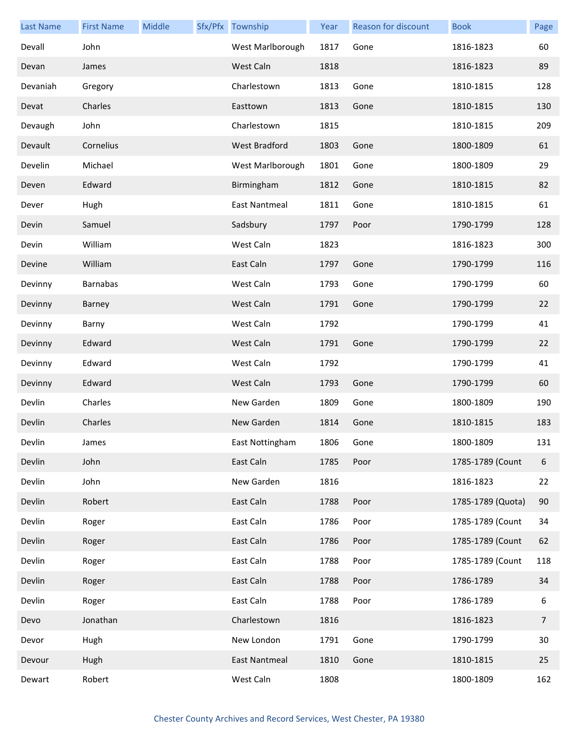| Last Name | First Name | Middle | Sfx/Pfx | Township | Year | Reason for discount | Book | Page |
|---|---|---|---|---|---|---|---|---|
| Devall | John | | | West Marlborough | 1817 | Gone | 1816-1823 | 60 |
| Devan | James | | | West Caln | 1818 | | 1816-1823 | 89 |
| Devaniah | Gregory | | | Charlestown | 1813 | Gone | 1810-1815 | 128 |
| Devat | Charles | | | Easttown | 1813 | Gone | 1810-1815 | 130 |
| Devaugh | John | | | Charlestown | 1815 | | 1810-1815 | 209 |
| Devault | Cornelius | | | West Bradford | 1803 | Gone | 1800-1809 | 61 |
| Develin | Michael | | | West Marlborough | 1801 | Gone | 1800-1809 | 29 |
| Deven | Edward | | | Birmingham | 1812 | Gone | 1810-1815 | 82 |
| Dever | Hugh | | | East Nantmeal | 1811 | Gone | 1810-1815 | 61 |
| Devin | Samuel | | | Sadsbury | 1797 | Poor | 1790-1799 | 128 |
| Devin | William | | | West Caln | 1823 | | 1816-1823 | 300 |
| Devine | William | | | East Caln | 1797 | Gone | 1790-1799 | 116 |
| Devinny | Barnabas | | | West Caln | 1793 | Gone | 1790-1799 | 60 |
| Devinny | Barney | | | West Caln | 1791 | Gone | 1790-1799 | 22 |
| Devinny | Barny | | | West Caln | 1792 | | 1790-1799 | 41 |
| Devinny | Edward | | | West Caln | 1791 | Gone | 1790-1799 | 22 |
| Devinny | Edward | | | West Caln | 1792 | | 1790-1799 | 41 |
| Devinny | Edward | | | West Caln | 1793 | Gone | 1790-1799 | 60 |
| Devlin | Charles | | | New Garden | 1809 | Gone | 1800-1809 | 190 |
| Devlin | Charles | | | New Garden | 1814 | Gone | 1810-1815 | 183 |
| Devlin | James | | | East Nottingham | 1806 | Gone | 1800-1809 | 131 |
| Devlin | John | | | East Caln | 1785 | Poor | 1785-1789 (Count | 6 |
| Devlin | John | | | New Garden | 1816 | | 1816-1823 | 22 |
| Devlin | Robert | | | East Caln | 1788 | Poor | 1785-1789 (Quota) | 90 |
| Devlin | Roger | | | East Caln | 1786 | Poor | 1785-1789 (Count | 34 |
| Devlin | Roger | | | East Caln | 1786 | Poor | 1785-1789 (Count | 62 |
| Devlin | Roger | | | East Caln | 1788 | Poor | 1785-1789 (Count | 118 |
| Devlin | Roger | | | East Caln | 1788 | Poor | 1786-1789 | 34 |
| Devlin | Roger | | | East Caln | 1788 | Poor | 1786-1789 | 6 |
| Devo | Jonathan | | | Charlestown | 1816 | | 1816-1823 | 7 |
| Devor | Hugh | | | New London | 1791 | Gone | 1790-1799 | 30 |
| Devour | Hugh | | | East Nantmeal | 1810 | Gone | 1810-1815 | 25 |
| Dewart | Robert | | | West Caln | 1808 | | 1800-1809 | 162 |

Chester County Archives and Record Services, West Chester, PA 19380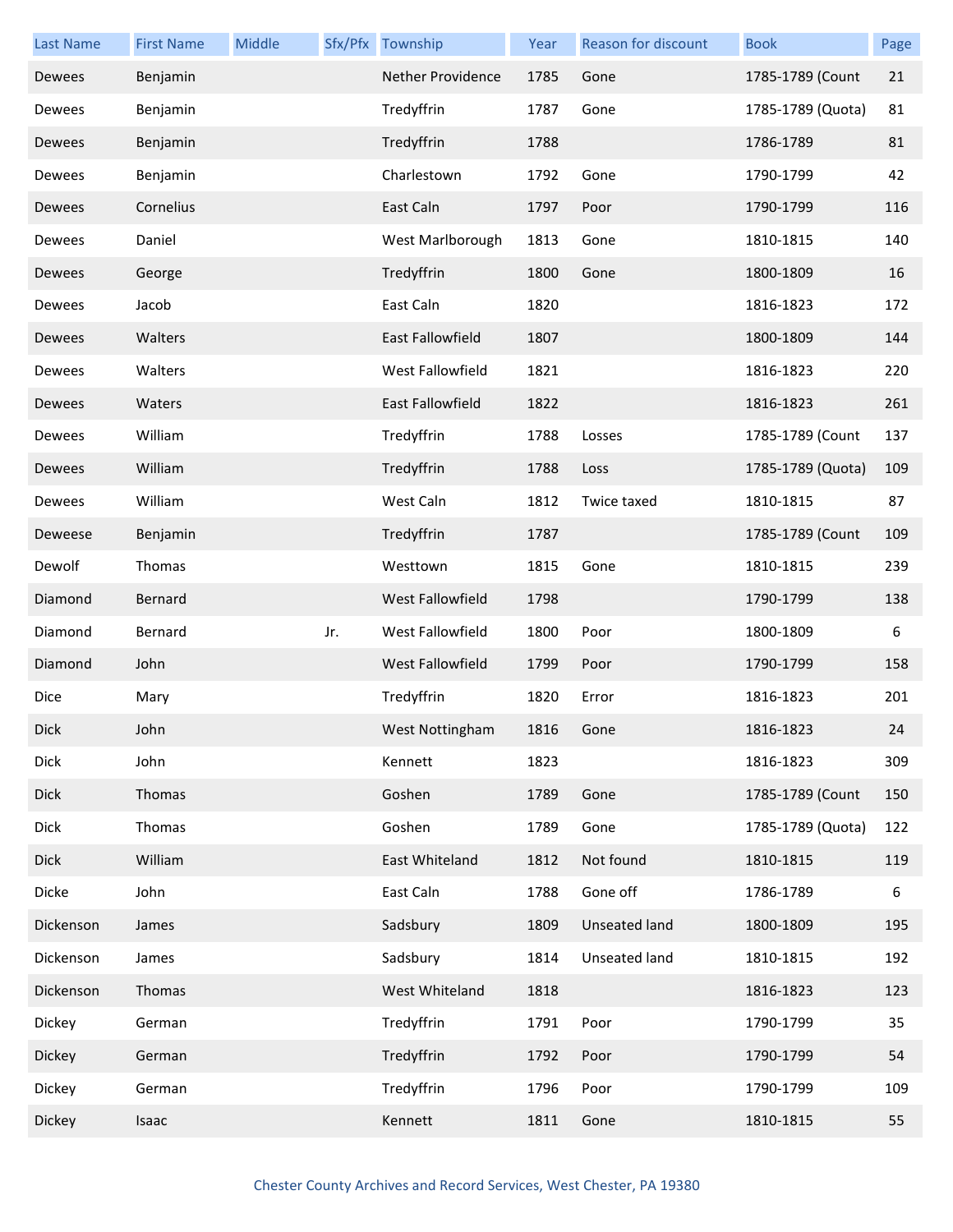| Last Name | First Name | Middle | Sfx/Pfx | Township | Year | Reason for discount | Book | Page |
|---|---|---|---|---|---|---|---|---|
| Dewees | Benjamin | | | Nether Providence | 1785 | Gone | 1785-1789 (Count | 21 |
| Dewees | Benjamin | | | Tredyffrin | 1787 | Gone | 1785-1789 (Quota) | 81 |
| Dewees | Benjamin | | | Tredyffrin | 1788 | | 1786-1789 | 81 |
| Dewees | Benjamin | | | Charlestown | 1792 | Gone | 1790-1799 | 42 |
| Dewees | Cornelius | | | East Caln | 1797 | Poor | 1790-1799 | 116 |
| Dewees | Daniel | | | West Marlborough | 1813 | Gone | 1810-1815 | 140 |
| Dewees | George | | | Tredyffrin | 1800 | Gone | 1800-1809 | 16 |
| Dewees | Jacob | | | East Caln | 1820 | | 1816-1823 | 172 |
| Dewees | Walters | | | East Fallowfield | 1807 | | 1800-1809 | 144 |
| Dewees | Walters | | | West Fallowfield | 1821 | | 1816-1823 | 220 |
| Dewees | Waters | | | East Fallowfield | 1822 | | 1816-1823 | 261 |
| Dewees | William | | | Tredyffrin | 1788 | Losses | 1785-1789 (Count | 137 |
| Dewees | William | | | Tredyffrin | 1788 | Loss | 1785-1789 (Quota) | 109 |
| Dewees | William | | | West Caln | 1812 | Twice taxed | 1810-1815 | 87 |
| Deweese | Benjamin | | | Tredyffrin | 1787 | | 1785-1789 (Count | 109 |
| Dewolf | Thomas | | | Westtown | 1815 | Gone | 1810-1815 | 239 |
| Diamond | Bernard | | | West Fallowfield | 1798 | | 1790-1799 | 138 |
| Diamond | Bernard | | Jr. | West Fallowfield | 1800 | Poor | 1800-1809 | 6 |
| Diamond | John | | | West Fallowfield | 1799 | Poor | 1790-1799 | 158 |
| Dice | Mary | | | Tredyffrin | 1820 | Error | 1816-1823 | 201 |
| Dick | John | | | West Nottingham | 1816 | Gone | 1816-1823 | 24 |
| Dick | John | | | Kennett | 1823 | | 1816-1823 | 309 |
| Dick | Thomas | | | Goshen | 1789 | Gone | 1785-1789 (Count | 150 |
| Dick | Thomas | | | Goshen | 1789 | Gone | 1785-1789 (Quota) | 122 |
| Dick | William | | | East Whiteland | 1812 | Not found | 1810-1815 | 119 |
| Dicke | John | | | East Caln | 1788 | Gone off | 1786-1789 | 6 |
| Dickenson | James | | | Sadsbury | 1809 | Unseated land | 1800-1809 | 195 |
| Dickenson | James | | | Sadsbury | 1814 | Unseated land | 1810-1815 | 192 |
| Dickenson | Thomas | | | West Whiteland | 1818 | | 1816-1823 | 123 |
| Dickey | German | | | Tredyffrin | 1791 | Poor | 1790-1799 | 35 |
| Dickey | German | | | Tredyffrin | 1792 | Poor | 1790-1799 | 54 |
| Dickey | German | | | Tredyffrin | 1796 | Poor | 1790-1799 | 109 |
| Dickey | Isaac | | | Kennett | 1811 | Gone | 1810-1815 | 55 |

Chester County Archives and Record Services, West Chester, PA 19380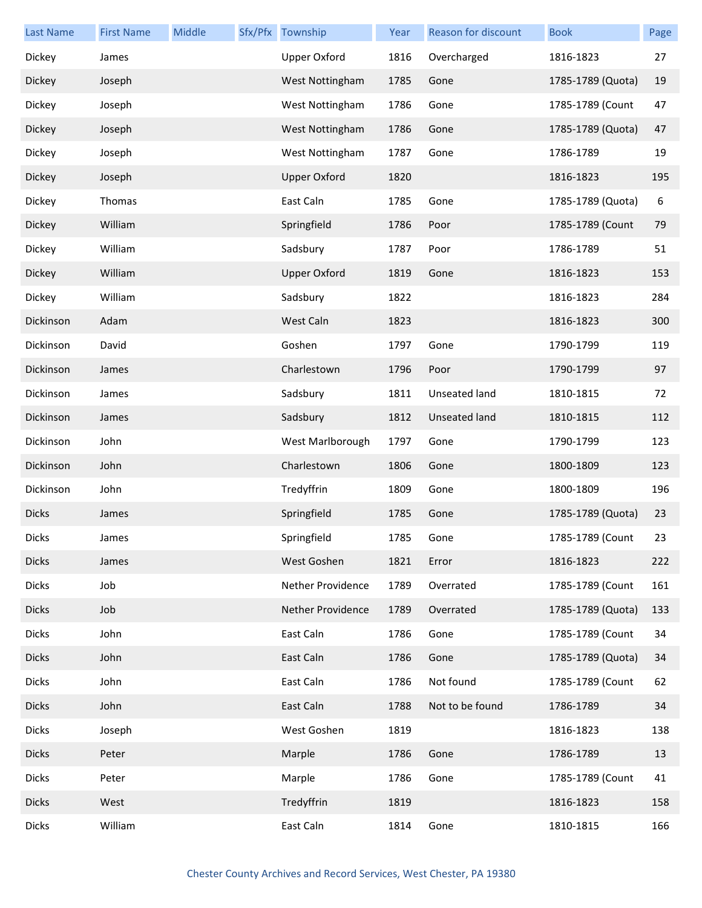| Last Name | First Name | Middle | Sfx/Pfx | Township | Year | Reason for discount | Book | Page |
|---|---|---|---|---|---|---|---|---|
| Dickey | James | | | Upper Oxford | 1816 | Overcharged | 1816-1823 | 27 |
| Dickey | Joseph | | | West Nottingham | 1785 | Gone | 1785-1789 (Quota) | 19 |
| Dickey | Joseph | | | West Nottingham | 1786 | Gone | 1785-1789 (Count | 47 |
| Dickey | Joseph | | | West Nottingham | 1786 | Gone | 1785-1789 (Quota) | 47 |
| Dickey | Joseph | | | West Nottingham | 1787 | Gone | 1786-1789 | 19 |
| Dickey | Joseph | | | Upper Oxford | 1820 | | 1816-1823 | 195 |
| Dickey | Thomas | | | East Caln | 1785 | Gone | 1785-1789 (Quota) | 6 |
| Dickey | William | | | Springfield | 1786 | Poor | 1785-1789 (Count | 79 |
| Dickey | William | | | Sadsbury | 1787 | Poor | 1786-1789 | 51 |
| Dickey | William | | | Upper Oxford | 1819 | Gone | 1816-1823 | 153 |
| Dickey | William | | | Sadsbury | 1822 | | 1816-1823 | 284 |
| Dickinson | Adam | | | West Caln | 1823 | | 1816-1823 | 300 |
| Dickinson | David | | | Goshen | 1797 | Gone | 1790-1799 | 119 |
| Dickinson | James | | | Charlestown | 1796 | Poor | 1790-1799 | 97 |
| Dickinson | James | | | Sadsbury | 1811 | Unseated land | 1810-1815 | 72 |
| Dickinson | James | | | Sadsbury | 1812 | Unseated land | 1810-1815 | 112 |
| Dickinson | John | | | West Marlborough | 1797 | Gone | 1790-1799 | 123 |
| Dickinson | John | | | Charlestown | 1806 | Gone | 1800-1809 | 123 |
| Dickinson | John | | | Tredyffrin | 1809 | Gone | 1800-1809 | 196 |
| Dicks | James | | | Springfield | 1785 | Gone | 1785-1789 (Quota) | 23 |
| Dicks | James | | | Springfield | 1785 | Gone | 1785-1789 (Count | 23 |
| Dicks | James | | | West Goshen | 1821 | Error | 1816-1823 | 222 |
| Dicks | Job | | | Nether Providence | 1789 | Overrated | 1785-1789 (Count | 161 |
| Dicks | Job | | | Nether Providence | 1789 | Overrated | 1785-1789 (Quota) | 133 |
| Dicks | John | | | East Caln | 1786 | Gone | 1785-1789 (Count | 34 |
| Dicks | John | | | East Caln | 1786 | Gone | 1785-1789 (Quota) | 34 |
| Dicks | John | | | East Caln | 1786 | Not found | 1785-1789 (Count | 62 |
| Dicks | John | | | East Caln | 1788 | Not to be found | 1786-1789 | 34 |
| Dicks | Joseph | | | West Goshen | 1819 | | 1816-1823 | 138 |
| Dicks | Peter | | | Marple | 1786 | Gone | 1786-1789 | 13 |
| Dicks | Peter | | | Marple | 1786 | Gone | 1785-1789 (Count | 41 |
| Dicks | West | | | Tredyffrin | 1819 | | 1816-1823 | 158 |
| Dicks | William | | | East Caln | 1814 | Gone | 1810-1815 | 166 |

Chester County Archives and Record Services, West Chester, PA 19380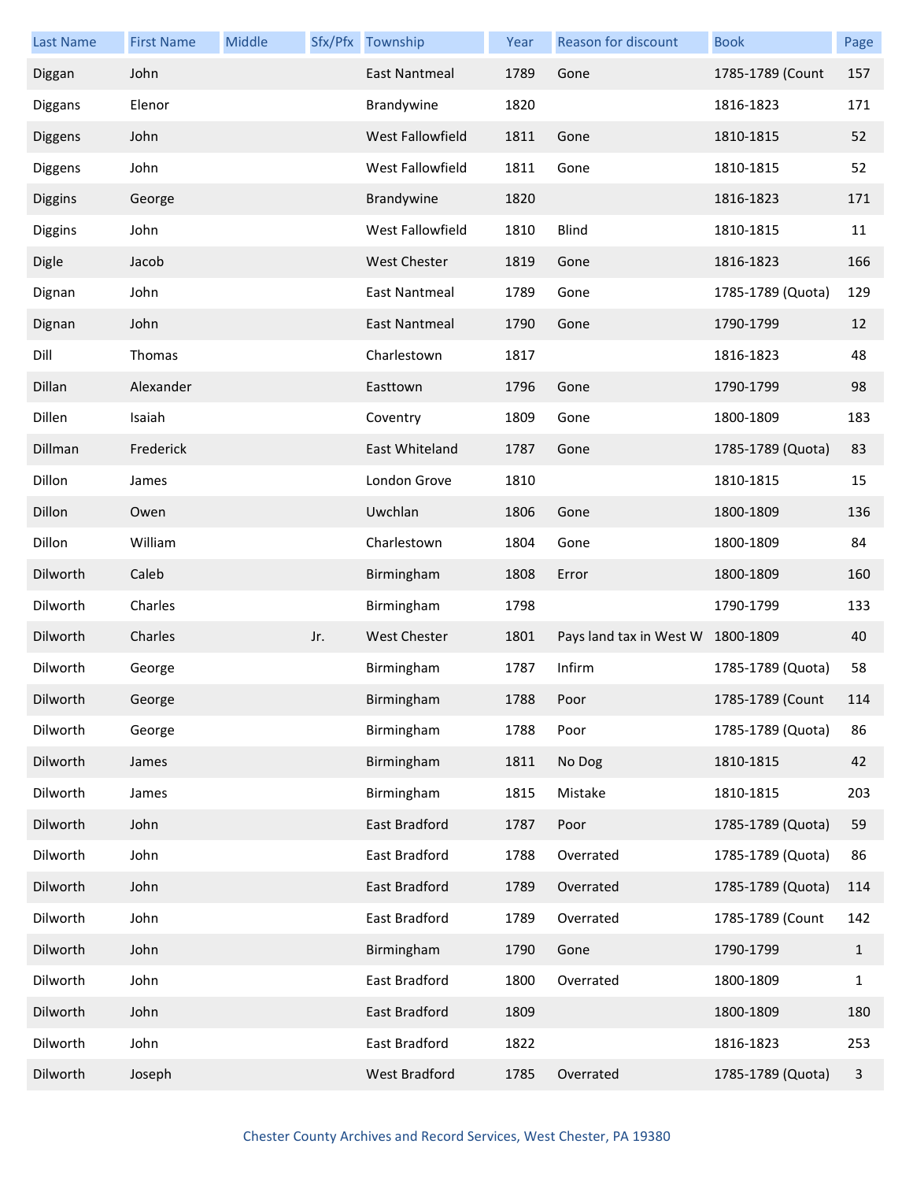| Last Name | First Name | Middle | Sfx/Pfx | Township | Year | Reason for discount | Book | Page |
|---|---|---|---|---|---|---|---|---|
| Diggan | John | | | East Nantmeal | 1789 | Gone | 1785-1789 (Count | 157 |
| Diggans | Elenor | | | Brandywine | 1820 | | 1816-1823 | 171 |
| Diggens | John | | | West Fallowfield | 1811 | Gone | 1810-1815 | 52 |
| Diggens | John | | | West Fallowfield | 1811 | Gone | 1810-1815 | 52 |
| Diggins | George | | | Brandywine | 1820 | | 1816-1823 | 171 |
| Diggins | John | | | West Fallowfield | 1810 | Blind | 1810-1815 | 11 |
| Digle | Jacob | | | West Chester | 1819 | Gone | 1816-1823 | 166 |
| Dignan | John | | | East Nantmeal | 1789 | Gone | 1785-1789 (Quota) | 129 |
| Dignan | John | | | East Nantmeal | 1790 | Gone | 1790-1799 | 12 |
| Dill | Thomas | | | Charlestown | 1817 | | 1816-1823 | 48 |
| Dillan | Alexander | | | Easttown | 1796 | Gone | 1790-1799 | 98 |
| Dillen | Isaiah | | | Coventry | 1809 | Gone | 1800-1809 | 183 |
| Dillman | Frederick | | | East Whiteland | 1787 | Gone | 1785-1789 (Quota) | 83 |
| Dillon | James | | | London Grove | 1810 | | 1810-1815 | 15 |
| Dillon | Owen | | | Uwchlan | 1806 | Gone | 1800-1809 | 136 |
| Dillon | William | | | Charlestown | 1804 | Gone | 1800-1809 | 84 |
| Dilworth | Caleb | | | Birmingham | 1808 | Error | 1800-1809 | 160 |
| Dilworth | Charles | | | Birmingham | 1798 | | 1790-1799 | 133 |
| Dilworth | Charles | | Jr. | West Chester | 1801 | Pays land tax in West W | 1800-1809 | 40 |
| Dilworth | George | | | Birmingham | 1787 | Infirm | 1785-1789 (Quota) | 58 |
| Dilworth | George | | | Birmingham | 1788 | Poor | 1785-1789 (Count | 114 |
| Dilworth | George | | | Birmingham | 1788 | Poor | 1785-1789 (Quota) | 86 |
| Dilworth | James | | | Birmingham | 1811 | No Dog | 1810-1815 | 42 |
| Dilworth | James | | | Birmingham | 1815 | Mistake | 1810-1815 | 203 |
| Dilworth | John | | | East Bradford | 1787 | Poor | 1785-1789 (Quota) | 59 |
| Dilworth | John | | | East Bradford | 1788 | Overrated | 1785-1789 (Quota) | 86 |
| Dilworth | John | | | East Bradford | 1789 | Overrated | 1785-1789 (Quota) | 114 |
| Dilworth | John | | | East Bradford | 1789 | Overrated | 1785-1789 (Count | 142 |
| Dilworth | John | | | Birmingham | 1790 | Gone | 1790-1799 | 1 |
| Dilworth | John | | | East Bradford | 1800 | Overrated | 1800-1809 | 1 |
| Dilworth | John | | | East Bradford | 1809 | | 1800-1809 | 180 |
| Dilworth | John | | | East Bradford | 1822 | | 1816-1823 | 253 |
| Dilworth | Joseph | | | West Bradford | 1785 | Overrated | 1785-1789 (Quota) | 3 |

Chester County Archives and Record Services, West Chester, PA 19380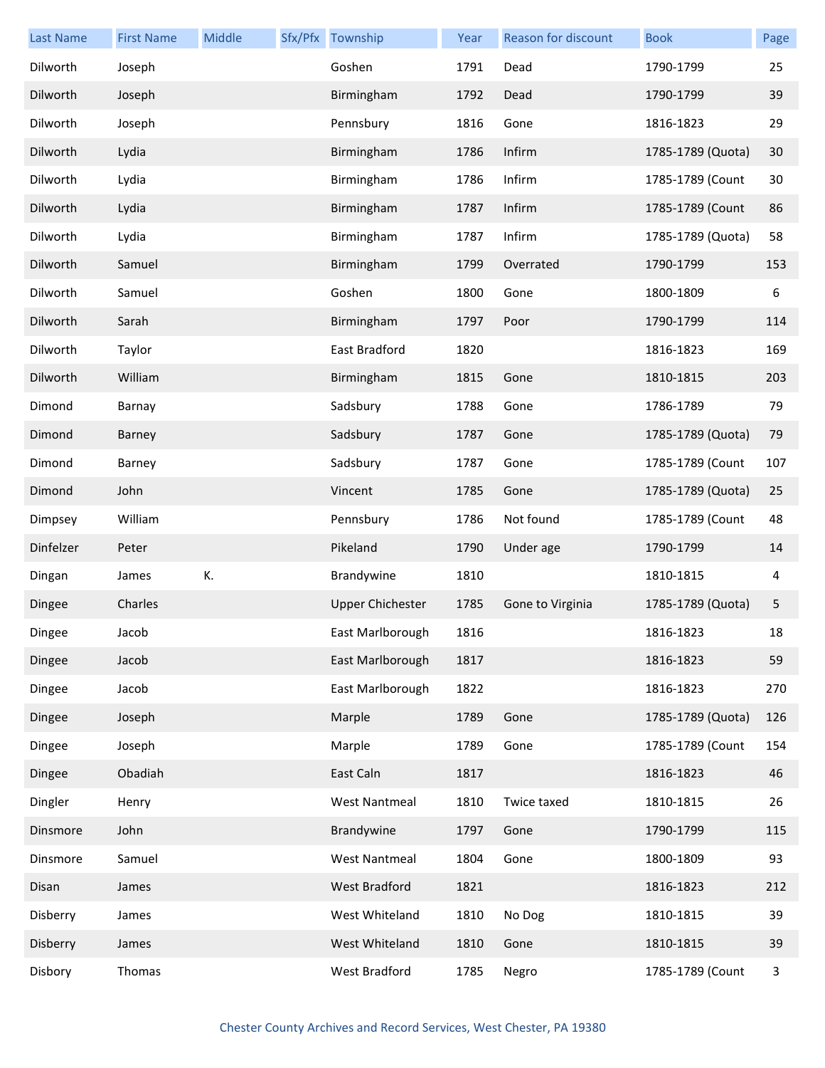| Last Name | First Name | Middle | Sfx/Pfx | Township | Year | Reason for discount | Book | Page |
|---|---|---|---|---|---|---|---|---|
| Dilworth | Joseph | | | Goshen | 1791 | Dead | 1790-1799 | 25 |
| Dilworth | Joseph | | | Birmingham | 1792 | Dead | 1790-1799 | 39 |
| Dilworth | Joseph | | | Pennsbury | 1816 | Gone | 1816-1823 | 29 |
| Dilworth | Lydia | | | Birmingham | 1786 | Infirm | 1785-1789 (Quota) | 30 |
| Dilworth | Lydia | | | Birmingham | 1786 | Infirm | 1785-1789 (Count | 30 |
| Dilworth | Lydia | | | Birmingham | 1787 | Infirm | 1785-1789 (Count | 86 |
| Dilworth | Lydia | | | Birmingham | 1787 | Infirm | 1785-1789 (Quota) | 58 |
| Dilworth | Samuel | | | Birmingham | 1799 | Overrated | 1790-1799 | 153 |
| Dilworth | Samuel | | | Goshen | 1800 | Gone | 1800-1809 | 6 |
| Dilworth | Sarah | | | Birmingham | 1797 | Poor | 1790-1799 | 114 |
| Dilworth | Taylor | | | East Bradford | 1820 | | 1816-1823 | 169 |
| Dilworth | William | | | Birmingham | 1815 | Gone | 1810-1815 | 203 |
| Dimond | Barnay | | | Sadsbury | 1788 | Gone | 1786-1789 | 79 |
| Dimond | Barney | | | Sadsbury | 1787 | Gone | 1785-1789 (Quota) | 79 |
| Dimond | Barney | | | Sadsbury | 1787 | Gone | 1785-1789 (Count | 107 |
| Dimond | John | | | Vincent | 1785 | Gone | 1785-1789 (Quota) | 25 |
| Dimpsey | William | | | Pennsbury | 1786 | Not found | 1785-1789 (Count | 48 |
| Dinfelzer | Peter | | | Pikeland | 1790 | Under age | 1790-1799 | 14 |
| Dingan | James | K. | | Brandywine | 1810 | | 1810-1815 | 4 |
| Dingee | Charles | | | Upper Chichester | 1785 | Gone to Virginia | 1785-1789 (Quota) | 5 |
| Dingee | Jacob | | | East Marlborough | 1816 | | 1816-1823 | 18 |
| Dingee | Jacob | | | East Marlborough | 1817 | | 1816-1823 | 59 |
| Dingee | Jacob | | | East Marlborough | 1822 | | 1816-1823 | 270 |
| Dingee | Joseph | | | Marple | 1789 | Gone | 1785-1789 (Quota) | 126 |
| Dingee | Joseph | | | Marple | 1789 | Gone | 1785-1789 (Count | 154 |
| Dingee | Obadiah | | | East Caln | 1817 | | 1816-1823 | 46 |
| Dingler | Henry | | | West Nantmeal | 1810 | Twice taxed | 1810-1815 | 26 |
| Dinsmore | John | | | Brandywine | 1797 | Gone | 1790-1799 | 115 |
| Dinsmore | Samuel | | | West Nantmeal | 1804 | Gone | 1800-1809 | 93 |
| Disan | James | | | West Bradford | 1821 | | 1816-1823 | 212 |
| Disberry | James | | | West Whiteland | 1810 | No Dog | 1810-1815 | 39 |
| Disberry | James | | | West Whiteland | 1810 | Gone | 1810-1815 | 39 |
| Disbory | Thomas | | | West Bradford | 1785 | Negro | 1785-1789 (Count | 3 |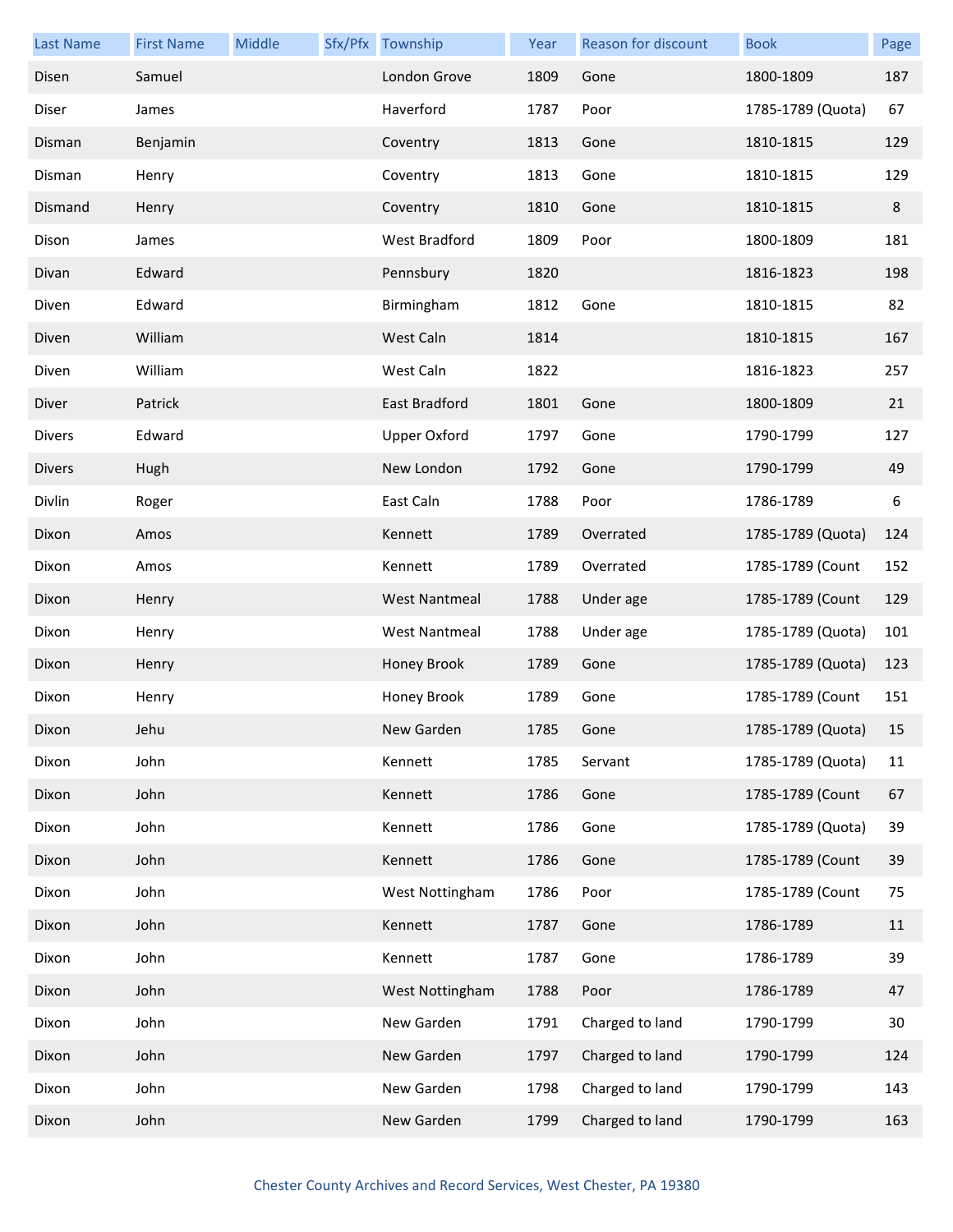| Last Name | First Name | Middle | Sfx/Pfx | Township | Year | Reason for discount | Book | Page |
|---|---|---|---|---|---|---|---|---|
| Disen | Samuel | | | London Grove | 1809 | Gone | 1800-1809 | 187 |
| Diser | James | | | Haverford | 1787 | Poor | 1785-1789 (Quota) | 67 |
| Disman | Benjamin | | | Coventry | 1813 | Gone | 1810-1815 | 129 |
| Disman | Henry | | | Coventry | 1813 | Gone | 1810-1815 | 129 |
| Dismand | Henry | | | Coventry | 1810 | Gone | 1810-1815 | 8 |
| Dison | James | | | West Bradford | 1809 | Poor | 1800-1809 | 181 |
| Divan | Edward | | | Pennsbury | 1820 | | 1816-1823 | 198 |
| Diven | Edward | | | Birmingham | 1812 | Gone | 1810-1815 | 82 |
| Diven | William | | | West Caln | 1814 | | 1810-1815 | 167 |
| Diven | William | | | West Caln | 1822 | | 1816-1823 | 257 |
| Diver | Patrick | | | East Bradford | 1801 | Gone | 1800-1809 | 21 |
| Divers | Edward | | | Upper Oxford | 1797 | Gone | 1790-1799 | 127 |
| Divers | Hugh | | | New London | 1792 | Gone | 1790-1799 | 49 |
| Divlin | Roger | | | East Caln | 1788 | Poor | 1786-1789 | 6 |
| Dixon | Amos | | | Kennett | 1789 | Overrated | 1785-1789 (Quota) | 124 |
| Dixon | Amos | | | Kennett | 1789 | Overrated | 1785-1789 (Count | 152 |
| Dixon | Henry | | | West Nantmeal | 1788 | Under age | 1785-1789 (Count | 129 |
| Dixon | Henry | | | West Nantmeal | 1788 | Under age | 1785-1789 (Quota) | 101 |
| Dixon | Henry | | | Honey Brook | 1789 | Gone | 1785-1789 (Quota) | 123 |
| Dixon | Henry | | | Honey Brook | 1789 | Gone | 1785-1789 (Count | 151 |
| Dixon | Jehu | | | New Garden | 1785 | Gone | 1785-1789 (Quota) | 15 |
| Dixon | John | | | Kennett | 1785 | Servant | 1785-1789 (Quota) | 11 |
| Dixon | John | | | Kennett | 1786 | Gone | 1785-1789 (Count | 67 |
| Dixon | John | | | Kennett | 1786 | Gone | 1785-1789 (Quota) | 39 |
| Dixon | John | | | Kennett | 1786 | Gone | 1785-1789 (Count | 39 |
| Dixon | John | | | West Nottingham | 1786 | Poor | 1785-1789 (Count | 75 |
| Dixon | John | | | Kennett | 1787 | Gone | 1786-1789 | 11 |
| Dixon | John | | | Kennett | 1787 | Gone | 1786-1789 | 39 |
| Dixon | John | | | West Nottingham | 1788 | Poor | 1786-1789 | 47 |
| Dixon | John | | | New Garden | 1791 | Charged to land | 1790-1799 | 30 |
| Dixon | John | | | New Garden | 1797 | Charged to land | 1790-1799 | 124 |
| Dixon | John | | | New Garden | 1798 | Charged to land | 1790-1799 | 143 |
| Dixon | John | | | New Garden | 1799 | Charged to land | 1790-1799 | 163 |

Chester County Archives and Record Services, West Chester, PA 19380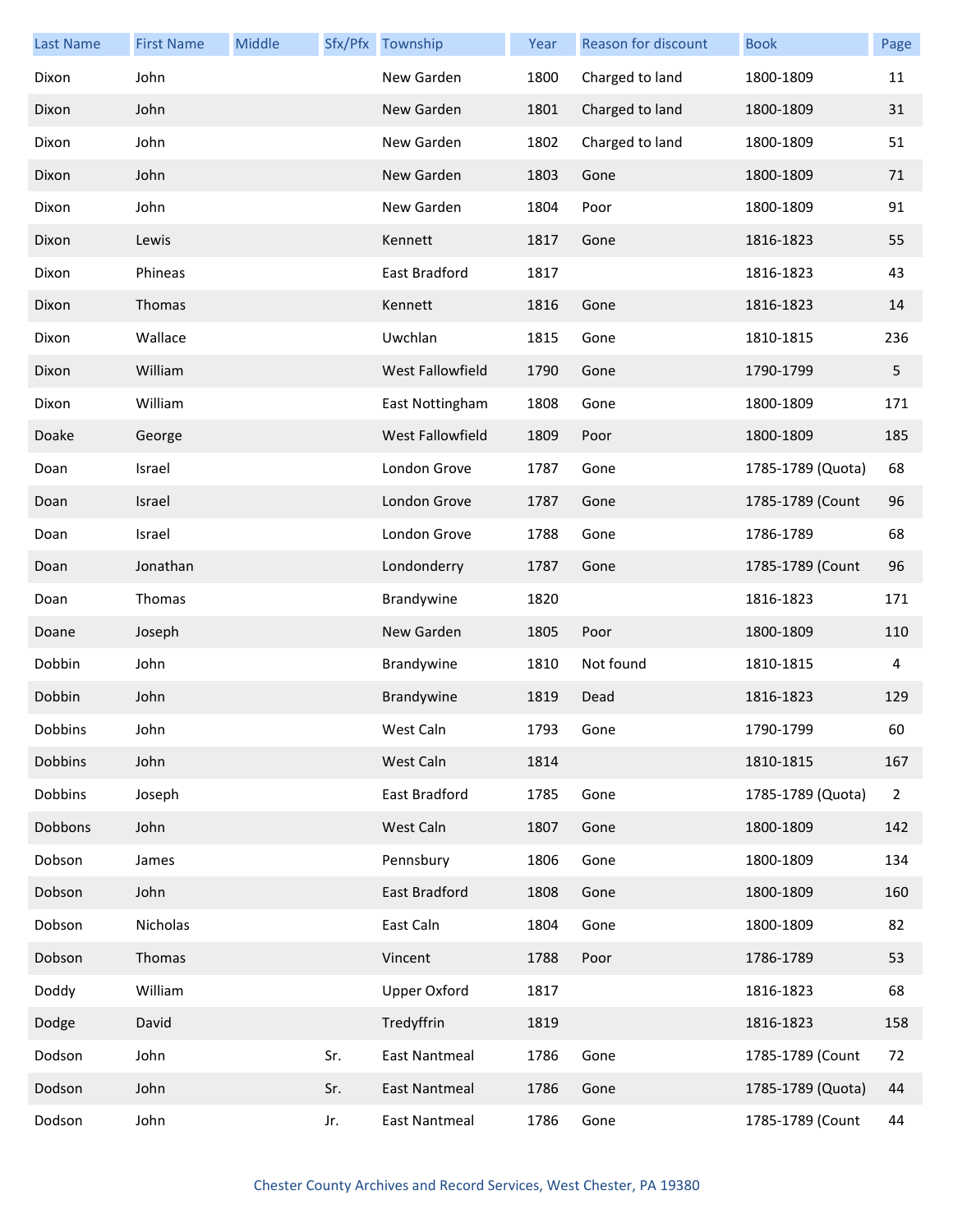| Last Name | First Name | Middle | Sfx/Pfx | Township | Year | Reason for discount | Book | Page |
|---|---|---|---|---|---|---|---|---|
| Dixon | John | | | New Garden | 1800 | Charged to land | 1800-1809 | 11 |
| Dixon | John | | | New Garden | 1801 | Charged to land | 1800-1809 | 31 |
| Dixon | John | | | New Garden | 1802 | Charged to land | 1800-1809 | 51 |
| Dixon | John | | | New Garden | 1803 | Gone | 1800-1809 | 71 |
| Dixon | John | | | New Garden | 1804 | Poor | 1800-1809 | 91 |
| Dixon | Lewis | | | Kennett | 1817 | Gone | 1816-1823 | 55 |
| Dixon | Phineas | | | East Bradford | 1817 | | 1816-1823 | 43 |
| Dixon | Thomas | | | Kennett | 1816 | Gone | 1816-1823 | 14 |
| Dixon | Wallace | | | Uwchlan | 1815 | Gone | 1810-1815 | 236 |
| Dixon | William | | | West Fallowfield | 1790 | Gone | 1790-1799 | 5 |
| Dixon | William | | | East Nottingham | 1808 | Gone | 1800-1809 | 171 |
| Doake | George | | | West Fallowfield | 1809 | Poor | 1800-1809 | 185 |
| Doan | Israel | | | London Grove | 1787 | Gone | 1785-1789 (Quota) | 68 |
| Doan | Israel | | | London Grove | 1787 | Gone | 1785-1789 (Count | 96 |
| Doan | Israel | | | London Grove | 1788 | Gone | 1786-1789 | 68 |
| Doan | Jonathan | | | Londonderry | 1787 | Gone | 1785-1789 (Count | 96 |
| Doan | Thomas | | | Brandywine | 1820 | | 1816-1823 | 171 |
| Doane | Joseph | | | New Garden | 1805 | Poor | 1800-1809 | 110 |
| Dobbin | John | | | Brandywine | 1810 | Not found | 1810-1815 | 4 |
| Dobbin | John | | | Brandywine | 1819 | Dead | 1816-1823 | 129 |
| Dobbins | John | | | West Caln | 1793 | Gone | 1790-1799 | 60 |
| Dobbins | John | | | West Caln | 1814 | | 1810-1815 | 167 |
| Dobbins | Joseph | | | East Bradford | 1785 | Gone | 1785-1789 (Quota) | 2 |
| Dobbons | John | | | West Caln | 1807 | Gone | 1800-1809 | 142 |
| Dobson | James | | | Pennsbury | 1806 | Gone | 1800-1809 | 134 |
| Dobson | John | | | East Bradford | 1808 | Gone | 1800-1809 | 160 |
| Dobson | Nicholas | | | East Caln | 1804 | Gone | 1800-1809 | 82 |
| Dobson | Thomas | | | Vincent | 1788 | Poor | 1786-1789 | 53 |
| Doddy | William | | | Upper Oxford | 1817 | | 1816-1823 | 68 |
| Dodge | David | | | Tredyffrin | 1819 | | 1816-1823 | 158 |
| Dodson | John | | Sr. | East Nantmeal | 1786 | Gone | 1785-1789 (Count | 72 |
| Dodson | John | | Sr. | East Nantmeal | 1786 | Gone | 1785-1789 (Quota) | 44 |
| Dodson | John | | Jr. | East Nantmeal | 1786 | Gone | 1785-1789 (Count | 44 |

Chester County Archives and Record Services, West Chester, PA 19380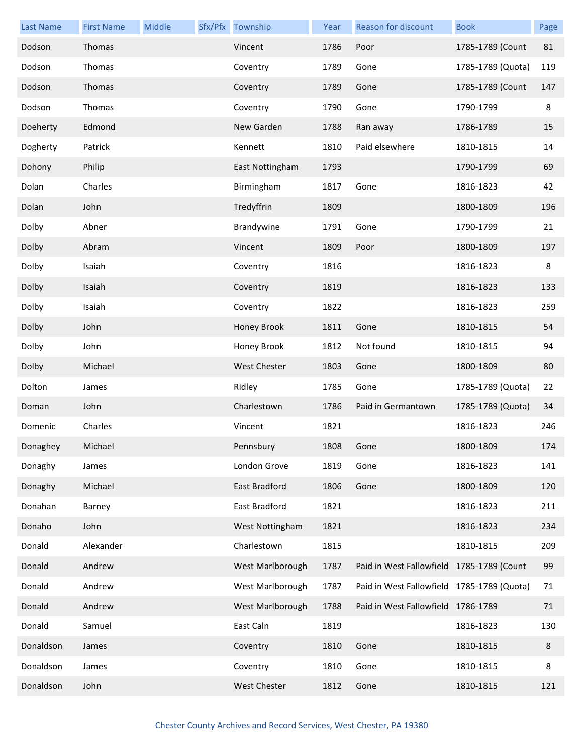| Last Name | First Name | Middle | Sfx/Pfx | Township | Year | Reason for discount | Book | Page |
|---|---|---|---|---|---|---|---|---|
| Dodson | Thomas | | | Vincent | 1786 | Poor | 1785-1789 (Count | 81 |
| Dodson | Thomas | | | Coventry | 1789 | Gone | 1785-1789 (Quota) | 119 |
| Dodson | Thomas | | | Coventry | 1789 | Gone | 1785-1789 (Count | 147 |
| Dodson | Thomas | | | Coventry | 1790 | Gone | 1790-1799 | 8 |
| Doeherty | Edmond | | | New Garden | 1788 | Ran away | 1786-1789 | 15 |
| Dogherty | Patrick | | | Kennett | 1810 | Paid elsewhere | 1810-1815 | 14 |
| Dohony | Philip | | | East Nottingham | 1793 | | 1790-1799 | 69 |
| Dolan | Charles | | | Birmingham | 1817 | Gone | 1816-1823 | 42 |
| Dolan | John | | | Tredyffrin | 1809 | | 1800-1809 | 196 |
| Dolby | Abner | | | Brandywine | 1791 | Gone | 1790-1799 | 21 |
| Dolby | Abram | | | Vincent | 1809 | Poor | 1800-1809 | 197 |
| Dolby | Isaiah | | | Coventry | 1816 | | 1816-1823 | 8 |
| Dolby | Isaiah | | | Coventry | 1819 | | 1816-1823 | 133 |
| Dolby | Isaiah | | | Coventry | 1822 | | 1816-1823 | 259 |
| Dolby | John | | | Honey Brook | 1811 | Gone | 1810-1815 | 54 |
| Dolby | John | | | Honey Brook | 1812 | Not found | 1810-1815 | 94 |
| Dolby | Michael | | | West Chester | 1803 | Gone | 1800-1809 | 80 |
| Dolton | James | | | Ridley | 1785 | Gone | 1785-1789 (Quota) | 22 |
| Doman | John | | | Charlestown | 1786 | Paid in Germantown | 1785-1789 (Quota) | 34 |
| Domenic | Charles | | | Vincent | 1821 | | 1816-1823 | 246 |
| Donaghey | Michael | | | Pennsbury | 1808 | Gone | 1800-1809 | 174 |
| Donaghy | James | | | London Grove | 1819 | Gone | 1816-1823 | 141 |
| Donaghy | Michael | | | East Bradford | 1806 | Gone | 1800-1809 | 120 |
| Donahan | Barney | | | East Bradford | 1821 | | 1816-1823 | 211 |
| Donaho | John | | | West Nottingham | 1821 | | 1816-1823 | 234 |
| Donald | Alexander | | | Charlestown | 1815 | | 1810-1815 | 209 |
| Donald | Andrew | | | West Marlborough | 1787 | Paid in West Fallowfield | 1785-1789 (Count | 99 |
| Donald | Andrew | | | West Marlborough | 1787 | Paid in West Fallowfield | 1785-1789 (Quota) | 71 |
| Donald | Andrew | | | West Marlborough | 1788 | Paid in West Fallowfield | 1786-1789 | 71 |
| Donald | Samuel | | | East Caln | 1819 | | 1816-1823 | 130 |
| Donaldson | James | | | Coventry | 1810 | Gone | 1810-1815 | 8 |
| Donaldson | James | | | Coventry | 1810 | Gone | 1810-1815 | 8 |
| Donaldson | John | | | West Chester | 1812 | Gone | 1810-1815 | 121 |

Chester County Archives and Record Services, West Chester, PA 19380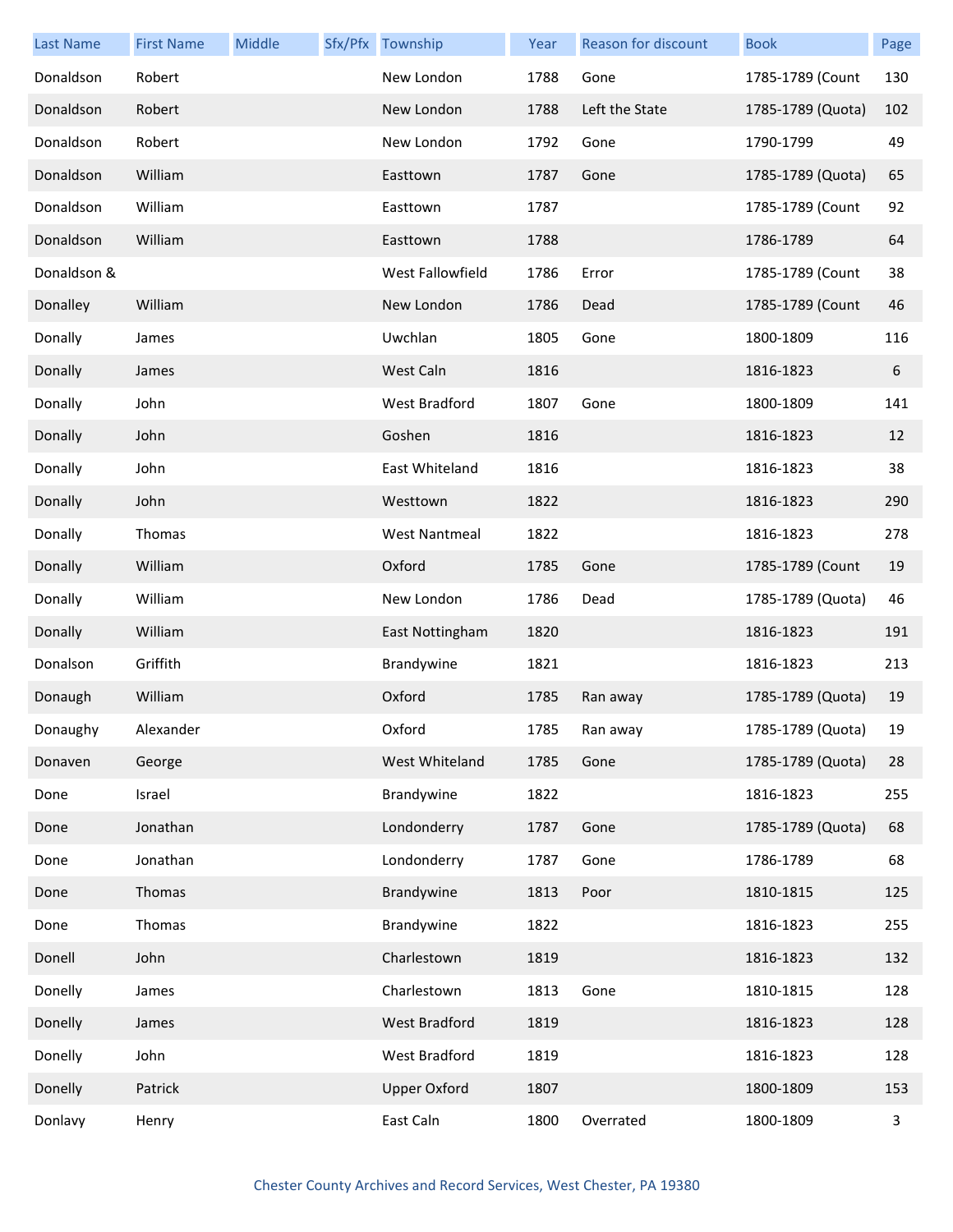| Last Name | First Name | Middle | Sfx/Pfx | Township | Year | Reason for discount | Book | Page |
|---|---|---|---|---|---|---|---|---|
| Donaldson | Robert | | | New London | 1788 | Gone | 1785-1789 (Count | 130 |
| Donaldson | Robert | | | New London | 1788 | Left the State | 1785-1789 (Quota) | 102 |
| Donaldson | Robert | | | New London | 1792 | Gone | 1790-1799 | 49 |
| Donaldson | William | | | Easttown | 1787 | Gone | 1785-1789 (Quota) | 65 |
| Donaldson | William | | | Easttown | 1787 | | 1785-1789 (Count | 92 |
| Donaldson | William | | | Easttown | 1788 | | 1786-1789 | 64 |
| Donaldson & | | | | West Fallowfield | 1786 | Error | 1785-1789 (Count | 38 |
| Donalley | William | | | New London | 1786 | Dead | 1785-1789 (Count | 46 |
| Donally | James | | | Uwchlan | 1805 | Gone | 1800-1809 | 116 |
| Donally | James | | | West Caln | 1816 | | 1816-1823 | 6 |
| Donally | John | | | West Bradford | 1807 | Gone | 1800-1809 | 141 |
| Donally | John | | | Goshen | 1816 | | 1816-1823 | 12 |
| Donally | John | | | East Whiteland | 1816 | | 1816-1823 | 38 |
| Donally | John | | | Westtown | 1822 | | 1816-1823 | 290 |
| Donally | Thomas | | | West Nantmeal | 1822 | | 1816-1823 | 278 |
| Donally | William | | | Oxford | 1785 | Gone | 1785-1789 (Count | 19 |
| Donally | William | | | New London | 1786 | Dead | 1785-1789 (Quota) | 46 |
| Donally | William | | | East Nottingham | 1820 | | 1816-1823 | 191 |
| Donalson | Griffith | | | Brandywine | 1821 | | 1816-1823 | 213 |
| Donaugh | William | | | Oxford | 1785 | Ran away | 1785-1789 (Quota) | 19 |
| Donaughy | Alexander | | | Oxford | 1785 | Ran away | 1785-1789 (Quota) | 19 |
| Donaven | George | | | West Whiteland | 1785 | Gone | 1785-1789 (Quota) | 28 |
| Done | Israel | | | Brandywine | 1822 | | 1816-1823 | 255 |
| Done | Jonathan | | | Londonderry | 1787 | Gone | 1785-1789 (Quota) | 68 |
| Done | Jonathan | | | Londonderry | 1787 | Gone | 1786-1789 | 68 |
| Done | Thomas | | | Brandywine | 1813 | Poor | 1810-1815 | 125 |
| Done | Thomas | | | Brandywine | 1822 | | 1816-1823 | 255 |
| Donell | John | | | Charlestown | 1819 | | 1816-1823 | 132 |
| Donelly | James | | | Charlestown | 1813 | Gone | 1810-1815 | 128 |
| Donelly | James | | | West Bradford | 1819 | | 1816-1823 | 128 |
| Donelly | John | | | West Bradford | 1819 | | 1816-1823 | 128 |
| Donelly | Patrick | | | Upper Oxford | 1807 | | 1800-1809 | 153 |
| Donlavy | Henry | | | East Caln | 1800 | Overrated | 1800-1809 | 3 |

Chester County Archives and Record Services, West Chester, PA 19380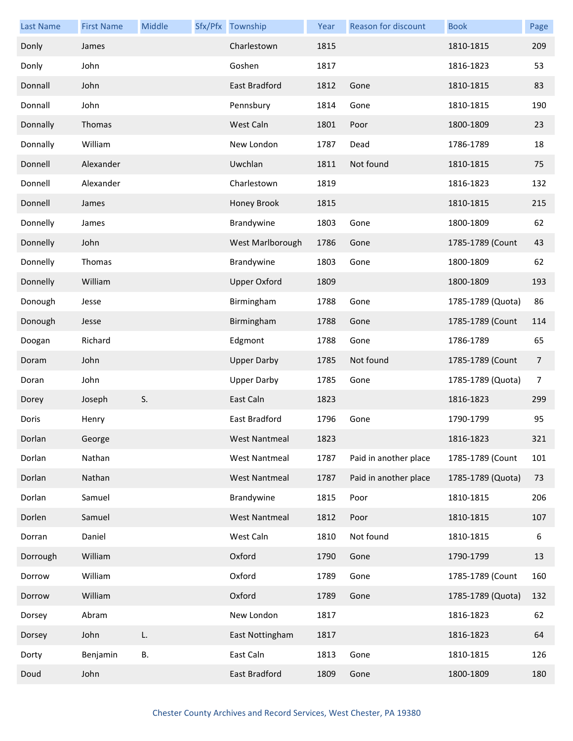| Last Name | First Name | Middle | Sfx/Pfx | Township | Year | Reason for discount | Book | Page |
| --- | --- | --- | --- | --- | --- | --- | --- | --- |
| Donly | James | | | Charlestown | 1815 | | 1810-1815 | 209 |
| Donly | John | | | Goshen | 1817 | | 1816-1823 | 53 |
| Donnall | John | | | East Bradford | 1812 | Gone | 1810-1815 | 83 |
| Donnall | John | | | Pennsbury | 1814 | Gone | 1810-1815 | 190 |
| Donnally | Thomas | | | West Caln | 1801 | Poor | 1800-1809 | 23 |
| Donnally | William | | | New London | 1787 | Dead | 1786-1789 | 18 |
| Donnell | Alexander | | | Uwchlan | 1811 | Not found | 1810-1815 | 75 |
| Donnell | Alexander | | | Charlestown | 1819 | | 1816-1823 | 132 |
| Donnell | James | | | Honey Brook | 1815 | | 1810-1815 | 215 |
| Donnelly | James | | | Brandywine | 1803 | Gone | 1800-1809 | 62 |
| Donnelly | John | | | West Marlborough | 1786 | Gone | 1785-1789 (Count | 43 |
| Donnelly | Thomas | | | Brandywine | 1803 | Gone | 1800-1809 | 62 |
| Donnelly | William | | | Upper Oxford | 1809 | | 1800-1809 | 193 |
| Donough | Jesse | | | Birmingham | 1788 | Gone | 1785-1789 (Quota) | 86 |
| Donough | Jesse | | | Birmingham | 1788 | Gone | 1785-1789 (Count | 114 |
| Doogan | Richard | | | Edgmont | 1788 | Gone | 1786-1789 | 65 |
| Doram | John | | | Upper Darby | 1785 | Not found | 1785-1789 (Count | 7 |
| Doran | John | | | Upper Darby | 1785 | Gone | 1785-1789 (Quota) | 7 |
| Dorey | Joseph | S. | | East Caln | 1823 | | 1816-1823 | 299 |
| Doris | Henry | | | East Bradford | 1796 | Gone | 1790-1799 | 95 |
| Dorlan | George | | | West Nantmeal | 1823 | | 1816-1823 | 321 |
| Dorlan | Nathan | | | West Nantmeal | 1787 | Paid in another place | 1785-1789 (Count | 101 |
| Dorlan | Nathan | | | West Nantmeal | 1787 | Paid in another place | 1785-1789 (Quota) | 73 |
| Dorlan | Samuel | | | Brandywine | 1815 | Poor | 1810-1815 | 206 |
| Dorlen | Samuel | | | West Nantmeal | 1812 | Poor | 1810-1815 | 107 |
| Dorran | Daniel | | | West Caln | 1810 | Not found | 1810-1815 | 6 |
| Dorrough | William | | | Oxford | 1790 | Gone | 1790-1799 | 13 |
| Dorrow | William | | | Oxford | 1789 | Gone | 1785-1789 (Count | 160 |
| Dorrow | William | | | Oxford | 1789 | Gone | 1785-1789 (Quota) | 132 |
| Dorsey | Abram | | | New London | 1817 | | 1816-1823 | 62 |
| Dorsey | John | L. | | East Nottingham | 1817 | | 1816-1823 | 64 |
| Dorty | Benjamin | B. | | East Caln | 1813 | Gone | 1810-1815 | 126 |
| Doud | John | | | East Bradford | 1809 | Gone | 1800-1809 | 180 |

Chester County Archives and Record Services, West Chester, PA 19380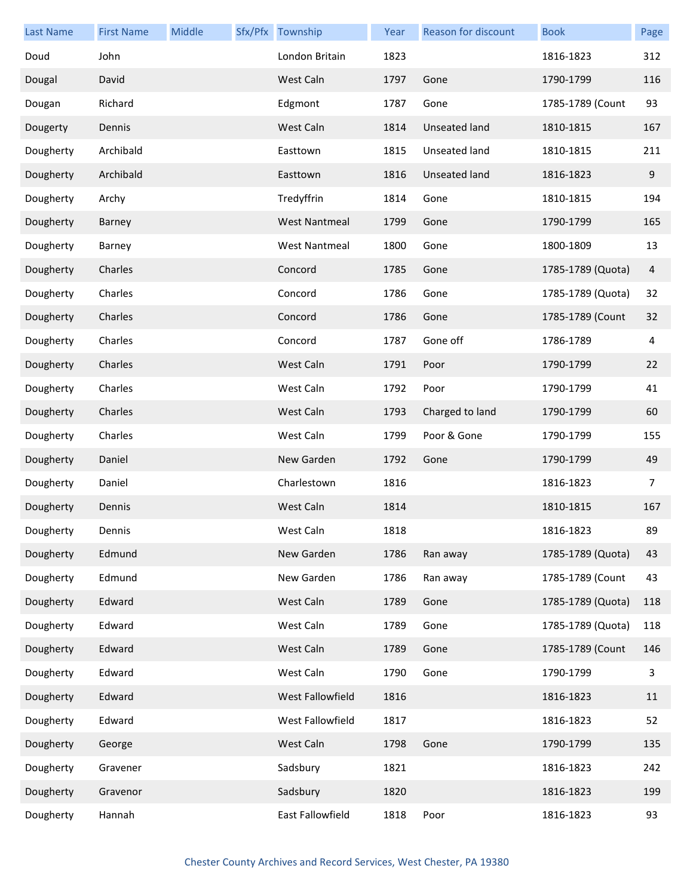| Last Name | First Name | Middle | Sfx/Pfx | Township | Year | Reason for discount | Book | Page |
|---|---|---|---|---|---|---|---|---|
| Doud | John | | | London Britain | 1823 | | 1816-1823 | 312 |
| Dougal | David | | | West Caln | 1797 | Gone | 1790-1799 | 116 |
| Dougan | Richard | | | Edgmont | 1787 | Gone | 1785-1789 (Count | 93 |
| Dougerty | Dennis | | | West Caln | 1814 | Unseated land | 1810-1815 | 167 |
| Dougherty | Archibald | | | Easttown | 1815 | Unseated land | 1810-1815 | 211 |
| Dougherty | Archibald | | | Easttown | 1816 | Unseated land | 1816-1823 | 9 |
| Dougherty | Archy | | | Tredyffrin | 1814 | Gone | 1810-1815 | 194 |
| Dougherty | Barney | | | West Nantmeal | 1799 | Gone | 1790-1799 | 165 |
| Dougherty | Barney | | | West Nantmeal | 1800 | Gone | 1800-1809 | 13 |
| Dougherty | Charles | | | Concord | 1785 | Gone | 1785-1789 (Quota) | 4 |
| Dougherty | Charles | | | Concord | 1786 | Gone | 1785-1789 (Quota) | 32 |
| Dougherty | Charles | | | Concord | 1786 | Gone | 1785-1789 (Count | 32 |
| Dougherty | Charles | | | Concord | 1787 | Gone off | 1786-1789 | 4 |
| Dougherty | Charles | | | West Caln | 1791 | Poor | 1790-1799 | 22 |
| Dougherty | Charles | | | West Caln | 1792 | Poor | 1790-1799 | 41 |
| Dougherty | Charles | | | West Caln | 1793 | Charged to land | 1790-1799 | 60 |
| Dougherty | Charles | | | West Caln | 1799 | Poor & Gone | 1790-1799 | 155 |
| Dougherty | Daniel | | | New Garden | 1792 | Gone | 1790-1799 | 49 |
| Dougherty | Daniel | | | Charlestown | 1816 | | 1816-1823 | 7 |
| Dougherty | Dennis | | | West Caln | 1814 | | 1810-1815 | 167 |
| Dougherty | Dennis | | | West Caln | 1818 | | 1816-1823 | 89 |
| Dougherty | Edmund | | | New Garden | 1786 | Ran away | 1785-1789 (Quota) | 43 |
| Dougherty | Edmund | | | New Garden | 1786 | Ran away | 1785-1789 (Count | 43 |
| Dougherty | Edward | | | West Caln | 1789 | Gone | 1785-1789 (Quota) | 118 |
| Dougherty | Edward | | | West Caln | 1789 | Gone | 1785-1789 (Quota) | 118 |
| Dougherty | Edward | | | West Caln | 1789 | Gone | 1785-1789 (Count | 146 |
| Dougherty | Edward | | | West Caln | 1790 | Gone | 1790-1799 | 3 |
| Dougherty | Edward | | | West Fallowfield | 1816 | | 1816-1823 | 11 |
| Dougherty | Edward | | | West Fallowfield | 1817 | | 1816-1823 | 52 |
| Dougherty | George | | | West Caln | 1798 | Gone | 1790-1799 | 135 |
| Dougherty | Gravener | | | Sadsbury | 1821 | | 1816-1823 | 242 |
| Dougherty | Gravenor | | | Sadsbury | 1820 | | 1816-1823 | 199 |
| Dougherty | Hannah | | | East Fallowfield | 1818 | Poor | 1816-1823 | 93 |

Chester County Archives and Record Services, West Chester, PA 19380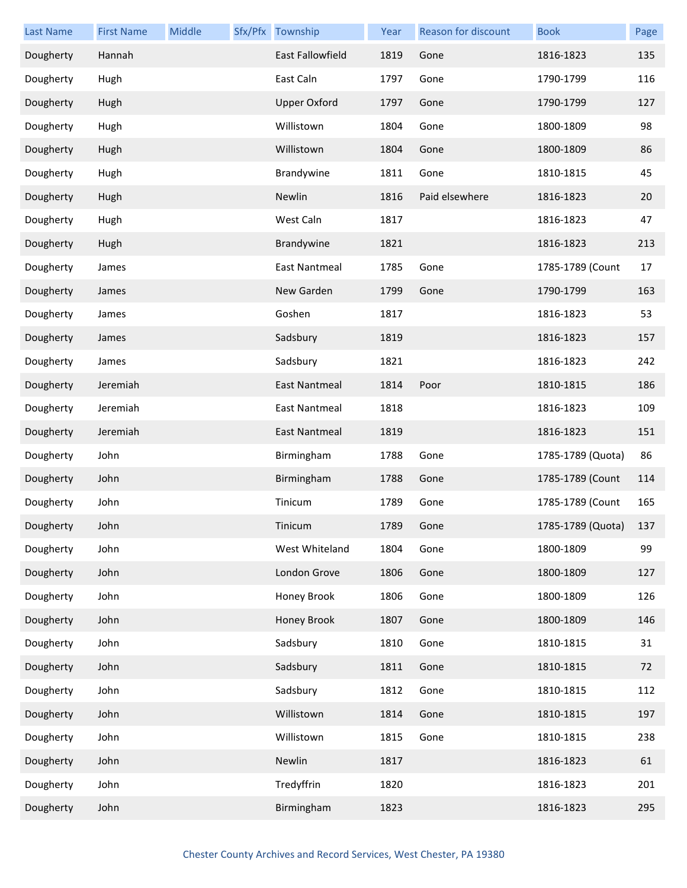| Last Name | First Name | Middle | Sfx/Pfx | Township | Year | Reason for discount | Book | Page |
|---|---|---|---|---|---|---|---|---|
| Dougherty | Hannah | | | East Fallowfield | 1819 | Gone | 1816-1823 | 135 |
| Dougherty | Hugh | | | East Caln | 1797 | Gone | 1790-1799 | 116 |
| Dougherty | Hugh | | | Upper Oxford | 1797 | Gone | 1790-1799 | 127 |
| Dougherty | Hugh | | | Willistown | 1804 | Gone | 1800-1809 | 98 |
| Dougherty | Hugh | | | Willistown | 1804 | Gone | 1800-1809 | 86 |
| Dougherty | Hugh | | | Brandywine | 1811 | Gone | 1810-1815 | 45 |
| Dougherty | Hugh | | | Newlin | 1816 | Paid elsewhere | 1816-1823 | 20 |
| Dougherty | Hugh | | | West Caln | 1817 | | 1816-1823 | 47 |
| Dougherty | Hugh | | | Brandywine | 1821 | | 1816-1823 | 213 |
| Dougherty | James | | | East Nantmeal | 1785 | Gone | 1785-1789 (Count | 17 |
| Dougherty | James | | | New Garden | 1799 | Gone | 1790-1799 | 163 |
| Dougherty | James | | | Goshen | 1817 | | 1816-1823 | 53 |
| Dougherty | James | | | Sadsbury | 1819 | | 1816-1823 | 157 |
| Dougherty | James | | | Sadsbury | 1821 | | 1816-1823 | 242 |
| Dougherty | Jeremiah | | | East Nantmeal | 1814 | Poor | 1810-1815 | 186 |
| Dougherty | Jeremiah | | | East Nantmeal | 1818 | | 1816-1823 | 109 |
| Dougherty | Jeremiah | | | East Nantmeal | 1819 | | 1816-1823 | 151 |
| Dougherty | John | | | Birmingham | 1788 | Gone | 1785-1789 (Quota) | 86 |
| Dougherty | John | | | Birmingham | 1788 | Gone | 1785-1789 (Count | 114 |
| Dougherty | John | | | Tinicum | 1789 | Gone | 1785-1789 (Count | 165 |
| Dougherty | John | | | Tinicum | 1789 | Gone | 1785-1789 (Quota) | 137 |
| Dougherty | John | | | West Whiteland | 1804 | Gone | 1800-1809 | 99 |
| Dougherty | John | | | London Grove | 1806 | Gone | 1800-1809 | 127 |
| Dougherty | John | | | Honey Brook | 1806 | Gone | 1800-1809 | 126 |
| Dougherty | John | | | Honey Brook | 1807 | Gone | 1800-1809 | 146 |
| Dougherty | John | | | Sadsbury | 1810 | Gone | 1810-1815 | 31 |
| Dougherty | John | | | Sadsbury | 1811 | Gone | 1810-1815 | 72 |
| Dougherty | John | | | Sadsbury | 1812 | Gone | 1810-1815 | 112 |
| Dougherty | John | | | Willistown | 1814 | Gone | 1810-1815 | 197 |
| Dougherty | John | | | Willistown | 1815 | Gone | 1810-1815 | 238 |
| Dougherty | John | | | Newlin | 1817 | | 1816-1823 | 61 |
| Dougherty | John | | | Tredyffrin | 1820 | | 1816-1823 | 201 |
| Dougherty | John | | | Birmingham | 1823 | | 1816-1823 | 295 |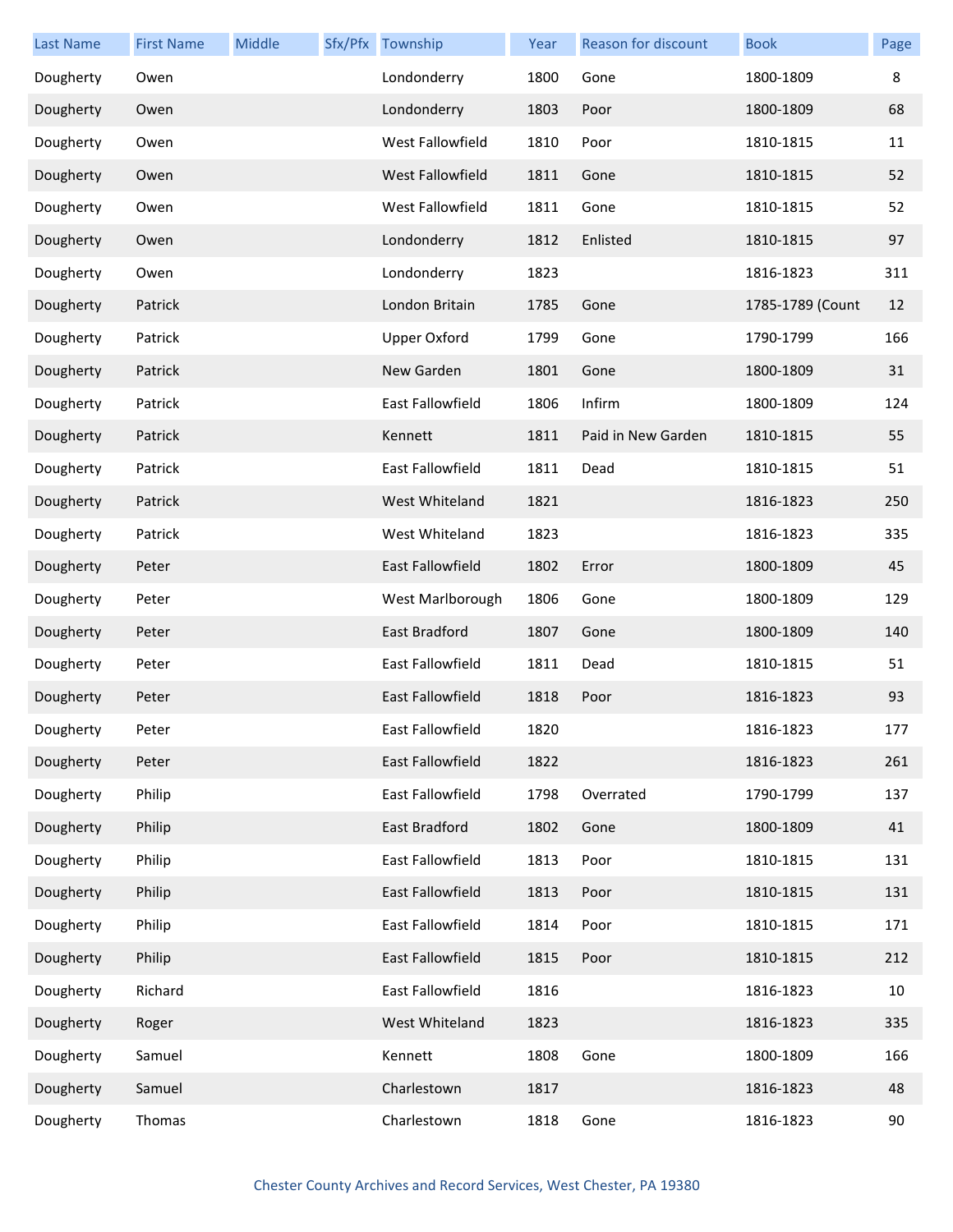| Last Name | First Name | Middle | Sfx/Pfx | Township | Year | Reason for discount | Book | Page |
|---|---|---|---|---|---|---|---|---|
| Dougherty | Owen | | | Londonderry | 1800 | Gone | 1800-1809 | 8 |
| Dougherty | Owen | | | Londonderry | 1803 | Poor | 1800-1809 | 68 |
| Dougherty | Owen | | | West Fallowfield | 1810 | Poor | 1810-1815 | 11 |
| Dougherty | Owen | | | West Fallowfield | 1811 | Gone | 1810-1815 | 52 |
| Dougherty | Owen | | | West Fallowfield | 1811 | Gone | 1810-1815 | 52 |
| Dougherty | Owen | | | Londonderry | 1812 | Enlisted | 1810-1815 | 97 |
| Dougherty | Owen | | | Londonderry | 1823 | | 1816-1823 | 311 |
| Dougherty | Patrick | | | London Britain | 1785 | Gone | 1785-1789 (Count | 12 |
| Dougherty | Patrick | | | Upper Oxford | 1799 | Gone | 1790-1799 | 166 |
| Dougherty | Patrick | | | New Garden | 1801 | Gone | 1800-1809 | 31 |
| Dougherty | Patrick | | | East Fallowfield | 1806 | Infirm | 1800-1809 | 124 |
| Dougherty | Patrick | | | Kennett | 1811 | Paid in New Garden | 1810-1815 | 55 |
| Dougherty | Patrick | | | East Fallowfield | 1811 | Dead | 1810-1815 | 51 |
| Dougherty | Patrick | | | West Whiteland | 1821 | | 1816-1823 | 250 |
| Dougherty | Patrick | | | West Whiteland | 1823 | | 1816-1823 | 335 |
| Dougherty | Peter | | | East Fallowfield | 1802 | Error | 1800-1809 | 45 |
| Dougherty | Peter | | | West Marlborough | 1806 | Gone | 1800-1809 | 129 |
| Dougherty | Peter | | | East Bradford | 1807 | Gone | 1800-1809 | 140 |
| Dougherty | Peter | | | East Fallowfield | 1811 | Dead | 1810-1815 | 51 |
| Dougherty | Peter | | | East Fallowfield | 1818 | Poor | 1816-1823 | 93 |
| Dougherty | Peter | | | East Fallowfield | 1820 | | 1816-1823 | 177 |
| Dougherty | Peter | | | East Fallowfield | 1822 | | 1816-1823 | 261 |
| Dougherty | Philip | | | East Fallowfield | 1798 | Overrated | 1790-1799 | 137 |
| Dougherty | Philip | | | East Bradford | 1802 | Gone | 1800-1809 | 41 |
| Dougherty | Philip | | | East Fallowfield | 1813 | Poor | 1810-1815 | 131 |
| Dougherty | Philip | | | East Fallowfield | 1813 | Poor | 1810-1815 | 131 |
| Dougherty | Philip | | | East Fallowfield | 1814 | Poor | 1810-1815 | 171 |
| Dougherty | Philip | | | East Fallowfield | 1815 | Poor | 1810-1815 | 212 |
| Dougherty | Richard | | | East Fallowfield | 1816 | | 1816-1823 | 10 |
| Dougherty | Roger | | | West Whiteland | 1823 | | 1816-1823 | 335 |
| Dougherty | Samuel | | | Kennett | 1808 | Gone | 1800-1809 | 166 |
| Dougherty | Samuel | | | Charlestown | 1817 | | 1816-1823 | 48 |
| Dougherty | Thomas | | | Charlestown | 1818 | Gone | 1816-1823 | 90 |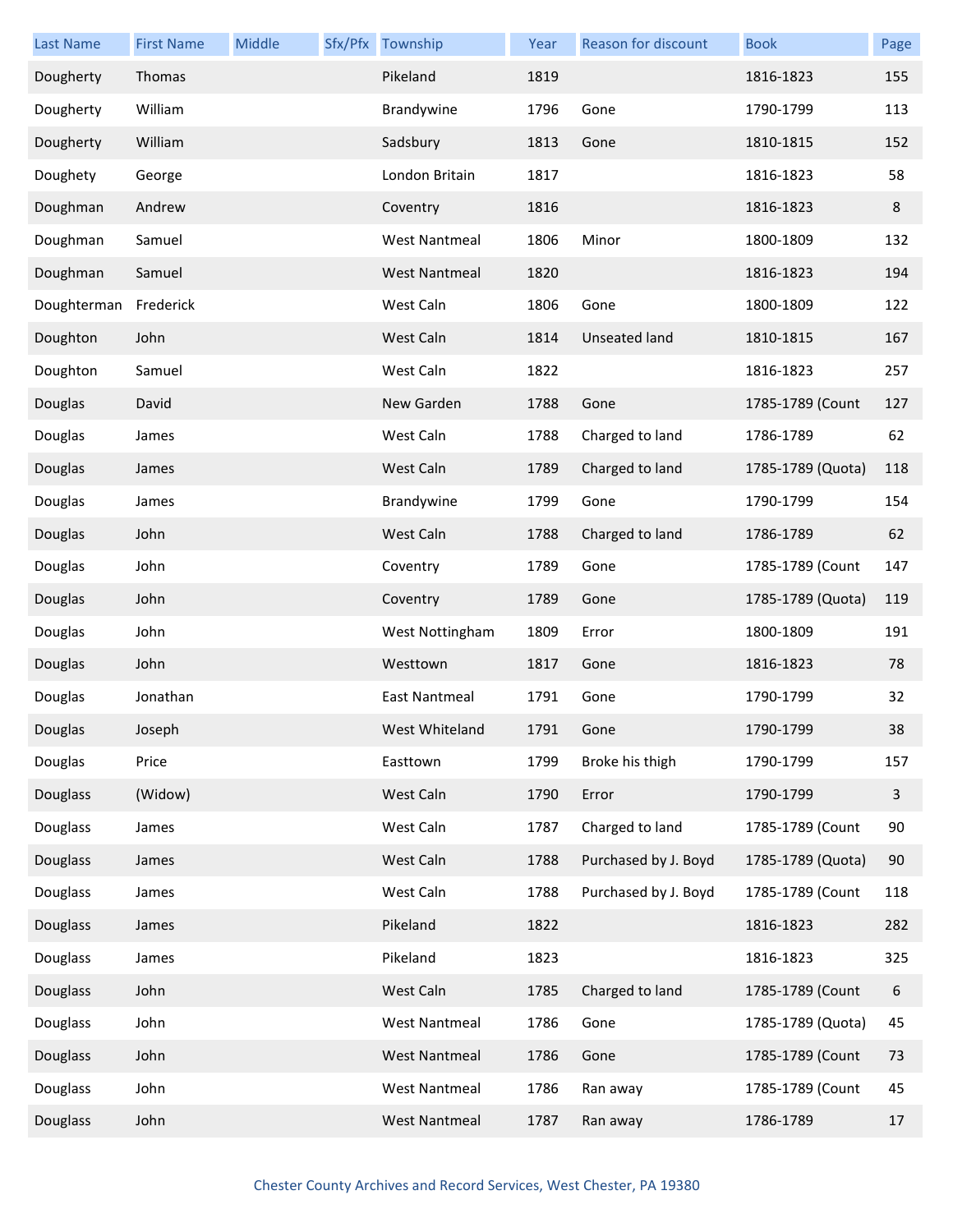| Last Name | First Name | Middle | Sfx/Pfx | Township | Year | Reason for discount | Book | Page |
| --- | --- | --- | --- | --- | --- | --- | --- | --- |
| Dougherty | Thomas | | | Pikeland | 1819 | | 1816-1823 | 155 |
| Dougherty | William | | | Brandywine | 1796 | Gone | 1790-1799 | 113 |
| Dougherty | William | | | Sadsbury | 1813 | Gone | 1810-1815 | 152 |
| Doughety | George | | | London Britain | 1817 | | 1816-1823 | 58 |
| Doughman | Andrew | | | Coventry | 1816 | | 1816-1823 | 8 |
| Doughman | Samuel | | | West Nantmeal | 1806 | Minor | 1800-1809 | 132 |
| Doughman | Samuel | | | West Nantmeal | 1820 | | 1816-1823 | 194 |
| Doughterman | Frederick | | | West Caln | 1806 | Gone | 1800-1809 | 122 |
| Doughton | John | | | West Caln | 1814 | Unseated land | 1810-1815 | 167 |
| Doughton | Samuel | | | West Caln | 1822 | | 1816-1823 | 257 |
| Douglas | David | | | New Garden | 1788 | Gone | 1785-1789 (Count | 127 |
| Douglas | James | | | West Caln | 1788 | Charged to land | 1786-1789 | 62 |
| Douglas | James | | | West Caln | 1789 | Charged to land | 1785-1789 (Quota) | 118 |
| Douglas | James | | | Brandywine | 1799 | Gone | 1790-1799 | 154 |
| Douglas | John | | | West Caln | 1788 | Charged to land | 1786-1789 | 62 |
| Douglas | John | | | Coventry | 1789 | Gone | 1785-1789 (Count | 147 |
| Douglas | John | | | Coventry | 1789 | Gone | 1785-1789 (Quota) | 119 |
| Douglas | John | | | West Nottingham | 1809 | Error | 1800-1809 | 191 |
| Douglas | John | | | Westtown | 1817 | Gone | 1816-1823 | 78 |
| Douglas | Jonathan | | | East Nantmeal | 1791 | Gone | 1790-1799 | 32 |
| Douglas | Joseph | | | West Whiteland | 1791 | Gone | 1790-1799 | 38 |
| Douglas | Price | | | Easttown | 1799 | Broke his thigh | 1790-1799 | 157 |
| Douglass | (Widow) | | | West Caln | 1790 | Error | 1790-1799 | 3 |
| Douglass | James | | | West Caln | 1787 | Charged to land | 1785-1789 (Count | 90 |
| Douglass | James | | | West Caln | 1788 | Purchased by J. Boyd | 1785-1789 (Quota) | 90 |
| Douglass | James | | | West Caln | 1788 | Purchased by J. Boyd | 1785-1789 (Count | 118 |
| Douglass | James | | | Pikeland | 1822 | | 1816-1823 | 282 |
| Douglass | James | | | Pikeland | 1823 | | 1816-1823 | 325 |
| Douglass | John | | | West Caln | 1785 | Charged to land | 1785-1789 (Count | 6 |
| Douglass | John | | | West Nantmeal | 1786 | Gone | 1785-1789 (Quota) | 45 |
| Douglass | John | | | West Nantmeal | 1786 | Gone | 1785-1789 (Count | 73 |
| Douglass | John | | | West Nantmeal | 1786 | Ran away | 1785-1789 (Count | 45 |
| Douglass | John | | | West Nantmeal | 1787 | Ran away | 1786-1789 | 17 |

Chester County Archives and Record Services, West Chester, PA 19380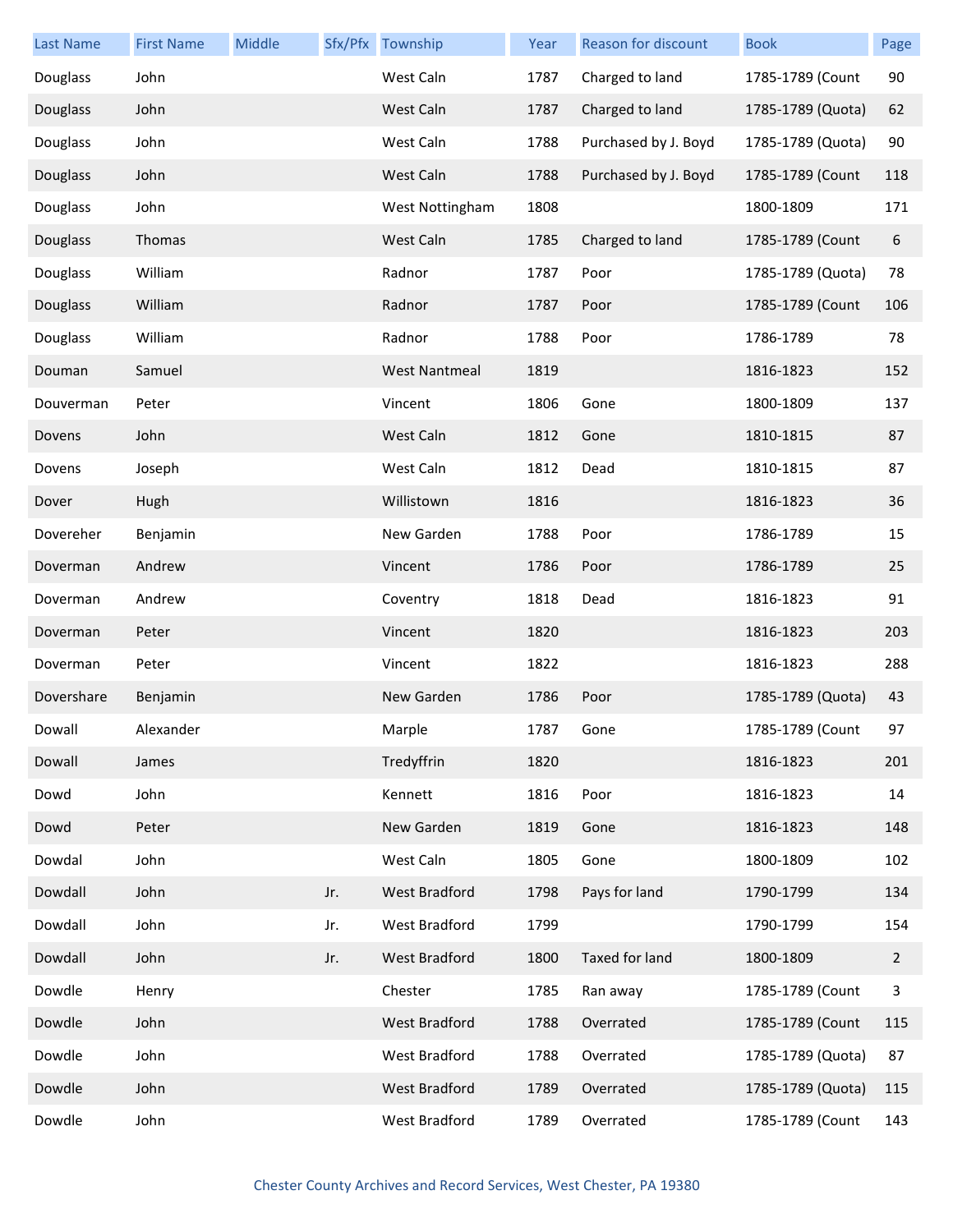| Last Name | First Name | Middle | Sfx/Pfx | Township | Year | Reason for discount | Book | Page |
| --- | --- | --- | --- | --- | --- | --- | --- | --- |
| Douglass | John | | | West Caln | 1787 | Charged to land | 1785-1789 (Count | 90 |
| Douglass | John | | | West Caln | 1787 | Charged to land | 1785-1789 (Quota) | 62 |
| Douglass | John | | | West Caln | 1788 | Purchased by J. Boyd | 1785-1789 (Quota) | 90 |
| Douglass | John | | | West Caln | 1788 | Purchased by J. Boyd | 1785-1789 (Count | 118 |
| Douglass | John | | | West Nottingham | 1808 | | 1800-1809 | 171 |
| Douglass | Thomas | | | West Caln | 1785 | Charged to land | 1785-1789 (Count | 6 |
| Douglass | William | | | Radnor | 1787 | Poor | 1785-1789 (Quota) | 78 |
| Douglass | William | | | Radnor | 1787 | Poor | 1785-1789 (Count | 106 |
| Douglass | William | | | Radnor | 1788 | Poor | 1786-1789 | 78 |
| Douman | Samuel | | | West Nantmeal | 1819 | | 1816-1823 | 152 |
| Douverman | Peter | | | Vincent | 1806 | Gone | 1800-1809 | 137 |
| Dovens | John | | | West Caln | 1812 | Gone | 1810-1815 | 87 |
| Dovens | Joseph | | | West Caln | 1812 | Dead | 1810-1815 | 87 |
| Dover | Hugh | | | Willistown | 1816 | | 1816-1823 | 36 |
| Dovereher | Benjamin | | | New Garden | 1788 | Poor | 1786-1789 | 15 |
| Doverman | Andrew | | | Vincent | 1786 | Poor | 1786-1789 | 25 |
| Doverman | Andrew | | | Coventry | 1818 | Dead | 1816-1823 | 91 |
| Doverman | Peter | | | Vincent | 1820 | | 1816-1823 | 203 |
| Doverman | Peter | | | Vincent | 1822 | | 1816-1823 | 288 |
| Dovershare | Benjamin | | | New Garden | 1786 | Poor | 1785-1789 (Quota) | 43 |
| Dowall | Alexander | | | Marple | 1787 | Gone | 1785-1789 (Count | 97 |
| Dowall | James | | | Tredyffrin | 1820 | | 1816-1823 | 201 |
| Dowd | John | | | Kennett | 1816 | Poor | 1816-1823 | 14 |
| Dowd | Peter | | | New Garden | 1819 | Gone | 1816-1823 | 148 |
| Dowdal | John | | | West Caln | 1805 | Gone | 1800-1809 | 102 |
| Dowdall | John | | Jr. | West Bradford | 1798 | Pays for land | 1790-1799 | 134 |
| Dowdall | John | | Jr. | West Bradford | 1799 | | 1790-1799 | 154 |
| Dowdall | John | | Jr. | West Bradford | 1800 | Taxed for land | 1800-1809 | 2 |
| Dowdle | Henry | | | Chester | 1785 | Ran away | 1785-1789 (Count | 3 |
| Dowdle | John | | | West Bradford | 1788 | Overrated | 1785-1789 (Count | 115 |
| Dowdle | John | | | West Bradford | 1788 | Overrated | 1785-1789 (Quota) | 87 |
| Dowdle | John | | | West Bradford | 1789 | Overrated | 1785-1789 (Quota) | 115 |
| Dowdle | John | | | West Bradford | 1789 | Overrated | 1785-1789 (Count | 143 |

Chester County Archives and Record Services, West Chester, PA 19380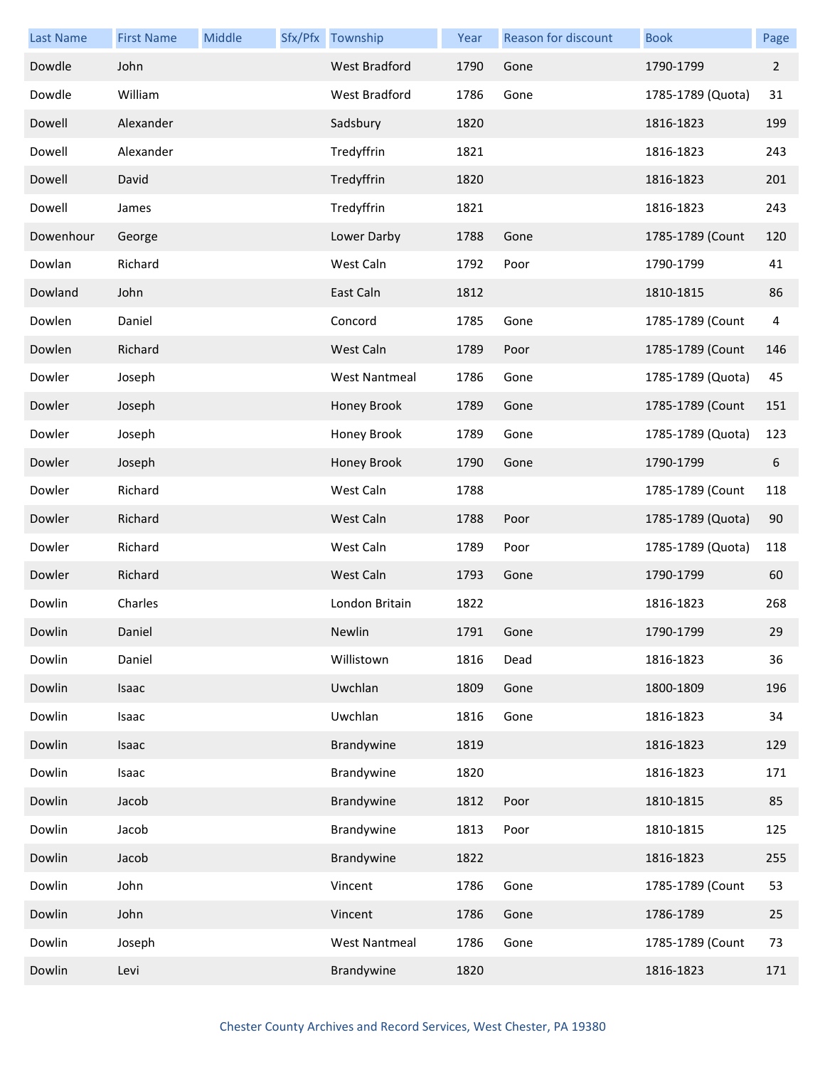| Last Name | First Name | Middle | Sfx/Pfx | Township | Year | Reason for discount | Book | Page |
|---|---|---|---|---|---|---|---|---|
| Dowdle | John | | | West Bradford | 1790 | Gone | 1790-1799 | 2 |
| Dowdle | William | | | West Bradford | 1786 | Gone | 1785-1789 (Quota) | 31 |
| Dowell | Alexander | | | Sadsbury | 1820 | | 1816-1823 | 199 |
| Dowell | Alexander | | | Tredyffrin | 1821 | | 1816-1823 | 243 |
| Dowell | David | | | Tredyffrin | 1820 | | 1816-1823 | 201 |
| Dowell | James | | | Tredyffrin | 1821 | | 1816-1823 | 243 |
| Dowenhour | George | | | Lower Darby | 1788 | Gone | 1785-1789 (Count | 120 |
| Dowlan | Richard | | | West Caln | 1792 | Poor | 1790-1799 | 41 |
| Dowland | John | | | East Caln | 1812 | | 1810-1815 | 86 |
| Dowlen | Daniel | | | Concord | 1785 | Gone | 1785-1789 (Count | 4 |
| Dowlen | Richard | | | West Caln | 1789 | Poor | 1785-1789 (Count | 146 |
| Dowler | Joseph | | | West Nantmeal | 1786 | Gone | 1785-1789 (Quota) | 45 |
| Dowler | Joseph | | | Honey Brook | 1789 | Gone | 1785-1789 (Count | 151 |
| Dowler | Joseph | | | Honey Brook | 1789 | Gone | 1785-1789 (Quota) | 123 |
| Dowler | Joseph | | | Honey Brook | 1790 | Gone | 1790-1799 | 6 |
| Dowler | Richard | | | West Caln | 1788 | | 1785-1789 (Count | 118 |
| Dowler | Richard | | | West Caln | 1788 | Poor | 1785-1789 (Quota) | 90 |
| Dowler | Richard | | | West Caln | 1789 | Poor | 1785-1789 (Quota) | 118 |
| Dowler | Richard | | | West Caln | 1793 | Gone | 1790-1799 | 60 |
| Dowlin | Charles | | | London Britain | 1822 | | 1816-1823 | 268 |
| Dowlin | Daniel | | | Newlin | 1791 | Gone | 1790-1799 | 29 |
| Dowlin | Daniel | | | Willistown | 1816 | Dead | 1816-1823 | 36 |
| Dowlin | Isaac | | | Uwchlan | 1809 | Gone | 1800-1809 | 196 |
| Dowlin | Isaac | | | Uwchlan | 1816 | Gone | 1816-1823 | 34 |
| Dowlin | Isaac | | | Brandywine | 1819 | | 1816-1823 | 129 |
| Dowlin | Isaac | | | Brandywine | 1820 | | 1816-1823 | 171 |
| Dowlin | Jacob | | | Brandywine | 1812 | Poor | 1810-1815 | 85 |
| Dowlin | Jacob | | | Brandywine | 1813 | Poor | 1810-1815 | 125 |
| Dowlin | Jacob | | | Brandywine | 1822 | | 1816-1823 | 255 |
| Dowlin | John | | | Vincent | 1786 | Gone | 1785-1789 (Count | 53 |
| Dowlin | John | | | Vincent | 1786 | Gone | 1786-1789 | 25 |
| Dowlin | Joseph | | | West Nantmeal | 1786 | Gone | 1785-1789 (Count | 73 |
| Dowlin | Levi | | | Brandywine | 1820 | | 1816-1823 | 171 |

Chester County Archives and Record Services, West Chester, PA 19380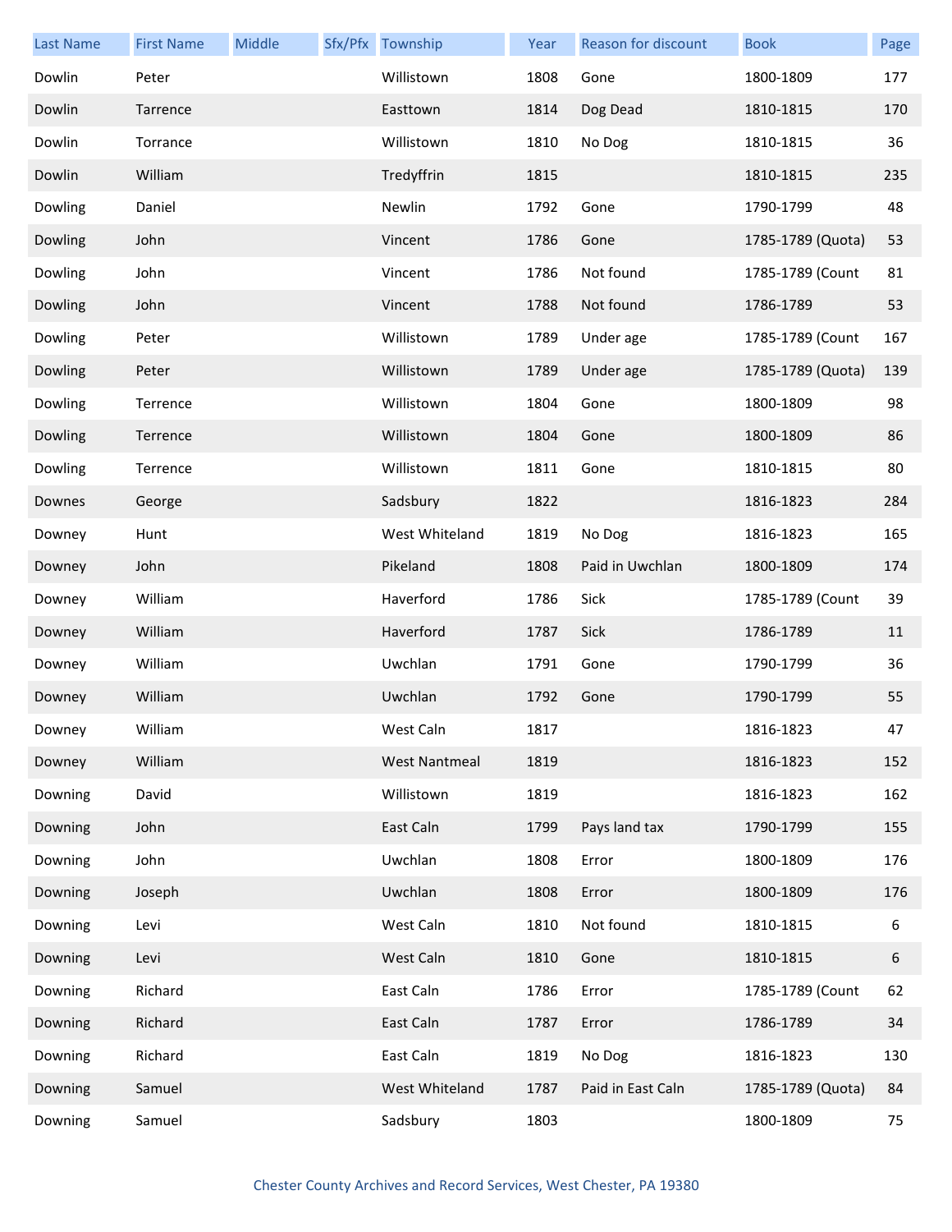| Last Name | First Name | Middle | Sfx/Pfx | Township | Year | Reason for discount | Book | Page |
|---|---|---|---|---|---|---|---|---|
| Dowlin | Peter | | | Willistown | 1808 | Gone | 1800-1809 | 177 |
| Dowlin | Tarrence | | | Easttown | 1814 | Dog Dead | 1810-1815 | 170 |
| Dowlin | Torrance | | | Willistown | 1810 | No Dog | 1810-1815 | 36 |
| Dowlin | William | | | Tredyffrin | 1815 | | 1810-1815 | 235 |
| Dowling | Daniel | | | Newlin | 1792 | Gone | 1790-1799 | 48 |
| Dowling | John | | | Vincent | 1786 | Gone | 1785-1789 (Quota) | 53 |
| Dowling | John | | | Vincent | 1786 | Not found | 1785-1789 (Count | 81 |
| Dowling | John | | | Vincent | 1788 | Not found | 1786-1789 | 53 |
| Dowling | Peter | | | Willistown | 1789 | Under age | 1785-1789 (Count | 167 |
| Dowling | Peter | | | Willistown | 1789 | Under age | 1785-1789 (Quota) | 139 |
| Dowling | Terrence | | | Willistown | 1804 | Gone | 1800-1809 | 98 |
| Dowling | Terrence | | | Willistown | 1804 | Gone | 1800-1809 | 86 |
| Dowling | Terrence | | | Willistown | 1811 | Gone | 1810-1815 | 80 |
| Downes | George | | | Sadsbury | 1822 | | 1816-1823 | 284 |
| Downey | Hunt | | | West Whiteland | 1819 | No Dog | 1816-1823 | 165 |
| Downey | John | | | Pikeland | 1808 | Paid in Uwchlan | 1800-1809 | 174 |
| Downey | William | | | Haverford | 1786 | Sick | 1785-1789 (Count | 39 |
| Downey | William | | | Haverford | 1787 | Sick | 1786-1789 | 11 |
| Downey | William | | | Uwchlan | 1791 | Gone | 1790-1799 | 36 |
| Downey | William | | | Uwchlan | 1792 | Gone | 1790-1799 | 55 |
| Downey | William | | | West Caln | 1817 | | 1816-1823 | 47 |
| Downey | William | | | West Nantmeal | 1819 | | 1816-1823 | 152 |
| Downing | David | | | Willistown | 1819 | | 1816-1823 | 162 |
| Downing | John | | | East Caln | 1799 | Pays land tax | 1790-1799 | 155 |
| Downing | John | | | Uwchlan | 1808 | Error | 1800-1809 | 176 |
| Downing | Joseph | | | Uwchlan | 1808 | Error | 1800-1809 | 176 |
| Downing | Levi | | | West Caln | 1810 | Not found | 1810-1815 | 6 |
| Downing | Levi | | | West Caln | 1810 | Gone | 1810-1815 | 6 |
| Downing | Richard | | | East Caln | 1786 | Error | 1785-1789 (Count | 62 |
| Downing | Richard | | | East Caln | 1787 | Error | 1786-1789 | 34 |
| Downing | Richard | | | East Caln | 1819 | No Dog | 1816-1823 | 130 |
| Downing | Samuel | | | West Whiteland | 1787 | Paid in East Caln | 1785-1789 (Quota) | 84 |
| Downing | Samuel | | | Sadsbury | 1803 | | 1800-1809 | 75 |

Chester County Archives and Record Services, West Chester, PA 19380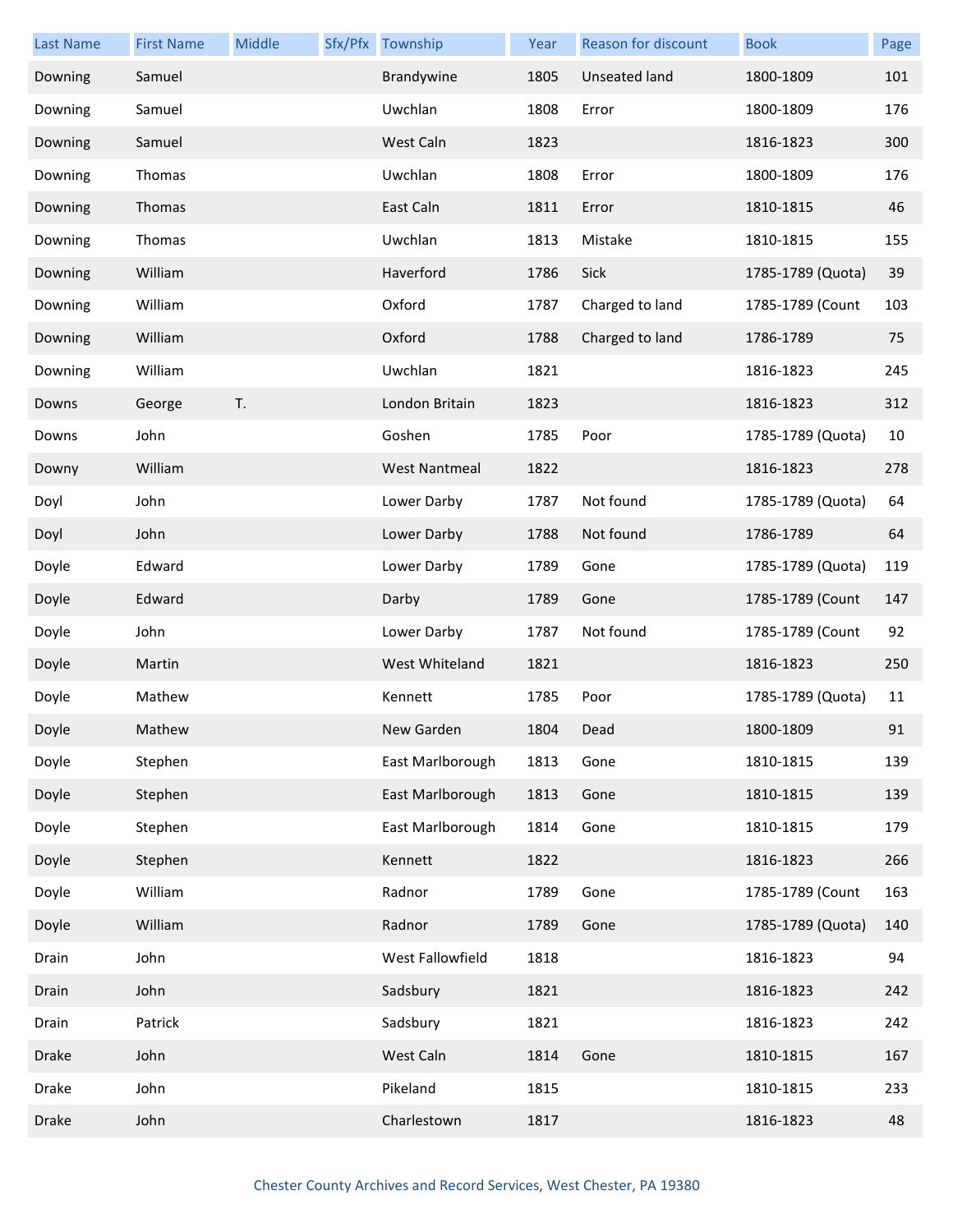| Last Name | First Name | Middle | Sfx/Pfx | Township | Year | Reason for discount | Book | Page |
|---|---|---|---|---|---|---|---|---|
| Downing | Samuel | | | Brandywine | 1805 | Unseated land | 1800-1809 | 101 |
| Downing | Samuel | | | Uwchlan | 1808 | Error | 1800-1809 | 176 |
| Downing | Samuel | | | West Caln | 1823 | | 1816-1823 | 300 |
| Downing | Thomas | | | Uwchlan | 1808 | Error | 1800-1809 | 176 |
| Downing | Thomas | | | East Caln | 1811 | Error | 1810-1815 | 46 |
| Downing | Thomas | | | Uwchlan | 1813 | Mistake | 1810-1815 | 155 |
| Downing | William | | | Haverford | 1786 | Sick | 1785-1789 (Quota) | 39 |
| Downing | William | | | Oxford | 1787 | Charged to land | 1785-1789 (Count | 103 |
| Downing | William | | | Oxford | 1788 | Charged to land | 1786-1789 | 75 |
| Downing | William | | | Uwchlan | 1821 | | 1816-1823 | 245 |
| Downs | George | T. | | London Britain | 1823 | | 1816-1823 | 312 |
| Downs | John | | | Goshen | 1785 | Poor | 1785-1789 (Quota) | 10 |
| Downy | William | | | West Nantmeal | 1822 | | 1816-1823 | 278 |
| Doyl | John | | | Lower Darby | 1787 | Not found | 1785-1789 (Quota) | 64 |
| Doyl | John | | | Lower Darby | 1788 | Not found | 1786-1789 | 64 |
| Doyle | Edward | | | Lower Darby | 1789 | Gone | 1785-1789 (Quota) | 119 |
| Doyle | Edward | | | Darby | 1789 | Gone | 1785-1789 (Count | 147 |
| Doyle | John | | | Lower Darby | 1787 | Not found | 1785-1789 (Count | 92 |
| Doyle | Martin | | | West Whiteland | 1821 | | 1816-1823 | 250 |
| Doyle | Mathew | | | Kennett | 1785 | Poor | 1785-1789 (Quota) | 11 |
| Doyle | Mathew | | | New Garden | 1804 | Dead | 1800-1809 | 91 |
| Doyle | Stephen | | | East Marlborough | 1813 | Gone | 1810-1815 | 139 |
| Doyle | Stephen | | | East Marlborough | 1813 | Gone | 1810-1815 | 139 |
| Doyle | Stephen | | | East Marlborough | 1814 | Gone | 1810-1815 | 179 |
| Doyle | Stephen | | | Kennett | 1822 | | 1816-1823 | 266 |
| Doyle | William | | | Radnor | 1789 | Gone | 1785-1789 (Count | 163 |
| Doyle | William | | | Radnor | 1789 | Gone | 1785-1789 (Quota) | 140 |
| Drain | John | | | West Fallowfield | 1818 | | 1816-1823 | 94 |
| Drain | John | | | Sadsbury | 1821 | | 1816-1823 | 242 |
| Drain | Patrick | | | Sadsbury | 1821 | | 1816-1823 | 242 |
| Drake | John | | | West Caln | 1814 | Gone | 1810-1815 | 167 |
| Drake | John | | | Pikeland | 1815 | | 1810-1815 | 233 |
| Drake | John | | | Charlestown | 1817 | | 1816-1823 | 48 |

Chester County Archives and Record Services, West Chester, PA 19380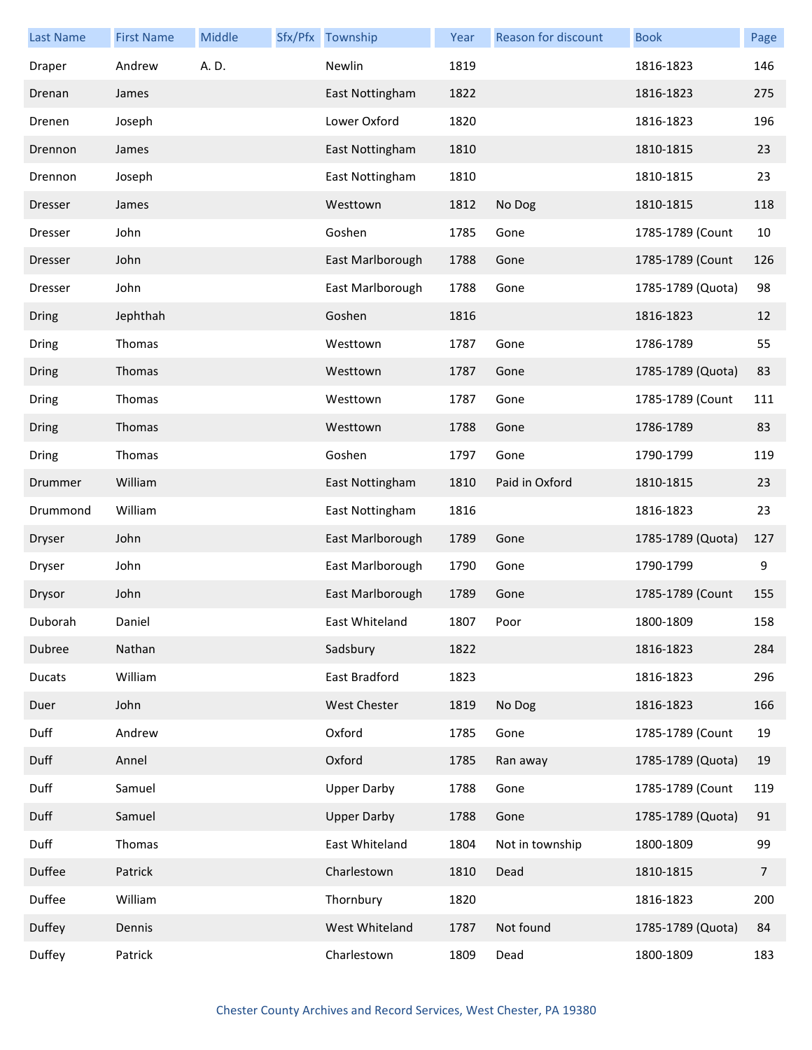| Last Name | First Name | Middle | Sfx/Pfx | Township | Year | Reason for discount | Book | Page |
|---|---|---|---|---|---|---|---|---|
| Draper | Andrew | A. D. | | Newlin | 1819 | | 1816-1823 | 146 |
| Drenan | James | | | East Nottingham | 1822 | | 1816-1823 | 275 |
| Drenen | Joseph | | | Lower Oxford | 1820 | | 1816-1823 | 196 |
| Drennon | James | | | East Nottingham | 1810 | | 1810-1815 | 23 |
| Drennon | Joseph | | | East Nottingham | 1810 | | 1810-1815 | 23 |
| Dresser | James | | | Westtown | 1812 | No Dog | 1810-1815 | 118 |
| Dresser | John | | | Goshen | 1785 | Gone | 1785-1789 (Count | 10 |
| Dresser | John | | | East Marlborough | 1788 | Gone | 1785-1789 (Count | 126 |
| Dresser | John | | | East Marlborough | 1788 | Gone | 1785-1789 (Quota) | 98 |
| Dring | Jephthah | | | Goshen | 1816 | | 1816-1823 | 12 |
| Dring | Thomas | | | Westtown | 1787 | Gone | 1786-1789 | 55 |
| Dring | Thomas | | | Westtown | 1787 | Gone | 1785-1789 (Quota) | 83 |
| Dring | Thomas | | | Westtown | 1787 | Gone | 1785-1789 (Count | 111 |
| Dring | Thomas | | | Westtown | 1788 | Gone | 1786-1789 | 83 |
| Dring | Thomas | | | Goshen | 1797 | Gone | 1790-1799 | 119 |
| Drummer | William | | | East Nottingham | 1810 | Paid in Oxford | 1810-1815 | 23 |
| Drummond | William | | | East Nottingham | 1816 | | 1816-1823 | 23 |
| Dryser | John | | | East Marlborough | 1789 | Gone | 1785-1789 (Quota) | 127 |
| Dryser | John | | | East Marlborough | 1790 | Gone | 1790-1799 | 9 |
| Drysor | John | | | East Marlborough | 1789 | Gone | 1785-1789 (Count | 155 |
| Duborah | Daniel | | | East Whiteland | 1807 | Poor | 1800-1809 | 158 |
| Dubree | Nathan | | | Sadsbury | 1822 | | 1816-1823 | 284 |
| Ducats | William | | | East Bradford | 1823 | | 1816-1823 | 296 |
| Duer | John | | | West Chester | 1819 | No Dog | 1816-1823 | 166 |
| Duff | Andrew | | | Oxford | 1785 | Gone | 1785-1789 (Count | 19 |
| Duff | Annel | | | Oxford | 1785 | Ran away | 1785-1789 (Quota) | 19 |
| Duff | Samuel | | | Upper Darby | 1788 | Gone | 1785-1789 (Count | 119 |
| Duff | Samuel | | | Upper Darby | 1788 | Gone | 1785-1789 (Quota) | 91 |
| Duff | Thomas | | | East Whiteland | 1804 | Not in township | 1800-1809 | 99 |
| Duffee | Patrick | | | Charlestown | 1810 | Dead | 1810-1815 | 7 |
| Duffee | William | | | Thornbury | 1820 | | 1816-1823 | 200 |
| Duffey | Dennis | | | West Whiteland | 1787 | Not found | 1785-1789 (Quota) | 84 |
| Duffey | Patrick | | | Charlestown | 1809 | Dead | 1800-1809 | 183 |

Chester County Archives and Record Services, West Chester, PA 19380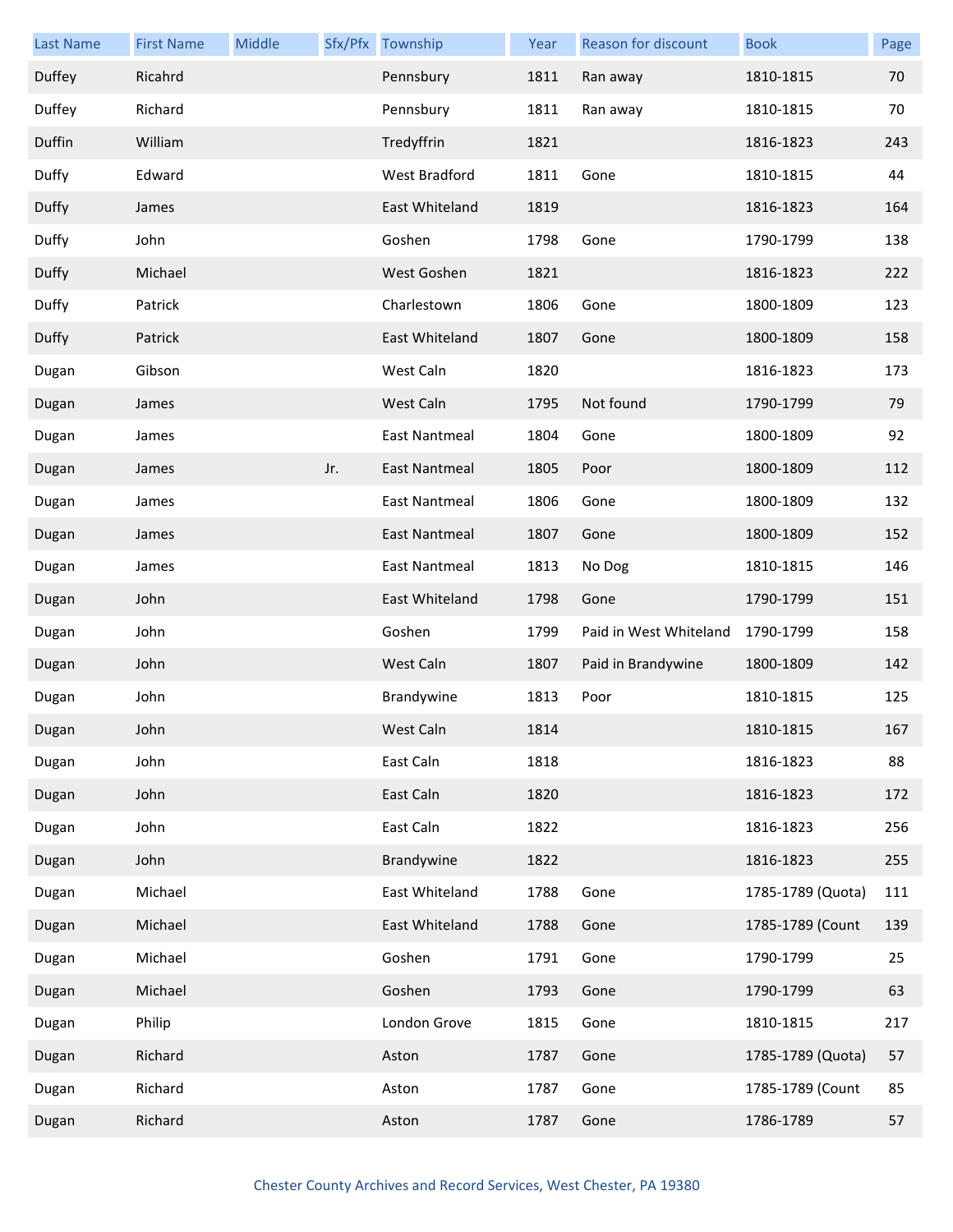| Last Name | First Name | Middle | Sfx/Pfx | Township | Year | Reason for discount | Book | Page |
|---|---|---|---|---|---|---|---|---|
| Duffey | Ricahrd | | | Pennsbury | 1811 | Ran away | 1810-1815 | 70 |
| Duffey | Richard | | | Pennsbury | 1811 | Ran away | 1810-1815 | 70 |
| Duffin | William | | | Tredyffrin | 1821 | | 1816-1823 | 243 |
| Duffy | Edward | | | West Bradford | 1811 | Gone | 1810-1815 | 44 |
| Duffy | James | | | East Whiteland | 1819 | | 1816-1823 | 164 |
| Duffy | John | | | Goshen | 1798 | Gone | 1790-1799 | 138 |
| Duffy | Michael | | | West Goshen | 1821 | | 1816-1823 | 222 |
| Duffy | Patrick | | | Charlestown | 1806 | Gone | 1800-1809 | 123 |
| Duffy | Patrick | | | East Whiteland | 1807 | Gone | 1800-1809 | 158 |
| Dugan | Gibson | | | West Caln | 1820 | | 1816-1823 | 173 |
| Dugan | James | | | West Caln | 1795 | Not found | 1790-1799 | 79 |
| Dugan | James | | | East Nantmeal | 1804 | Gone | 1800-1809 | 92 |
| Dugan | James | | Jr. | East Nantmeal | 1805 | Poor | 1800-1809 | 112 |
| Dugan | James | | | East Nantmeal | 1806 | Gone | 1800-1809 | 132 |
| Dugan | James | | | East Nantmeal | 1807 | Gone | 1800-1809 | 152 |
| Dugan | James | | | East Nantmeal | 1813 | No Dog | 1810-1815 | 146 |
| Dugan | John | | | East Whiteland | 1798 | Gone | 1790-1799 | 151 |
| Dugan | John | | | Goshen | 1799 | Paid in West Whiteland | 1790-1799 | 158 |
| Dugan | John | | | West Caln | 1807 | Paid in Brandywine | 1800-1809 | 142 |
| Dugan | John | | | Brandywine | 1813 | Poor | 1810-1815 | 125 |
| Dugan | John | | | West Caln | 1814 | | 1810-1815 | 167 |
| Dugan | John | | | East Caln | 1818 | | 1816-1823 | 88 |
| Dugan | John | | | East Caln | 1820 | | 1816-1823 | 172 |
| Dugan | John | | | East Caln | 1822 | | 1816-1823 | 256 |
| Dugan | John | | | Brandywine | 1822 | | 1816-1823 | 255 |
| Dugan | Michael | | | East Whiteland | 1788 | Gone | 1785-1789 (Quota) | 111 |
| Dugan | Michael | | | East Whiteland | 1788 | Gone | 1785-1789 (Count | 139 |
| Dugan | Michael | | | Goshen | 1791 | Gone | 1790-1799 | 25 |
| Dugan | Michael | | | Goshen | 1793 | Gone | 1790-1799 | 63 |
| Dugan | Philip | | | London Grove | 1815 | Gone | 1810-1815 | 217 |
| Dugan | Richard | | | Aston | 1787 | Gone | 1785-1789 (Quota) | 57 |
| Dugan | Richard | | | Aston | 1787 | Gone | 1785-1789 (Count | 85 |
| Dugan | Richard | | | Aston | 1787 | Gone | 1786-1789 | 57 |

Chester County Archives and Record Services, West Chester, PA 19380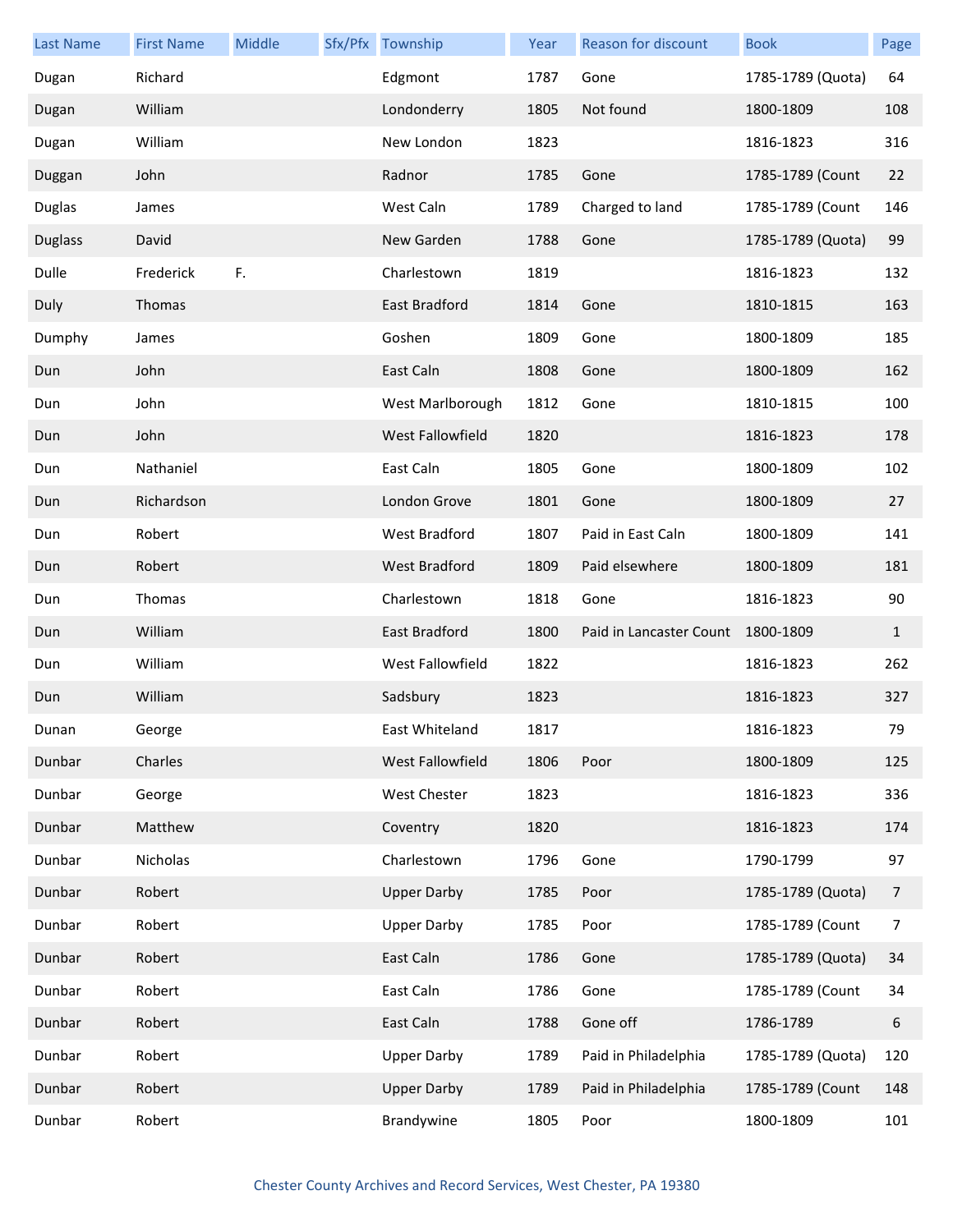| Last Name | First Name | Middle | Sfx/Pfx | Township | Year | Reason for discount | Book | Page |
|---|---|---|---|---|---|---|---|---|
| Dugan | Richard | | | Edgmont | 1787 | Gone | 1785-1789 (Quota) | 64 |
| Dugan | William | | | Londonderry | 1805 | Not found | 1800-1809 | 108 |
| Dugan | William | | | New London | 1823 | | 1816-1823 | 316 |
| Duggan | John | | | Radnor | 1785 | Gone | 1785-1789 (Count | 22 |
| Duglas | James | | | West Caln | 1789 | Charged to land | 1785-1789 (Count | 146 |
| Duglass | David | | | New Garden | 1788 | Gone | 1785-1789 (Quota) | 99 |
| Dulle | Frederick | F. | | Charlestown | 1819 | | 1816-1823 | 132 |
| Duly | Thomas | | | East Bradford | 1814 | Gone | 1810-1815 | 163 |
| Dumphy | James | | | Goshen | 1809 | Gone | 1800-1809 | 185 |
| Dun | John | | | East Caln | 1808 | Gone | 1800-1809 | 162 |
| Dun | John | | | West Marlborough | 1812 | Gone | 1810-1815 | 100 |
| Dun | John | | | West Fallowfield | 1820 | | 1816-1823 | 178 |
| Dun | Nathaniel | | | East Caln | 1805 | Gone | 1800-1809 | 102 |
| Dun | Richardson | | | London Grove | 1801 | Gone | 1800-1809 | 27 |
| Dun | Robert | | | West Bradford | 1807 | Paid in East Caln | 1800-1809 | 141 |
| Dun | Robert | | | West Bradford | 1809 | Paid elsewhere | 1800-1809 | 181 |
| Dun | Thomas | | | Charlestown | 1818 | Gone | 1816-1823 | 90 |
| Dun | William | | | East Bradford | 1800 | Paid in Lancaster Count | 1800-1809 | 1 |
| Dun | William | | | West Fallowfield | 1822 | | 1816-1823 | 262 |
| Dun | William | | | Sadsbury | 1823 | | 1816-1823 | 327 |
| Dunan | George | | | East Whiteland | 1817 | | 1816-1823 | 79 |
| Dunbar | Charles | | | West Fallowfield | 1806 | Poor | 1800-1809 | 125 |
| Dunbar | George | | | West Chester | 1823 | | 1816-1823 | 336 |
| Dunbar | Matthew | | | Coventry | 1820 | | 1816-1823 | 174 |
| Dunbar | Nicholas | | | Charlestown | 1796 | Gone | 1790-1799 | 97 |
| Dunbar | Robert | | | Upper Darby | 1785 | Poor | 1785-1789 (Quota) | 7 |
| Dunbar | Robert | | | Upper Darby | 1785 | Poor | 1785-1789 (Count | 7 |
| Dunbar | Robert | | | East Caln | 1786 | Gone | 1785-1789 (Quota) | 34 |
| Dunbar | Robert | | | East Caln | 1786 | Gone | 1785-1789 (Count | 34 |
| Dunbar | Robert | | | East Caln | 1788 | Gone off | 1786-1789 | 6 |
| Dunbar | Robert | | | Upper Darby | 1789 | Paid in Philadelphia | 1785-1789 (Quota) | 120 |
| Dunbar | Robert | | | Upper Darby | 1789 | Paid in Philadelphia | 1785-1789 (Count | 148 |
| Dunbar | Robert | | | Brandywine | 1805 | Poor | 1800-1809 | 101 |

Chester County Archives and Record Services, West Chester, PA 19380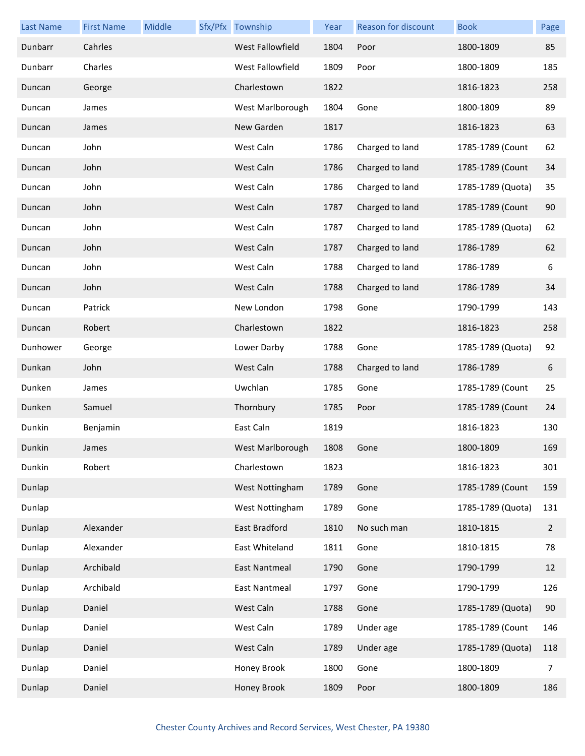| Last Name | First Name | Middle | Sfx/Pfx | Township | Year | Reason for discount | Book | Page |
|---|---|---|---|---|---|---|---|---|
| Dunbarr | Cahrles | | | West Fallowfield | 1804 | Poor | 1800-1809 | 85 |
| Dunbarr | Charles | | | West Fallowfield | 1809 | Poor | 1800-1809 | 185 |
| Duncan | George | | | Charlestown | 1822 | | 1816-1823 | 258 |
| Duncan | James | | | West Marlborough | 1804 | Gone | 1800-1809 | 89 |
| Duncan | James | | | New Garden | 1817 | | 1816-1823 | 63 |
| Duncan | John | | | West Caln | 1786 | Charged to land | 1785-1789 (Count | 62 |
| Duncan | John | | | West Caln | 1786 | Charged to land | 1785-1789 (Count | 34 |
| Duncan | John | | | West Caln | 1786 | Charged to land | 1785-1789 (Quota) | 35 |
| Duncan | John | | | West Caln | 1787 | Charged to land | 1785-1789 (Count | 90 |
| Duncan | John | | | West Caln | 1787 | Charged to land | 1785-1789 (Quota) | 62 |
| Duncan | John | | | West Caln | 1787 | Charged to land | 1786-1789 | 62 |
| Duncan | John | | | West Caln | 1788 | Charged to land | 1786-1789 | 6 |
| Duncan | John | | | West Caln | 1788 | Charged to land | 1786-1789 | 34 |
| Duncan | Patrick | | | New London | 1798 | Gone | 1790-1799 | 143 |
| Duncan | Robert | | | Charlestown | 1822 | | 1816-1823 | 258 |
| Dunhower | George | | | Lower Darby | 1788 | Gone | 1785-1789 (Quota) | 92 |
| Dunkan | John | | | West Caln | 1788 | Charged to land | 1786-1789 | 6 |
| Dunken | James | | | Uwchlan | 1785 | Gone | 1785-1789 (Count | 25 |
| Dunken | Samuel | | | Thornbury | 1785 | Poor | 1785-1789 (Count | 24 |
| Dunkin | Benjamin | | | East Caln | 1819 | | 1816-1823 | 130 |
| Dunkin | James | | | West Marlborough | 1808 | Gone | 1800-1809 | 169 |
| Dunkin | Robert | | | Charlestown | 1823 | | 1816-1823 | 301 |
| Dunlap | | | | West Nottingham | 1789 | Gone | 1785-1789 (Count | 159 |
| Dunlap | | | | West Nottingham | 1789 | Gone | 1785-1789 (Quota) | 131 |
| Dunlap | Alexander | | | East Bradford | 1810 | No such man | 1810-1815 | 2 |
| Dunlap | Alexander | | | East Whiteland | 1811 | Gone | 1810-1815 | 78 |
| Dunlap | Archibald | | | East Nantmeal | 1790 | Gone | 1790-1799 | 12 |
| Dunlap | Archibald | | | East Nantmeal | 1797 | Gone | 1790-1799 | 126 |
| Dunlap | Daniel | | | West Caln | 1788 | Gone | 1785-1789 (Quota) | 90 |
| Dunlap | Daniel | | | West Caln | 1789 | Under age | 1785-1789 (Count | 146 |
| Dunlap | Daniel | | | West Caln | 1789 | Under age | 1785-1789 (Quota) | 118 |
| Dunlap | Daniel | | | Honey Brook | 1800 | Gone | 1800-1809 | 7 |
| Dunlap | Daniel | | | Honey Brook | 1809 | Poor | 1800-1809 | 186 |

Chester County Archives and Record Services, West Chester, PA 19380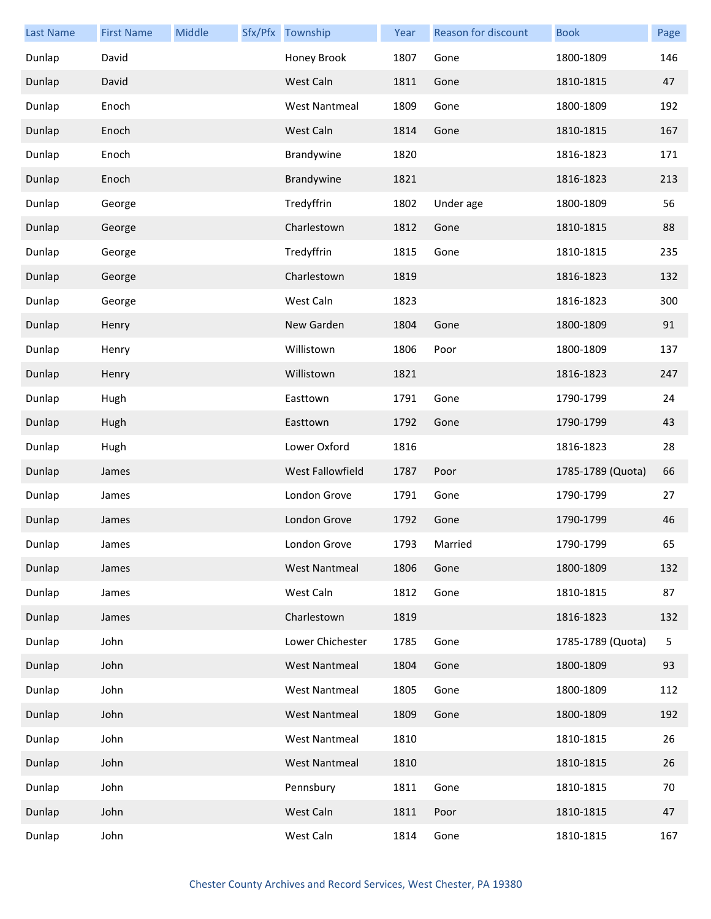| Last Name | First Name | Middle | Sfx/Pfx | Township | Year | Reason for discount | Book | Page |
|---|---|---|---|---|---|---|---|---|
| Dunlap | David | | | Honey Brook | 1807 | Gone | 1800-1809 | 146 |
| Dunlap | David | | | West Caln | 1811 | Gone | 1810-1815 | 47 |
| Dunlap | Enoch | | | West Nantmeal | 1809 | Gone | 1800-1809 | 192 |
| Dunlap | Enoch | | | West Caln | 1814 | Gone | 1810-1815 | 167 |
| Dunlap | Enoch | | | Brandywine | 1820 | | 1816-1823 | 171 |
| Dunlap | Enoch | | | Brandywine | 1821 | | 1816-1823 | 213 |
| Dunlap | George | | | Tredyffrin | 1802 | Under age | 1800-1809 | 56 |
| Dunlap | George | | | Charlestown | 1812 | Gone | 1810-1815 | 88 |
| Dunlap | George | | | Tredyffrin | 1815 | Gone | 1810-1815 | 235 |
| Dunlap | George | | | Charlestown | 1819 | | 1816-1823 | 132 |
| Dunlap | George | | | West Caln | 1823 | | 1816-1823 | 300 |
| Dunlap | Henry | | | New Garden | 1804 | Gone | 1800-1809 | 91 |
| Dunlap | Henry | | | Willistown | 1806 | Poor | 1800-1809 | 137 |
| Dunlap | Henry | | | Willistown | 1821 | | 1816-1823 | 247 |
| Dunlap | Hugh | | | Easttown | 1791 | Gone | 1790-1799 | 24 |
| Dunlap | Hugh | | | Easttown | 1792 | Gone | 1790-1799 | 43 |
| Dunlap | Hugh | | | Lower Oxford | 1816 | | 1816-1823 | 28 |
| Dunlap | James | | | West Fallowfield | 1787 | Poor | 1785-1789 (Quota) | 66 |
| Dunlap | James | | | London Grove | 1791 | Gone | 1790-1799 | 27 |
| Dunlap | James | | | London Grove | 1792 | Gone | 1790-1799 | 46 |
| Dunlap | James | | | London Grove | 1793 | Married | 1790-1799 | 65 |
| Dunlap | James | | | West Nantmeal | 1806 | Gone | 1800-1809 | 132 |
| Dunlap | James | | | West Caln | 1812 | Gone | 1810-1815 | 87 |
| Dunlap | James | | | Charlestown | 1819 | | 1816-1823 | 132 |
| Dunlap | John | | | Lower Chichester | 1785 | Gone | 1785-1789 (Quota) | 5 |
| Dunlap | John | | | West Nantmeal | 1804 | Gone | 1800-1809 | 93 |
| Dunlap | John | | | West Nantmeal | 1805 | Gone | 1800-1809 | 112 |
| Dunlap | John | | | West Nantmeal | 1809 | Gone | 1800-1809 | 192 |
| Dunlap | John | | | West Nantmeal | 1810 | | 1810-1815 | 26 |
| Dunlap | John | | | West Nantmeal | 1810 | | 1810-1815 | 26 |
| Dunlap | John | | | Pennsbury | 1811 | Gone | 1810-1815 | 70 |
| Dunlap | John | | | West Caln | 1811 | Poor | 1810-1815 | 47 |
| Dunlap | John | | | West Caln | 1814 | Gone | 1810-1815 | 167 |

Chester County Archives and Record Services, West Chester, PA 19380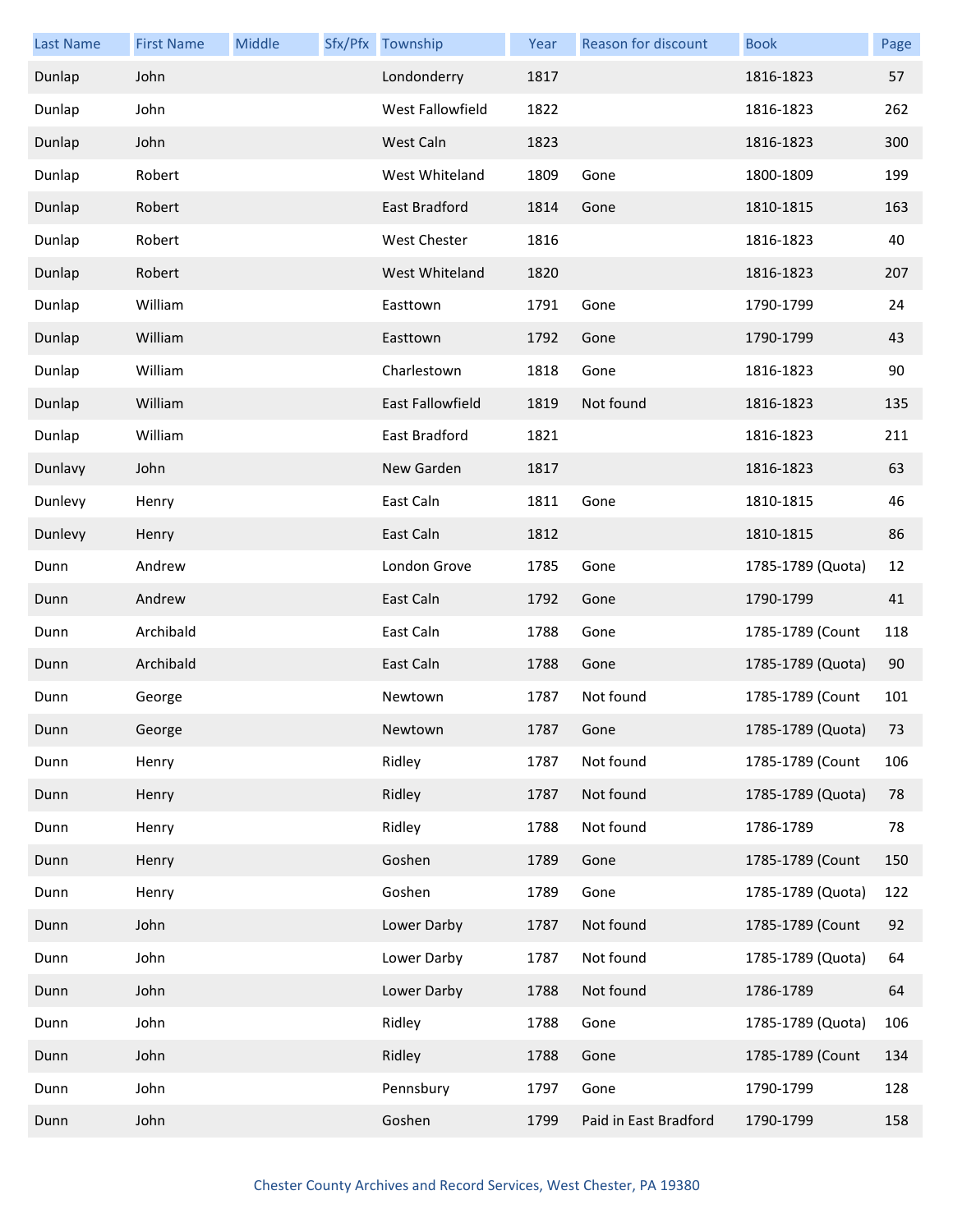| Last Name | First Name | Middle | Sfx/Pfx | Township | Year | Reason for discount | Book | Page |
|---|---|---|---|---|---|---|---|---|
| Dunlap | John | | | Londonderry | 1817 | | 1816-1823 | 57 |
| Dunlap | John | | | West Fallowfield | 1822 | | 1816-1823 | 262 |
| Dunlap | John | | | West Caln | 1823 | | 1816-1823 | 300 |
| Dunlap | Robert | | | West Whiteland | 1809 | Gone | 1800-1809 | 199 |
| Dunlap | Robert | | | East Bradford | 1814 | Gone | 1810-1815 | 163 |
| Dunlap | Robert | | | West Chester | 1816 | | 1816-1823 | 40 |
| Dunlap | Robert | | | West Whiteland | 1820 | | 1816-1823 | 207 |
| Dunlap | William | | | Easttown | 1791 | Gone | 1790-1799 | 24 |
| Dunlap | William | | | Easttown | 1792 | Gone | 1790-1799 | 43 |
| Dunlap | William | | | Charlestown | 1818 | Gone | 1816-1823 | 90 |
| Dunlap | William | | | East Fallowfield | 1819 | Not found | 1816-1823 | 135 |
| Dunlap | William | | | East Bradford | 1821 | | 1816-1823 | 211 |
| Dunlavy | John | | | New Garden | 1817 | | 1816-1823 | 63 |
| Dunlevy | Henry | | | East Caln | 1811 | Gone | 1810-1815 | 46 |
| Dunlevy | Henry | | | East Caln | 1812 | | 1810-1815 | 86 |
| Dunn | Andrew | | | London Grove | 1785 | Gone | 1785-1789 (Quota) | 12 |
| Dunn | Andrew | | | East Caln | 1792 | Gone | 1790-1799 | 41 |
| Dunn | Archibald | | | East Caln | 1788 | Gone | 1785-1789 (Count | 118 |
| Dunn | Archibald | | | East Caln | 1788 | Gone | 1785-1789 (Quota) | 90 |
| Dunn | George | | | Newtown | 1787 | Not found | 1785-1789 (Count | 101 |
| Dunn | George | | | Newtown | 1787 | Gone | 1785-1789 (Quota) | 73 |
| Dunn | Henry | | | Ridley | 1787 | Not found | 1785-1789 (Count | 106 |
| Dunn | Henry | | | Ridley | 1787 | Not found | 1785-1789 (Quota) | 78 |
| Dunn | Henry | | | Ridley | 1788 | Not found | 1786-1789 | 78 |
| Dunn | Henry | | | Goshen | 1789 | Gone | 1785-1789 (Count | 150 |
| Dunn | Henry | | | Goshen | 1789 | Gone | 1785-1789 (Quota) | 122 |
| Dunn | John | | | Lower Darby | 1787 | Not found | 1785-1789 (Count | 92 |
| Dunn | John | | | Lower Darby | 1787 | Not found | 1785-1789 (Quota) | 64 |
| Dunn | John | | | Lower Darby | 1788 | Not found | 1786-1789 | 64 |
| Dunn | John | | | Ridley | 1788 | Gone | 1785-1789 (Quota) | 106 |
| Dunn | John | | | Ridley | 1788 | Gone | 1785-1789 (Count | 134 |
| Dunn | John | | | Pennsbury | 1797 | Gone | 1790-1799 | 128 |
| Dunn | John | | | Goshen | 1799 | Paid in East Bradford | 1790-1799 | 158 |

Chester County Archives and Record Services, West Chester, PA 19380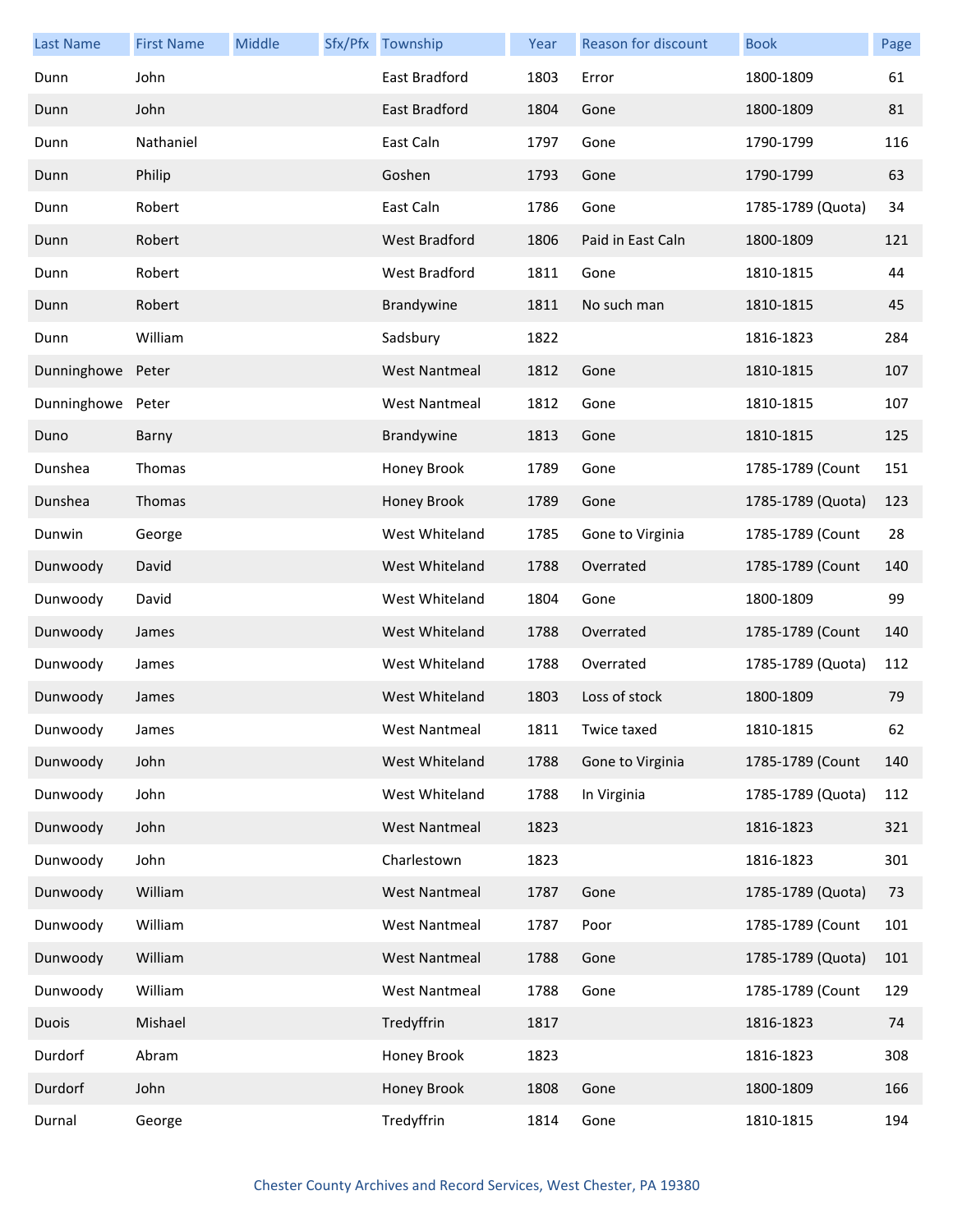| Last Name | First Name | Middle | Sfx/Pfx | Township | Year | Reason for discount | Book | Page |
|---|---|---|---|---|---|---|---|---|
| Dunn | John | | | East Bradford | 1803 | Error | 1800-1809 | 61 |
| Dunn | John | | | East Bradford | 1804 | Gone | 1800-1809 | 81 |
| Dunn | Nathaniel | | | East Caln | 1797 | Gone | 1790-1799 | 116 |
| Dunn | Philip | | | Goshen | 1793 | Gone | 1790-1799 | 63 |
| Dunn | Robert | | | East Caln | 1786 | Gone | 1785-1789 (Quota) | 34 |
| Dunn | Robert | | | West Bradford | 1806 | Paid in East Caln | 1800-1809 | 121 |
| Dunn | Robert | | | West Bradford | 1811 | Gone | 1810-1815 | 44 |
| Dunn | Robert | | | Brandywine | 1811 | No such man | 1810-1815 | 45 |
| Dunn | William | | | Sadsbury | 1822 | | 1816-1823 | 284 |
| Dunninghowe | Peter | | | West Nantmeal | 1812 | Gone | 1810-1815 | 107 |
| Dunninghowe | Peter | | | West Nantmeal | 1812 | Gone | 1810-1815 | 107 |
| Duno | Barny | | | Brandywine | 1813 | Gone | 1810-1815 | 125 |
| Dunshea | Thomas | | | Honey Brook | 1789 | Gone | 1785-1789 (Count | 151 |
| Dunshea | Thomas | | | Honey Brook | 1789 | Gone | 1785-1789 (Quota) | 123 |
| Dunwin | George | | | West Whiteland | 1785 | Gone to Virginia | 1785-1789 (Count | 28 |
| Dunwoody | David | | | West Whiteland | 1788 | Overrated | 1785-1789 (Count | 140 |
| Dunwoody | David | | | West Whiteland | 1804 | Gone | 1800-1809 | 99 |
| Dunwoody | James | | | West Whiteland | 1788 | Overrated | 1785-1789 (Count | 140 |
| Dunwoody | James | | | West Whiteland | 1788 | Overrated | 1785-1789 (Quota) | 112 |
| Dunwoody | James | | | West Whiteland | 1803 | Loss of stock | 1800-1809 | 79 |
| Dunwoody | James | | | West Nantmeal | 1811 | Twice taxed | 1810-1815 | 62 |
| Dunwoody | John | | | West Whiteland | 1788 | Gone to Virginia | 1785-1789 (Count | 140 |
| Dunwoody | John | | | West Whiteland | 1788 | In Virginia | 1785-1789 (Quota) | 112 |
| Dunwoody | John | | | West Nantmeal | 1823 | | 1816-1823 | 321 |
| Dunwoody | John | | | Charlestown | 1823 | | 1816-1823 | 301 |
| Dunwoody | William | | | West Nantmeal | 1787 | Gone | 1785-1789 (Quota) | 73 |
| Dunwoody | William | | | West Nantmeal | 1787 | Poor | 1785-1789 (Count | 101 |
| Dunwoody | William | | | West Nantmeal | 1788 | Gone | 1785-1789 (Quota) | 101 |
| Dunwoody | William | | | West Nantmeal | 1788 | Gone | 1785-1789 (Count | 129 |
| Duois | Mishael | | | Tredyffrin | 1817 | | 1816-1823 | 74 |
| Durdorf | Abram | | | Honey Brook | 1823 | | 1816-1823 | 308 |
| Durdorf | John | | | Honey Brook | 1808 | Gone | 1800-1809 | 166 |
| Durnal | George | | | Tredyffrin | 1814 | Gone | 1810-1815 | 194 |

Chester County Archives and Record Services, West Chester, PA 19380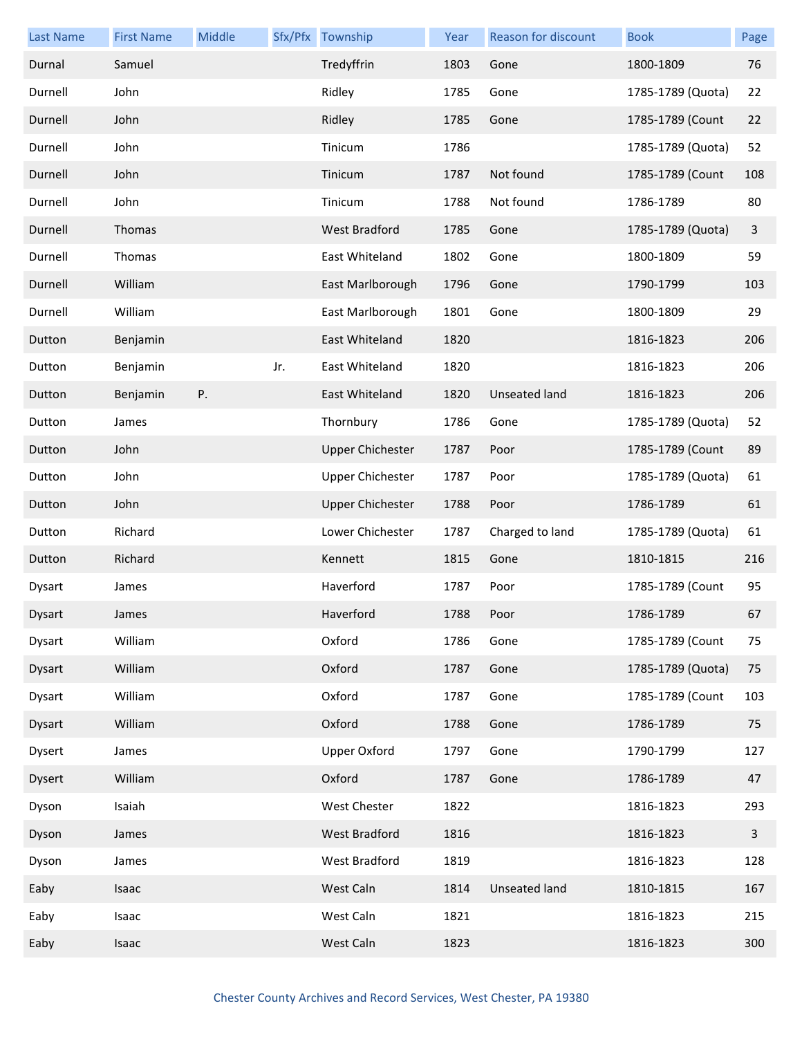| Last Name | First Name | Middle | Sfx/Pfx | Township | Year | Reason for discount | Book | Page |
|---|---|---|---|---|---|---|---|---|
| Durnal | Samuel | | | Tredyffrin | 1803 | Gone | 1800-1809 | 76 |
| Durnell | John | | | Ridley | 1785 | Gone | 1785-1789 (Quota) | 22 |
| Durnell | John | | | Ridley | 1785 | Gone | 1785-1789 (Count | 22 |
| Durnell | John | | | Tinicum | 1786 | | 1785-1789 (Quota) | 52 |
| Durnell | John | | | Tinicum | 1787 | Not found | 1785-1789 (Count | 108 |
| Durnell | John | | | Tinicum | 1788 | Not found | 1786-1789 | 80 |
| Durnell | Thomas | | | West Bradford | 1785 | Gone | 1785-1789 (Quota) | 3 |
| Durnell | Thomas | | | East Whiteland | 1802 | Gone | 1800-1809 | 59 |
| Durnell | William | | | East Marlborough | 1796 | Gone | 1790-1799 | 103 |
| Durnell | William | | | East Marlborough | 1801 | Gone | 1800-1809 | 29 |
| Dutton | Benjamin | | | East Whiteland | 1820 | | 1816-1823 | 206 |
| Dutton | Benjamin | | Jr. | East Whiteland | 1820 | | 1816-1823 | 206 |
| Dutton | Benjamin | P. | | East Whiteland | 1820 | Unseated land | 1816-1823 | 206 |
| Dutton | James | | | Thornbury | 1786 | Gone | 1785-1789 (Quota) | 52 |
| Dutton | John | | | Upper Chichester | 1787 | Poor | 1785-1789 (Count | 89 |
| Dutton | John | | | Upper Chichester | 1787 | Poor | 1785-1789 (Quota) | 61 |
| Dutton | John | | | Upper Chichester | 1788 | Poor | 1786-1789 | 61 |
| Dutton | Richard | | | Lower Chichester | 1787 | Charged to land | 1785-1789 (Quota) | 61 |
| Dutton | Richard | | | Kennett | 1815 | Gone | 1810-1815 | 216 |
| Dysart | James | | | Haverford | 1787 | Poor | 1785-1789 (Count | 95 |
| Dysart | James | | | Haverford | 1788 | Poor | 1786-1789 | 67 |
| Dysart | William | | | Oxford | 1786 | Gone | 1785-1789 (Count | 75 |
| Dysart | William | | | Oxford | 1787 | Gone | 1785-1789 (Quota) | 75 |
| Dysart | William | | | Oxford | 1787 | Gone | 1785-1789 (Count | 103 |
| Dysart | William | | | Oxford | 1788 | Gone | 1786-1789 | 75 |
| Dysert | James | | | Upper Oxford | 1797 | Gone | 1790-1799 | 127 |
| Dysert | William | | | Oxford | 1787 | Gone | 1786-1789 | 47 |
| Dyson | Isaiah | | | West Chester | 1822 | | 1816-1823 | 293 |
| Dyson | James | | | West Bradford | 1816 | | 1816-1823 | 3 |
| Dyson | James | | | West Bradford | 1819 | | 1816-1823 | 128 |
| Eaby | Isaac | | | West Caln | 1814 | Unseated land | 1810-1815 | 167 |
| Eaby | Isaac | | | West Caln | 1821 | | 1816-1823 | 215 |
| Eaby | Isaac | | | West Caln | 1823 | | 1816-1823 | 300 |

Chester County Archives and Record Services, West Chester, PA 19380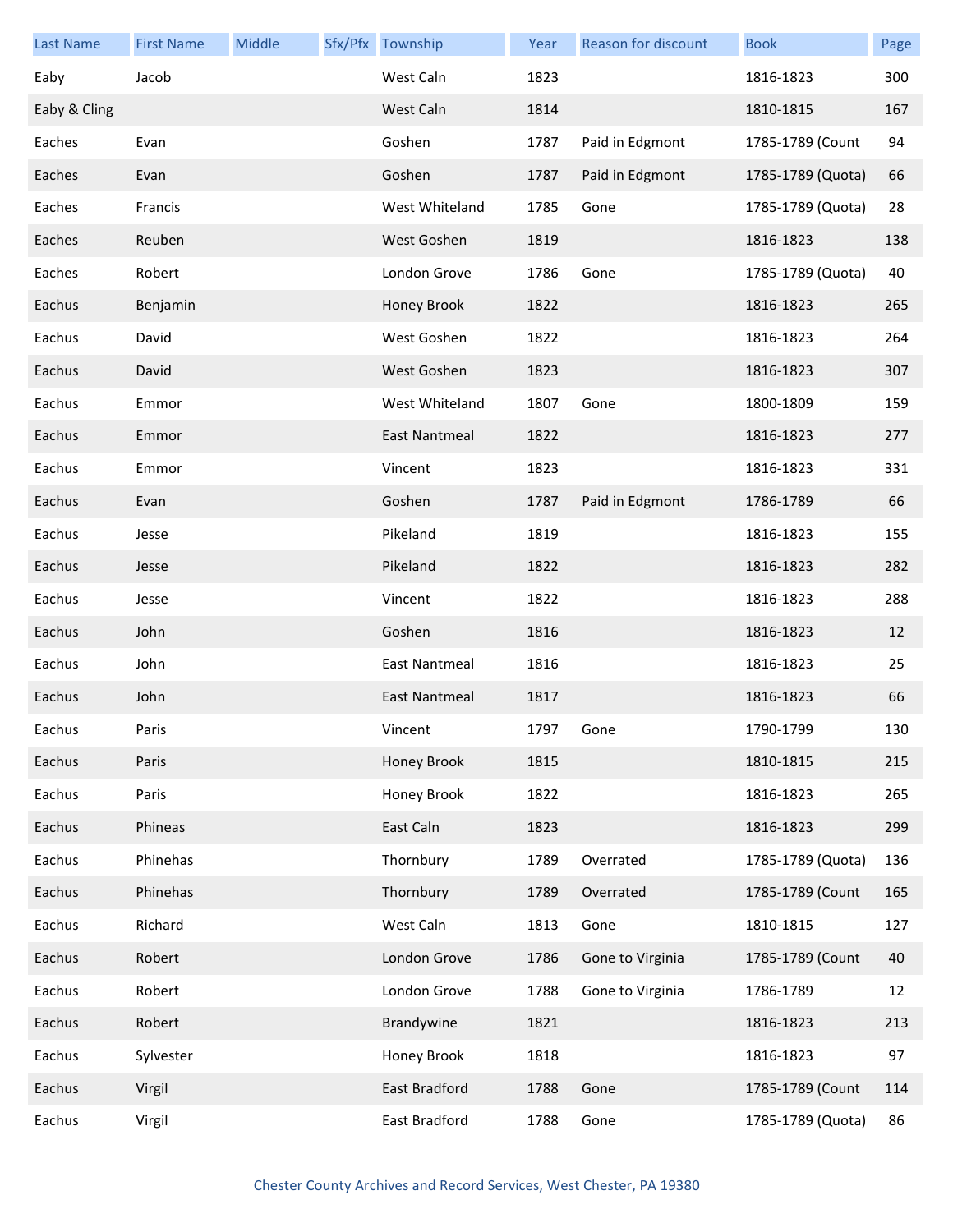| Last Name | First Name | Middle | Sfx/Pfx | Township | Year | Reason for discount | Book | Page |
|---|---|---|---|---|---|---|---|---|
| Eaby | Jacob | | | West Caln | 1823 | | 1816-1823 | 300 |
| Eaby & Cling | | | | West Caln | 1814 | | 1810-1815 | 167 |
| Eaches | Evan | | | Goshen | 1787 | Paid in Edgmont | 1785-1789 (Count | 94 |
| Eaches | Evan | | | Goshen | 1787 | Paid in Edgmont | 1785-1789 (Quota) | 66 |
| Eaches | Francis | | | West Whiteland | 1785 | Gone | 1785-1789 (Quota) | 28 |
| Eaches | Reuben | | | West Goshen | 1819 | | 1816-1823 | 138 |
| Eaches | Robert | | | London Grove | 1786 | Gone | 1785-1789 (Quota) | 40 |
| Eachus | Benjamin | | | Honey Brook | 1822 | | 1816-1823 | 265 |
| Eachus | David | | | West Goshen | 1822 | | 1816-1823 | 264 |
| Eachus | David | | | West Goshen | 1823 | | 1816-1823 | 307 |
| Eachus | Emmor | | | West Whiteland | 1807 | Gone | 1800-1809 | 159 |
| Eachus | Emmor | | | East Nantmeal | 1822 | | 1816-1823 | 277 |
| Eachus | Emmor | | | Vincent | 1823 | | 1816-1823 | 331 |
| Eachus | Evan | | | Goshen | 1787 | Paid in Edgmont | 1786-1789 | 66 |
| Eachus | Jesse | | | Pikeland | 1819 | | 1816-1823 | 155 |
| Eachus | Jesse | | | Pikeland | 1822 | | 1816-1823 | 282 |
| Eachus | Jesse | | | Vincent | 1822 | | 1816-1823 | 288 |
| Eachus | John | | | Goshen | 1816 | | 1816-1823 | 12 |
| Eachus | John | | | East Nantmeal | 1816 | | 1816-1823 | 25 |
| Eachus | John | | | East Nantmeal | 1817 | | 1816-1823 | 66 |
| Eachus | Paris | | | Vincent | 1797 | Gone | 1790-1799 | 130 |
| Eachus | Paris | | | Honey Brook | 1815 | | 1810-1815 | 215 |
| Eachus | Paris | | | Honey Brook | 1822 | | 1816-1823 | 265 |
| Eachus | Phineas | | | East Caln | 1823 | | 1816-1823 | 299 |
| Eachus | Phinehas | | | Thornbury | 1789 | Overrated | 1785-1789 (Quota) | 136 |
| Eachus | Phinehas | | | Thornbury | 1789 | Overrated | 1785-1789 (Count | 165 |
| Eachus | Richard | | | West Caln | 1813 | Gone | 1810-1815 | 127 |
| Eachus | Robert | | | London Grove | 1786 | Gone to Virginia | 1785-1789 (Count | 40 |
| Eachus | Robert | | | London Grove | 1788 | Gone to Virginia | 1786-1789 | 12 |
| Eachus | Robert | | | Brandywine | 1821 | | 1816-1823 | 213 |
| Eachus | Sylvester | | | Honey Brook | 1818 | | 1816-1823 | 97 |
| Eachus | Virgil | | | East Bradford | 1788 | Gone | 1785-1789 (Count | 114 |
| Eachus | Virgil | | | East Bradford | 1788 | Gone | 1785-1789 (Quota) | 86 |

Chester County Archives and Record Services, West Chester, PA 19380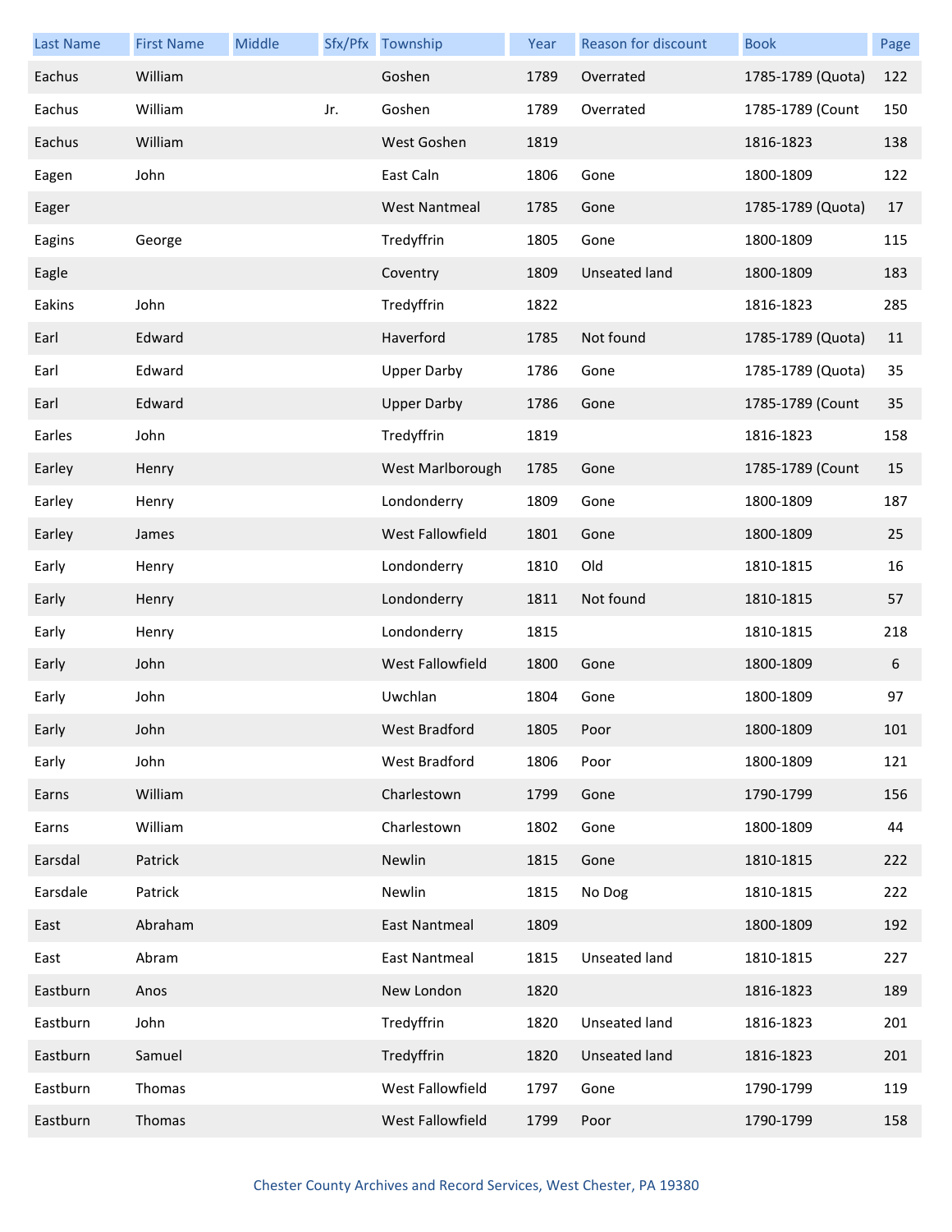| Last Name | First Name | Middle | Sfx/Pfx | Township | Year | Reason for discount | Book | Page |
| --- | --- | --- | --- | --- | --- | --- | --- | --- |
| Eachus | William | | | Goshen | 1789 | Overrated | 1785-1789 (Quota) | 122 |
| Eachus | William | | Jr. | Goshen | 1789 | Overrated | 1785-1789 (Count | 150 |
| Eachus | William | | | West Goshen | 1819 | | 1816-1823 | 138 |
| Eagen | John | | | East Caln | 1806 | Gone | 1800-1809 | 122 |
| Eager | | | | West Nantmeal | 1785 | Gone | 1785-1789 (Quota) | 17 |
| Eagins | George | | | Tredyffrin | 1805 | Gone | 1800-1809 | 115 |
| Eagle | | | | Coventry | 1809 | Unseated land | 1800-1809 | 183 |
| Eakins | John | | | Tredyffrin | 1822 | | 1816-1823 | 285 |
| Earl | Edward | | | Haverford | 1785 | Not found | 1785-1789 (Quota) | 11 |
| Earl | Edward | | | Upper Darby | 1786 | Gone | 1785-1789 (Quota) | 35 |
| Earl | Edward | | | Upper Darby | 1786 | Gone | 1785-1789 (Count | 35 |
| Earles | John | | | Tredyffrin | 1819 | | 1816-1823 | 158 |
| Earley | Henry | | | West Marlborough | 1785 | Gone | 1785-1789 (Count | 15 |
| Earley | Henry | | | Londonderry | 1809 | Gone | 1800-1809 | 187 |
| Earley | James | | | West Fallowfield | 1801 | Gone | 1800-1809 | 25 |
| Early | Henry | | | Londonderry | 1810 | Old | 1810-1815 | 16 |
| Early | Henry | | | Londonderry | 1811 | Not found | 1810-1815 | 57 |
| Early | Henry | | | Londonderry | 1815 | | 1810-1815 | 218 |
| Early | John | | | West Fallowfield | 1800 | Gone | 1800-1809 | 6 |
| Early | John | | | Uwchlan | 1804 | Gone | 1800-1809 | 97 |
| Early | John | | | West Bradford | 1805 | Poor | 1800-1809 | 101 |
| Early | John | | | West Bradford | 1806 | Poor | 1800-1809 | 121 |
| Earns | William | | | Charlestown | 1799 | Gone | 1790-1799 | 156 |
| Earns | William | | | Charlestown | 1802 | Gone | 1800-1809 | 44 |
| Earsdal | Patrick | | | Newlin | 1815 | Gone | 1810-1815 | 222 |
| Earsdale | Patrick | | | Newlin | 1815 | No Dog | 1810-1815 | 222 |
| East | Abraham | | | East Nantmeal | 1809 | | 1800-1809 | 192 |
| East | Abram | | | East Nantmeal | 1815 | Unseated land | 1810-1815 | 227 |
| Eastburn | Anos | | | New London | 1820 | | 1816-1823 | 189 |
| Eastburn | John | | | Tredyffrin | 1820 | Unseated land | 1816-1823 | 201 |
| Eastburn | Samuel | | | Tredyffrin | 1820 | Unseated land | 1816-1823 | 201 |
| Eastburn | Thomas | | | West Fallowfield | 1797 | Gone | 1790-1799 | 119 |
| Eastburn | Thomas | | | West Fallowfield | 1799 | Poor | 1790-1799 | 158 |

Chester County Archives and Record Services, West Chester, PA 19380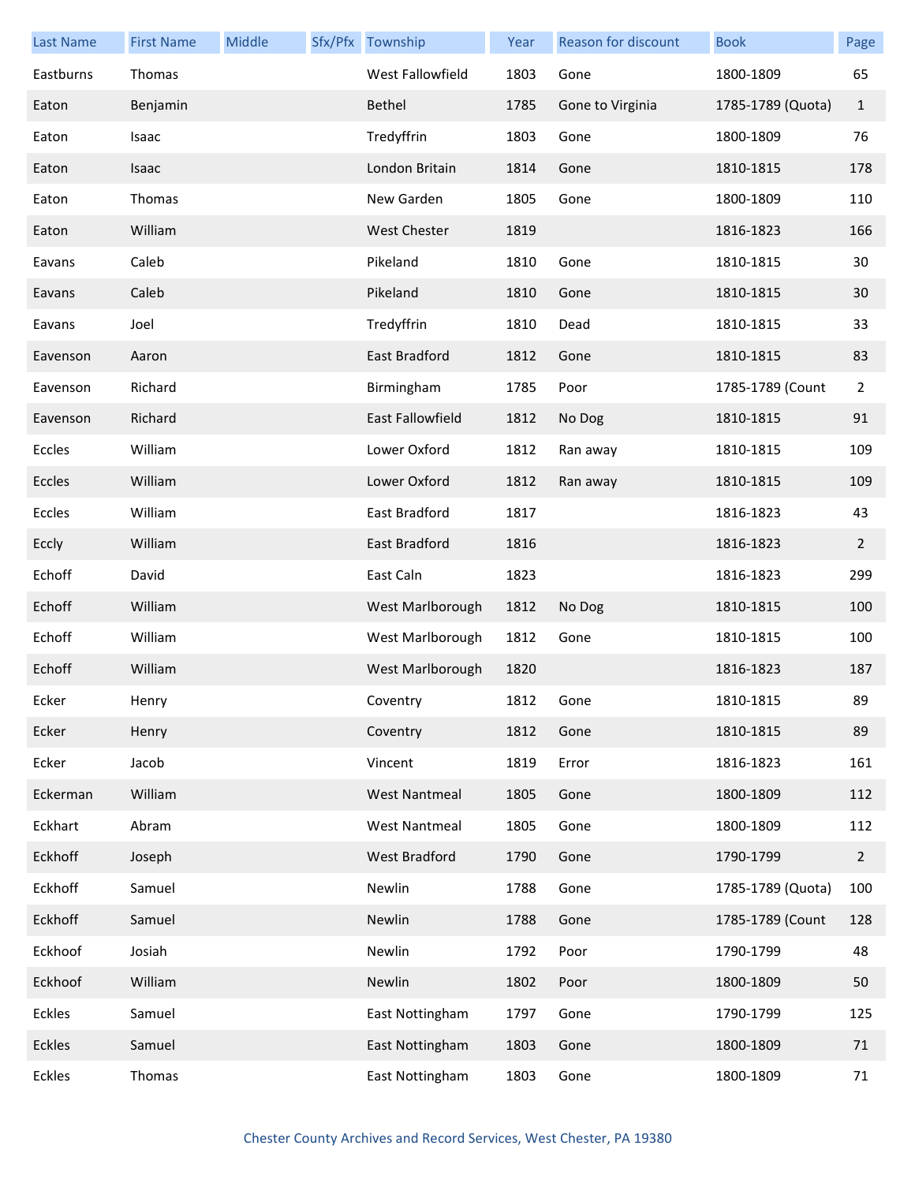| Last Name | First Name | Middle | Sfx/Pfx | Township | Year | Reason for discount | Book | Page |
|---|---|---|---|---|---|---|---|---|
| Eastburns | Thomas | | | West Fallowfield | 1803 | Gone | 1800-1809 | 65 |
| Eaton | Benjamin | | | Bethel | 1785 | Gone to Virginia | 1785-1789 (Quota) | 1 |
| Eaton | Isaac | | | Tredyffrin | 1803 | Gone | 1800-1809 | 76 |
| Eaton | Isaac | | | London Britain | 1814 | Gone | 1810-1815 | 178 |
| Eaton | Thomas | | | New Garden | 1805 | Gone | 1800-1809 | 110 |
| Eaton | William | | | West Chester | 1819 | | 1816-1823 | 166 |
| Eavans | Caleb | | | Pikeland | 1810 | Gone | 1810-1815 | 30 |
| Eavans | Caleb | | | Pikeland | 1810 | Gone | 1810-1815 | 30 |
| Eavans | Joel | | | Tredyffrin | 1810 | Dead | 1810-1815 | 33 |
| Eavenson | Aaron | | | East Bradford | 1812 | Gone | 1810-1815 | 83 |
| Eavenson | Richard | | | Birmingham | 1785 | Poor | 1785-1789 (Count | 2 |
| Eavenson | Richard | | | East Fallowfield | 1812 | No Dog | 1810-1815 | 91 |
| Eccles | William | | | Lower Oxford | 1812 | Ran away | 1810-1815 | 109 |
| Eccles | William | | | Lower Oxford | 1812 | Ran away | 1810-1815 | 109 |
| Eccles | William | | | East Bradford | 1817 | | 1816-1823 | 43 |
| Eccly | William | | | East Bradford | 1816 | | 1816-1823 | 2 |
| Echoff | David | | | East Caln | 1823 | | 1816-1823 | 299 |
| Echoff | William | | | West Marlborough | 1812 | No Dog | 1810-1815 | 100 |
| Echoff | William | | | West Marlborough | 1812 | Gone | 1810-1815 | 100 |
| Echoff | William | | | West Marlborough | 1820 | | 1816-1823 | 187 |
| Ecker | Henry | | | Coventry | 1812 | Gone | 1810-1815 | 89 |
| Ecker | Henry | | | Coventry | 1812 | Gone | 1810-1815 | 89 |
| Ecker | Jacob | | | Vincent | 1819 | Error | 1816-1823 | 161 |
| Eckerman | William | | | West Nantmeal | 1805 | Gone | 1800-1809 | 112 |
| Eckhart | Abram | | | West Nantmeal | 1805 | Gone | 1800-1809 | 112 |
| Eckhoff | Joseph | | | West Bradford | 1790 | Gone | 1790-1799 | 2 |
| Eckhoff | Samuel | | | Newlin | 1788 | Gone | 1785-1789 (Quota) | 100 |
| Eckhoff | Samuel | | | Newlin | 1788 | Gone | 1785-1789 (Count | 128 |
| Eckhoof | Josiah | | | Newlin | 1792 | Poor | 1790-1799 | 48 |
| Eckhoof | William | | | Newlin | 1802 | Poor | 1800-1809 | 50 |
| Eckles | Samuel | | | East Nottingham | 1797 | Gone | 1790-1799 | 125 |
| Eckles | Samuel | | | East Nottingham | 1803 | Gone | 1800-1809 | 71 |
| Eckles | Thomas | | | East Nottingham | 1803 | Gone | 1800-1809 | 71 |

Chester County Archives and Record Services, West Chester, PA 19380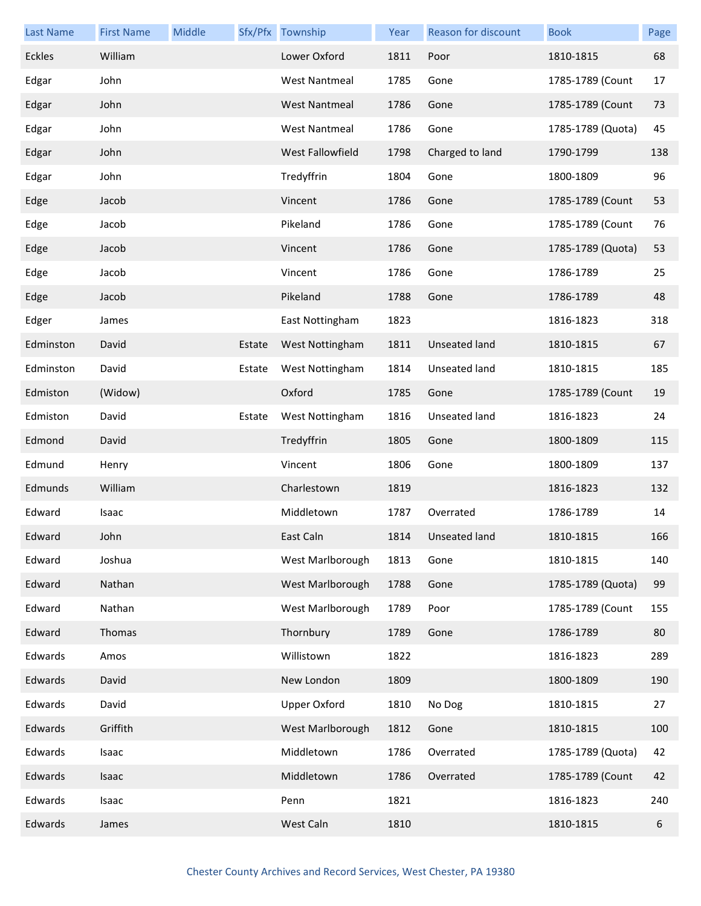| Last Name | First Name | Middle | Sfx/Pfx | Township | Year | Reason for discount | Book | Page |
|---|---|---|---|---|---|---|---|---|
| Eckles | William | | | Lower Oxford | 1811 | Poor | 1810-1815 | 68 |
| Edgar | John | | | West Nantmeal | 1785 | Gone | 1785-1789 (Count | 17 |
| Edgar | John | | | West Nantmeal | 1786 | Gone | 1785-1789 (Count | 73 |
| Edgar | John | | | West Nantmeal | 1786 | Gone | 1785-1789 (Quota) | 45 |
| Edgar | John | | | West Fallowfield | 1798 | Charged to land | 1790-1799 | 138 |
| Edgar | John | | | Tredyffrin | 1804 | Gone | 1800-1809 | 96 |
| Edge | Jacob | | | Vincent | 1786 | Gone | 1785-1789 (Count | 53 |
| Edge | Jacob | | | Pikeland | 1786 | Gone | 1785-1789 (Count | 76 |
| Edge | Jacob | | | Vincent | 1786 | Gone | 1785-1789 (Quota) | 53 |
| Edge | Jacob | | | Vincent | 1786 | Gone | 1786-1789 | 25 |
| Edge | Jacob | | | Pikeland | 1788 | Gone | 1786-1789 | 48 |
| Edger | James | | | East Nottingham | 1823 | | 1816-1823 | 318 |
| Edminston | David | | Estate | West Nottingham | 1811 | Unseated land | 1810-1815 | 67 |
| Edminston | David | | Estate | West Nottingham | 1814 | Unseated land | 1810-1815 | 185 |
| Edmiston | (Widow) | | | Oxford | 1785 | Gone | 1785-1789 (Count | 19 |
| Edmiston | David | | Estate | West Nottingham | 1816 | Unseated land | 1816-1823 | 24 |
| Edmond | David | | | Tredyffrin | 1805 | Gone | 1800-1809 | 115 |
| Edmund | Henry | | | Vincent | 1806 | Gone | 1800-1809 | 137 |
| Edmunds | William | | | Charlestown | 1819 | | 1816-1823 | 132 |
| Edward | Isaac | | | Middletown | 1787 | Overrated | 1786-1789 | 14 |
| Edward | John | | | East Caln | 1814 | Unseated land | 1810-1815 | 166 |
| Edward | Joshua | | | West Marlborough | 1813 | Gone | 1810-1815 | 140 |
| Edward | Nathan | | | West Marlborough | 1788 | Gone | 1785-1789 (Quota) | 99 |
| Edward | Nathan | | | West Marlborough | 1789 | Poor | 1785-1789 (Count | 155 |
| Edward | Thomas | | | Thornbury | 1789 | Gone | 1786-1789 | 80 |
| Edwards | Amos | | | Willistown | 1822 | | 1816-1823 | 289 |
| Edwards | David | | | New London | 1809 | | 1800-1809 | 190 |
| Edwards | David | | | Upper Oxford | 1810 | No Dog | 1810-1815 | 27 |
| Edwards | Griffith | | | West Marlborough | 1812 | Gone | 1810-1815 | 100 |
| Edwards | Isaac | | | Middletown | 1786 | Overrated | 1785-1789 (Quota) | 42 |
| Edwards | Isaac | | | Middletown | 1786 | Overrated | 1785-1789 (Count | 42 |
| Edwards | Isaac | | | Penn | 1821 | | 1816-1823 | 240 |
| Edwards | James | | | West Caln | 1810 | | 1810-1815 | 6 |

Chester County Archives and Record Services, West Chester, PA 19380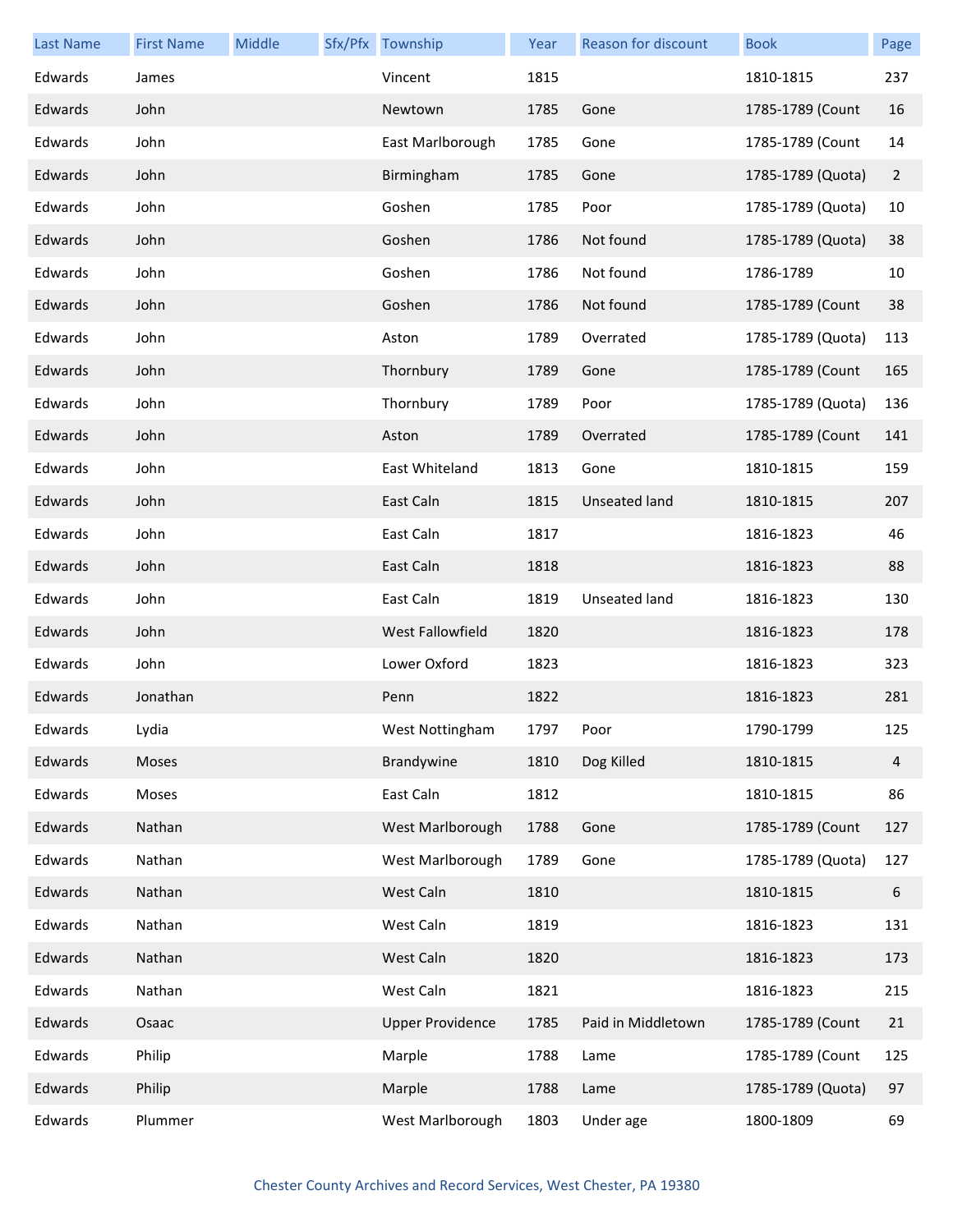| Last Name | First Name | Middle | Sfx/Pfx | Township | Year | Reason for discount | Book | Page |
|---|---|---|---|---|---|---|---|---|
| Edwards | James | | | Vincent | 1815 | | 1810-1815 | 237 |
| Edwards | John | | | Newtown | 1785 | Gone | 1785-1789 (Count | 16 |
| Edwards | John | | | East Marlborough | 1785 | Gone | 1785-1789 (Count | 14 |
| Edwards | John | | | Birmingham | 1785 | Gone | 1785-1789 (Quota) | 2 |
| Edwards | John | | | Goshen | 1785 | Poor | 1785-1789 (Quota) | 10 |
| Edwards | John | | | Goshen | 1786 | Not found | 1785-1789 (Quota) | 38 |
| Edwards | John | | | Goshen | 1786 | Not found | 1786-1789 | 10 |
| Edwards | John | | | Goshen | 1786 | Not found | 1785-1789 (Count | 38 |
| Edwards | John | | | Aston | 1789 | Overrated | 1785-1789 (Quota) | 113 |
| Edwards | John | | | Thornbury | 1789 | Gone | 1785-1789 (Count | 165 |
| Edwards | John | | | Thornbury | 1789 | Poor | 1785-1789 (Quota) | 136 |
| Edwards | John | | | Aston | 1789 | Overrated | 1785-1789 (Count | 141 |
| Edwards | John | | | East Whiteland | 1813 | Gone | 1810-1815 | 159 |
| Edwards | John | | | East Caln | 1815 | Unseated land | 1810-1815 | 207 |
| Edwards | John | | | East Caln | 1817 | | 1816-1823 | 46 |
| Edwards | John | | | East Caln | 1818 | | 1816-1823 | 88 |
| Edwards | John | | | East Caln | 1819 | Unseated land | 1816-1823 | 130 |
| Edwards | John | | | West Fallowfield | 1820 | | 1816-1823 | 178 |
| Edwards | John | | | Lower Oxford | 1823 | | 1816-1823 | 323 |
| Edwards | Jonathan | | | Penn | 1822 | | 1816-1823 | 281 |
| Edwards | Lydia | | | West Nottingham | 1797 | Poor | 1790-1799 | 125 |
| Edwards | Moses | | | Brandywine | 1810 | Dog Killed | 1810-1815 | 4 |
| Edwards | Moses | | | East Caln | 1812 | | 1810-1815 | 86 |
| Edwards | Nathan | | | West Marlborough | 1788 | Gone | 1785-1789 (Count | 127 |
| Edwards | Nathan | | | West Marlborough | 1789 | Gone | 1785-1789 (Quota) | 127 |
| Edwards | Nathan | | | West Caln | 1810 | | 1810-1815 | 6 |
| Edwards | Nathan | | | West Caln | 1819 | | 1816-1823 | 131 |
| Edwards | Nathan | | | West Caln | 1820 | | 1816-1823 | 173 |
| Edwards | Nathan | | | West Caln | 1821 | | 1816-1823 | 215 |
| Edwards | Osaac | | | Upper Providence | 1785 | Paid in Middletown | 1785-1789 (Count | 21 |
| Edwards | Philip | | | Marple | 1788 | Lame | 1785-1789 (Count | 125 |
| Edwards | Philip | | | Marple | 1788 | Lame | 1785-1789 (Quota) | 97 |
| Edwards | Plummer | | | West Marlborough | 1803 | Under age | 1800-1809 | 69 |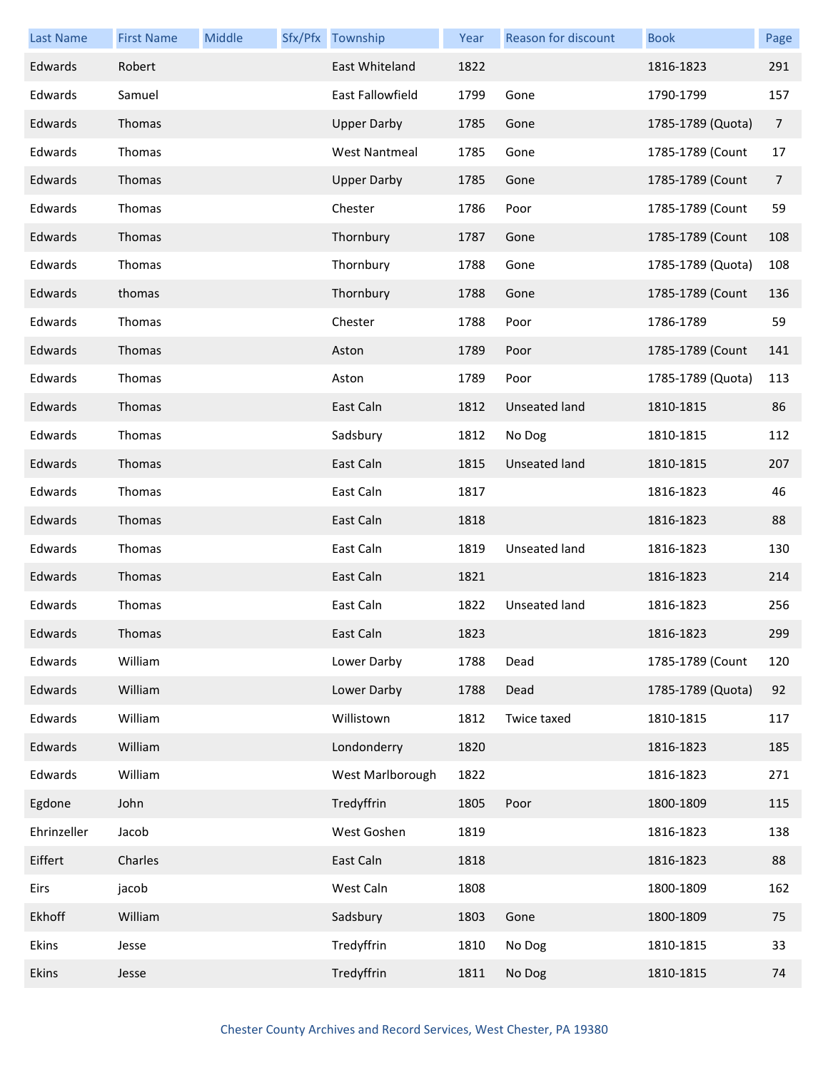| Last Name | First Name | Middle | Sfx/Pfx | Township | Year | Reason for discount | Book | Page |
|---|---|---|---|---|---|---|---|---|
| Edwards | Robert | | | East Whiteland | 1822 | | 1816-1823 | 291 |
| Edwards | Samuel | | | East Fallowfield | 1799 | Gone | 1790-1799 | 157 |
| Edwards | Thomas | | | Upper Darby | 1785 | Gone | 1785-1789 (Quota) | 7 |
| Edwards | Thomas | | | West Nantmeal | 1785 | Gone | 1785-1789 (Count | 17 |
| Edwards | Thomas | | | Upper Darby | 1785 | Gone | 1785-1789 (Count | 7 |
| Edwards | Thomas | | | Chester | 1786 | Poor | 1785-1789 (Count | 59 |
| Edwards | Thomas | | | Thornbury | 1787 | Gone | 1785-1789 (Count | 108 |
| Edwards | Thomas | | | Thornbury | 1788 | Gone | 1785-1789 (Quota) | 108 |
| Edwards | thomas | | | Thornbury | 1788 | Gone | 1785-1789 (Count | 136 |
| Edwards | Thomas | | | Chester | 1788 | Poor | 1786-1789 | 59 |
| Edwards | Thomas | | | Aston | 1789 | Poor | 1785-1789 (Count | 141 |
| Edwards | Thomas | | | Aston | 1789 | Poor | 1785-1789 (Quota) | 113 |
| Edwards | Thomas | | | East Caln | 1812 | Unseated land | 1810-1815 | 86 |
| Edwards | Thomas | | | Sadsbury | 1812 | No Dog | 1810-1815 | 112 |
| Edwards | Thomas | | | East Caln | 1815 | Unseated land | 1810-1815 | 207 |
| Edwards | Thomas | | | East Caln | 1817 | | 1816-1823 | 46 |
| Edwards | Thomas | | | East Caln | 1818 | | 1816-1823 | 88 |
| Edwards | Thomas | | | East Caln | 1819 | Unseated land | 1816-1823 | 130 |
| Edwards | Thomas | | | East Caln | 1821 | | 1816-1823 | 214 |
| Edwards | Thomas | | | East Caln | 1822 | Unseated land | 1816-1823 | 256 |
| Edwards | Thomas | | | East Caln | 1823 | | 1816-1823 | 299 |
| Edwards | William | | | Lower Darby | 1788 | Dead | 1785-1789 (Count | 120 |
| Edwards | William | | | Lower Darby | 1788 | Dead | 1785-1789 (Quota) | 92 |
| Edwards | William | | | Willistown | 1812 | Twice taxed | 1810-1815 | 117 |
| Edwards | William | | | Londonderry | 1820 | | 1816-1823 | 185 |
| Edwards | William | | | West Marlborough | 1822 | | 1816-1823 | 271 |
| Egdone | John | | | Tredyffrin | 1805 | Poor | 1800-1809 | 115 |
| Ehrinzeller | Jacob | | | West Goshen | 1819 | | 1816-1823 | 138 |
| Eiffert | Charles | | | East Caln | 1818 | | 1816-1823 | 88 |
| Eirs | jacob | | | West Caln | 1808 | | 1800-1809 | 162 |
| Ekhoff | William | | | Sadsbury | 1803 | Gone | 1800-1809 | 75 |
| Ekins | Jesse | | | Tredyffrin | 1810 | No Dog | 1810-1815 | 33 |
| Ekins | Jesse | | | Tredyffrin | 1811 | No Dog | 1810-1815 | 74 |

Chester County Archives and Record Services, West Chester, PA 19380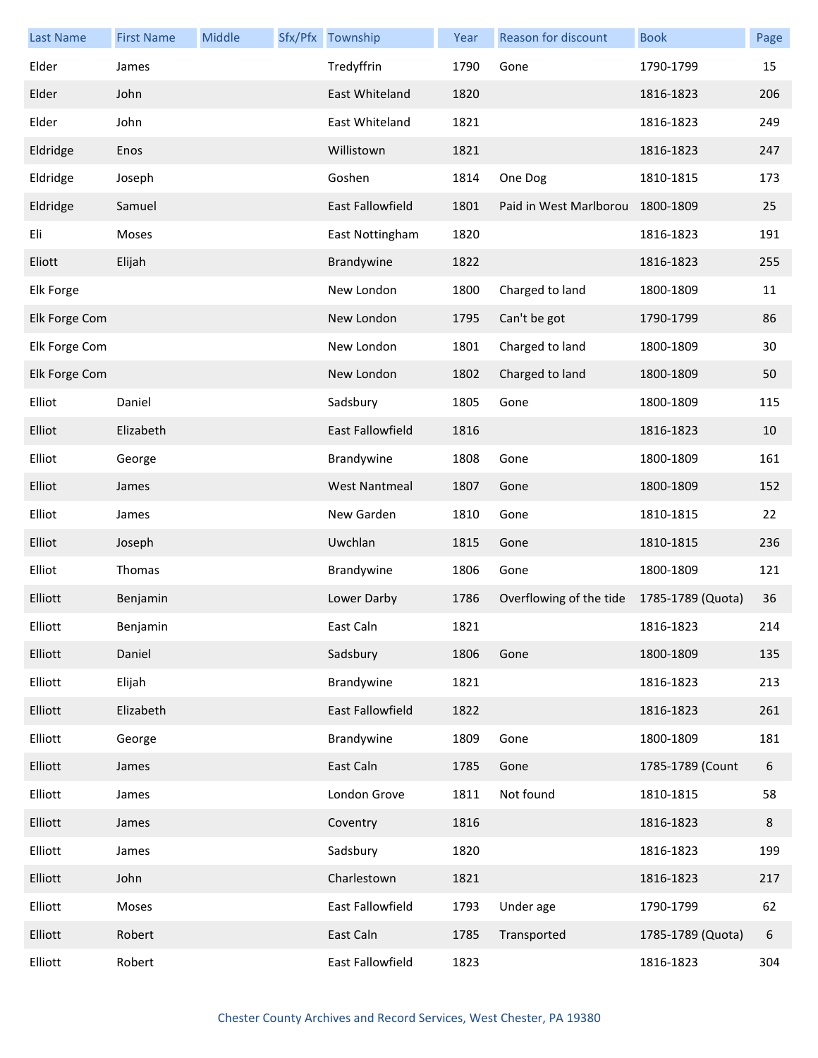| Last Name | First Name | Middle | Sfx/Pfx | Township | Year | Reason for discount | Book | Page |
|---|---|---|---|---|---|---|---|---|
| Elder | James | | | Tredyffrin | 1790 | Gone | 1790-1799 | 15 |
| Elder | John | | | East Whiteland | 1820 | | 1816-1823 | 206 |
| Elder | John | | | East Whiteland | 1821 | | 1816-1823 | 249 |
| Eldridge | Enos | | | Willistown | 1821 | | 1816-1823 | 247 |
| Eldridge | Joseph | | | Goshen | 1814 | One Dog | 1810-1815 | 173 |
| Eldridge | Samuel | | | East Fallowfield | 1801 | Paid in West Marlborou | 1800-1809 | 25 |
| Eli | Moses | | | East Nottingham | 1820 | | 1816-1823 | 191 |
| Eliott | Elijah | | | Brandywine | 1822 | | 1816-1823 | 255 |
| Elk Forge | | | | New London | 1800 | Charged to land | 1800-1809 | 11 |
| Elk Forge Com | | | | New London | 1795 | Can't be got | 1790-1799 | 86 |
| Elk Forge Com | | | | New London | 1801 | Charged to land | 1800-1809 | 30 |
| Elk Forge Com | | | | New London | 1802 | Charged to land | 1800-1809 | 50 |
| Elliot | Daniel | | | Sadsbury | 1805 | Gone | 1800-1809 | 115 |
| Elliot | Elizabeth | | | East Fallowfield | 1816 | | 1816-1823 | 10 |
| Elliot | George | | | Brandywine | 1808 | Gone | 1800-1809 | 161 |
| Elliot | James | | | West Nantmeal | 1807 | Gone | 1800-1809 | 152 |
| Elliot | James | | | New Garden | 1810 | Gone | 1810-1815 | 22 |
| Elliot | Joseph | | | Uwchlan | 1815 | Gone | 1810-1815 | 236 |
| Elliot | Thomas | | | Brandywine | 1806 | Gone | 1800-1809 | 121 |
| Elliott | Benjamin | | | Lower Darby | 1786 | Overflowing of the tide | 1785-1789 (Quota) | 36 |
| Elliott | Benjamin | | | East Caln | 1821 | | 1816-1823 | 214 |
| Elliott | Daniel | | | Sadsbury | 1806 | Gone | 1800-1809 | 135 |
| Elliott | Elijah | | | Brandywine | 1821 | | 1816-1823 | 213 |
| Elliott | Elizabeth | | | East Fallowfield | 1822 | | 1816-1823 | 261 |
| Elliott | George | | | Brandywine | 1809 | Gone | 1800-1809 | 181 |
| Elliott | James | | | East Caln | 1785 | Gone | 1785-1789 (Count | 6 |
| Elliott | James | | | London Grove | 1811 | Not found | 1810-1815 | 58 |
| Elliott | James | | | Coventry | 1816 | | 1816-1823 | 8 |
| Elliott | James | | | Sadsbury | 1820 | | 1816-1823 | 199 |
| Elliott | John | | | Charlestown | 1821 | | 1816-1823 | 217 |
| Elliott | Moses | | | East Fallowfield | 1793 | Under age | 1790-1799 | 62 |
| Elliott | Robert | | | East Caln | 1785 | Transported | 1785-1789 (Quota) | 6 |
| Elliott | Robert | | | East Fallowfield | 1823 | | 1816-1823 | 304 |

Chester County Archives and Record Services, West Chester, PA 19380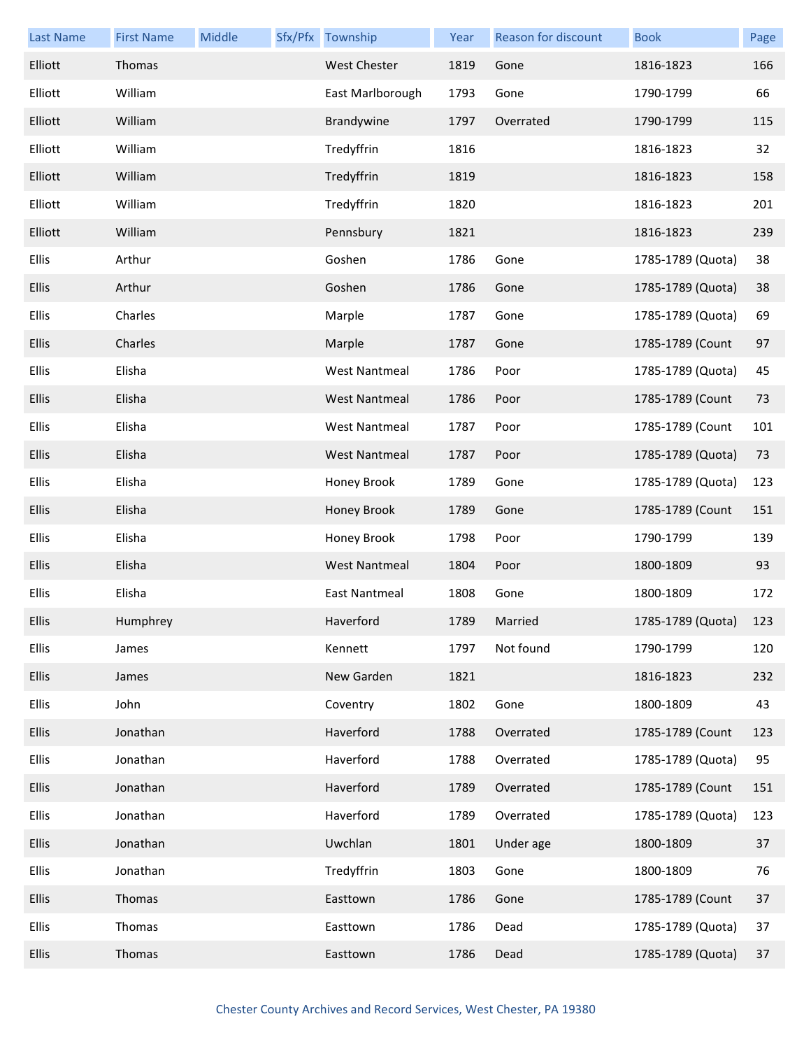| Last Name | First Name | Middle | Sfx/Pfx | Township | Year | Reason for discount | Book | Page |
|---|---|---|---|---|---|---|---|---|
| Elliott | Thomas | | | West Chester | 1819 | Gone | 1816-1823 | 166 |
| Elliott | William | | | East Marlborough | 1793 | Gone | 1790-1799 | 66 |
| Elliott | William | | | Brandywine | 1797 | Overrated | 1790-1799 | 115 |
| Elliott | William | | | Tredyffrin | 1816 | | 1816-1823 | 32 |
| Elliott | William | | | Tredyffrin | 1819 | | 1816-1823 | 158 |
| Elliott | William | | | Tredyffrin | 1820 | | 1816-1823 | 201 |
| Elliott | William | | | Pennsbury | 1821 | | 1816-1823 | 239 |
| Ellis | Arthur | | | Goshen | 1786 | Gone | 1785-1789 (Quota) | 38 |
| Ellis | Arthur | | | Goshen | 1786 | Gone | 1785-1789 (Quota) | 38 |
| Ellis | Charles | | | Marple | 1787 | Gone | 1785-1789 (Quota) | 69 |
| Ellis | Charles | | | Marple | 1787 | Gone | 1785-1789 (Count | 97 |
| Ellis | Elisha | | | West Nantmeal | 1786 | Poor | 1785-1789 (Quota) | 45 |
| Ellis | Elisha | | | West Nantmeal | 1786 | Poor | 1785-1789 (Count | 73 |
| Ellis | Elisha | | | West Nantmeal | 1787 | Poor | 1785-1789 (Count | 101 |
| Ellis | Elisha | | | West Nantmeal | 1787 | Poor | 1785-1789 (Quota) | 73 |
| Ellis | Elisha | | | Honey Brook | 1789 | Gone | 1785-1789 (Quota) | 123 |
| Ellis | Elisha | | | Honey Brook | 1789 | Gone | 1785-1789 (Count | 151 |
| Ellis | Elisha | | | Honey Brook | 1798 | Poor | 1790-1799 | 139 |
| Ellis | Elisha | | | West Nantmeal | 1804 | Poor | 1800-1809 | 93 |
| Ellis | Elisha | | | East Nantmeal | 1808 | Gone | 1800-1809 | 172 |
| Ellis | Humphrey | | | Haverford | 1789 | Married | 1785-1789 (Quota) | 123 |
| Ellis | James | | | Kennett | 1797 | Not found | 1790-1799 | 120 |
| Ellis | James | | | New Garden | 1821 | | 1816-1823 | 232 |
| Ellis | John | | | Coventry | 1802 | Gone | 1800-1809 | 43 |
| Ellis | Jonathan | | | Haverford | 1788 | Overrated | 1785-1789 (Count | 123 |
| Ellis | Jonathan | | | Haverford | 1788 | Overrated | 1785-1789 (Quota) | 95 |
| Ellis | Jonathan | | | Haverford | 1789 | Overrated | 1785-1789 (Count | 151 |
| Ellis | Jonathan | | | Haverford | 1789 | Overrated | 1785-1789 (Quota) | 123 |
| Ellis | Jonathan | | | Uwchlan | 1801 | Under age | 1800-1809 | 37 |
| Ellis | Jonathan | | | Tredyffrin | 1803 | Gone | 1800-1809 | 76 |
| Ellis | Thomas | | | Easttown | 1786 | Gone | 1785-1789 (Count | 37 |
| Ellis | Thomas | | | Easttown | 1786 | Dead | 1785-1789 (Quota) | 37 |
| Ellis | Thomas | | | Easttown | 1786 | Dead | 1785-1789 (Quota) | 37 |

Chester County Archives and Record Services, West Chester, PA 19380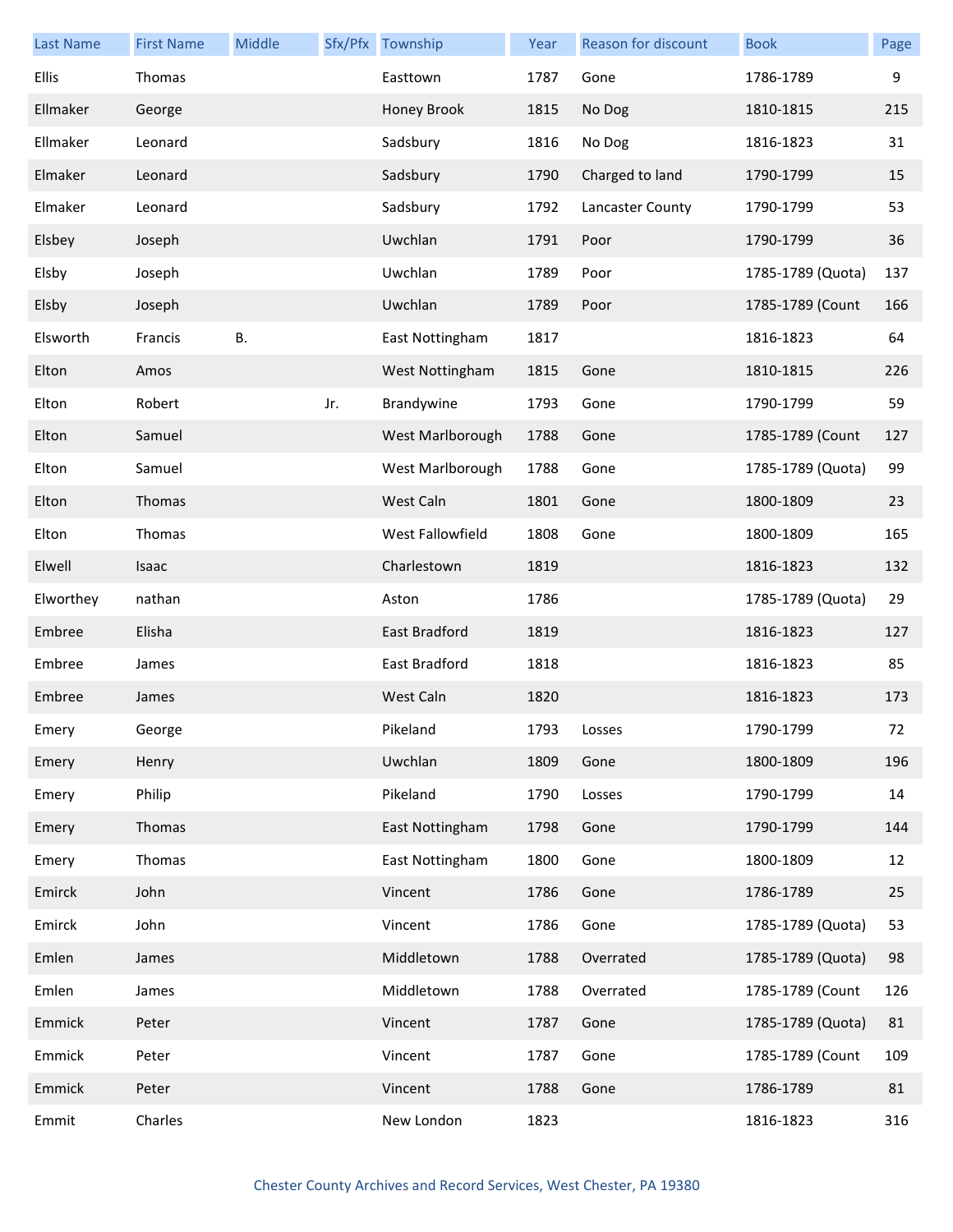| Last Name | First Name | Middle | Sfx/Pfx | Township | Year | Reason for discount | Book | Page |
|---|---|---|---|---|---|---|---|---|
| Ellis | Thomas | | | Easttown | 1787 | Gone | 1786-1789 | 9 |
| Ellmaker | George | | | Honey Brook | 1815 | No Dog | 1810-1815 | 215 |
| Ellmaker | Leonard | | | Sadsbury | 1816 | No Dog | 1816-1823 | 31 |
| Elmaker | Leonard | | | Sadsbury | 1790 | Charged to land | 1790-1799 | 15 |
| Elmaker | Leonard | | | Sadsbury | 1792 | Lancaster County | 1790-1799 | 53 |
| Elsbey | Joseph | | | Uwchlan | 1791 | Poor | 1790-1799 | 36 |
| Elsby | Joseph | | | Uwchlan | 1789 | Poor | 1785-1789 (Quota) | 137 |
| Elsby | Joseph | | | Uwchlan | 1789 | Poor | 1785-1789 (Count | 166 |
| Elsworth | Francis | B. | | East Nottingham | 1817 | | 1816-1823 | 64 |
| Elton | Amos | | | West Nottingham | 1815 | Gone | 1810-1815 | 226 |
| Elton | Robert | | Jr. | Brandywine | 1793 | Gone | 1790-1799 | 59 |
| Elton | Samuel | | | West Marlborough | 1788 | Gone | 1785-1789 (Count | 127 |
| Elton | Samuel | | | West Marlborough | 1788 | Gone | 1785-1789 (Quota) | 99 |
| Elton | Thomas | | | West Caln | 1801 | Gone | 1800-1809 | 23 |
| Elton | Thomas | | | West Fallowfield | 1808 | Gone | 1800-1809 | 165 |
| Elwell | Isaac | | | Charlestown | 1819 | | 1816-1823 | 132 |
| Elworthey | nathan | | | Aston | 1786 | | 1785-1789 (Quota) | 29 |
| Embree | Elisha | | | East Bradford | 1819 | | 1816-1823 | 127 |
| Embree | James | | | East Bradford | 1818 | | 1816-1823 | 85 |
| Embree | James | | | West Caln | 1820 | | 1816-1823 | 173 |
| Emery | George | | | Pikeland | 1793 | Losses | 1790-1799 | 72 |
| Emery | Henry | | | Uwchlan | 1809 | Gone | 1800-1809 | 196 |
| Emery | Philip | | | Pikeland | 1790 | Losses | 1790-1799 | 14 |
| Emery | Thomas | | | East Nottingham | 1798 | Gone | 1790-1799 | 144 |
| Emery | Thomas | | | East Nottingham | 1800 | Gone | 1800-1809 | 12 |
| Emirck | John | | | Vincent | 1786 | Gone | 1786-1789 | 25 |
| Emirck | John | | | Vincent | 1786 | Gone | 1785-1789 (Quota) | 53 |
| Emlen | James | | | Middletown | 1788 | Overrated | 1785-1789 (Quota) | 98 |
| Emlen | James | | | Middletown | 1788 | Overrated | 1785-1789 (Count | 126 |
| Emmick | Peter | | | Vincent | 1787 | Gone | 1785-1789 (Quota) | 81 |
| Emmick | Peter | | | Vincent | 1787 | Gone | 1785-1789 (Count | 109 |
| Emmick | Peter | | | Vincent | 1788 | Gone | 1786-1789 | 81 |
| Emmit | Charles | | | New London | 1823 | | 1816-1823 | 316 |

Chester County Archives and Record Services, West Chester, PA 19380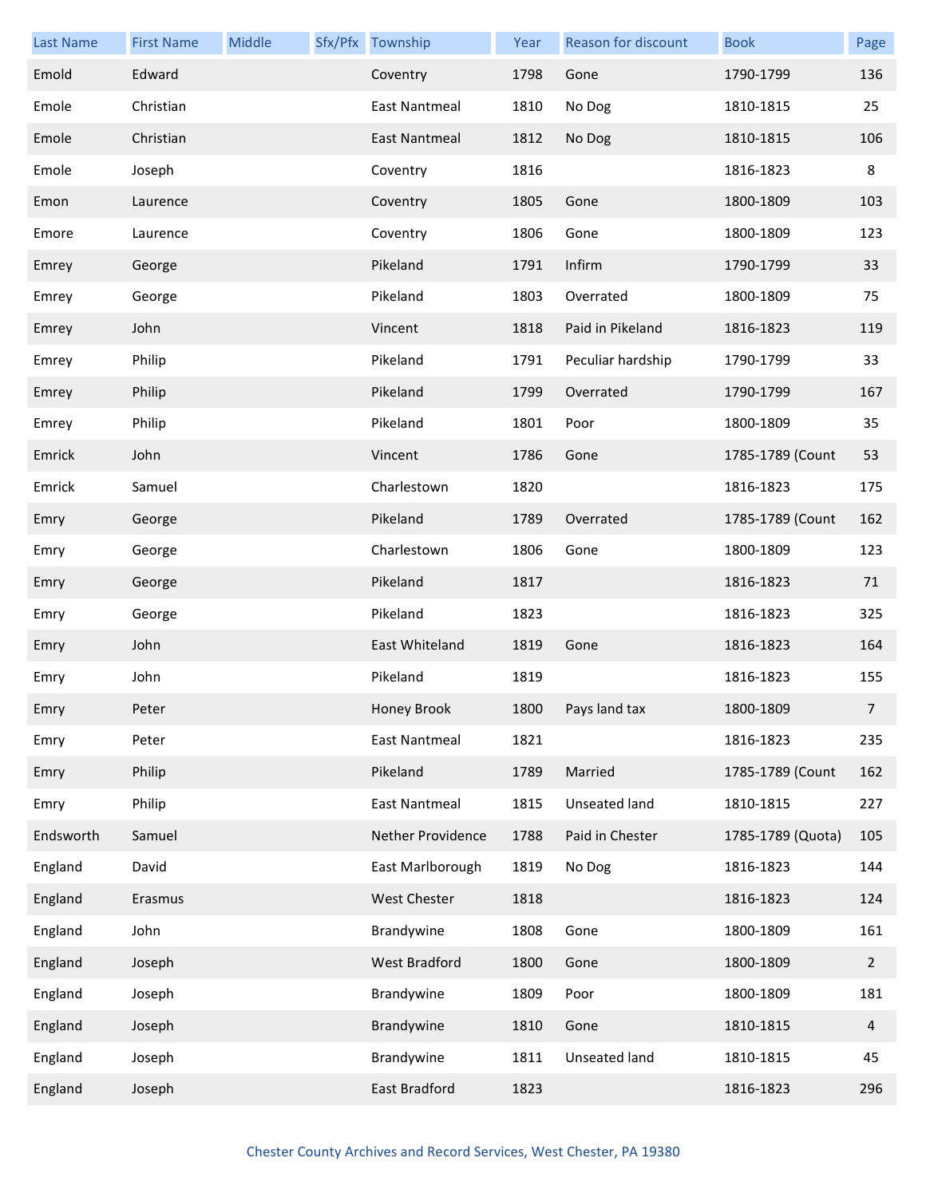| Last Name | First Name | Middle | Sfx/Pfx | Township | Year | Reason for discount | Book | Page |
|---|---|---|---|---|---|---|---|---|
| Emold | Edward | | | Coventry | 1798 | Gone | 1790-1799 | 136 |
| Emole | Christian | | | East Nantmeal | 1810 | No Dog | 1810-1815 | 25 |
| Emole | Christian | | | East Nantmeal | 1812 | No Dog | 1810-1815 | 106 |
| Emole | Joseph | | | Coventry | 1816 | | 1816-1823 | 8 |
| Emon | Laurence | | | Coventry | 1805 | Gone | 1800-1809 | 103 |
| Emore | Laurence | | | Coventry | 1806 | Gone | 1800-1809 | 123 |
| Emrey | George | | | Pikeland | 1791 | Infirm | 1790-1799 | 33 |
| Emrey | George | | | Pikeland | 1803 | Overrated | 1800-1809 | 75 |
| Emrey | John | | | Vincent | 1818 | Paid in Pikeland | 1816-1823 | 119 |
| Emrey | Philip | | | Pikeland | 1791 | Peculiar hardship | 1790-1799 | 33 |
| Emrey | Philip | | | Pikeland | 1799 | Overrated | 1790-1799 | 167 |
| Emrey | Philip | | | Pikeland | 1801 | Poor | 1800-1809 | 35 |
| Emrick | John | | | Vincent | 1786 | Gone | 1785-1789 (Count | 53 |
| Emrick | Samuel | | | Charlestown | 1820 | | 1816-1823 | 175 |
| Emry | George | | | Pikeland | 1789 | Overrated | 1785-1789 (Count | 162 |
| Emry | George | | | Charlestown | 1806 | Gone | 1800-1809 | 123 |
| Emry | George | | | Pikeland | 1817 | | 1816-1823 | 71 |
| Emry | George | | | Pikeland | 1823 | | 1816-1823 | 325 |
| Emry | John | | | East Whiteland | 1819 | Gone | 1816-1823 | 164 |
| Emry | John | | | Pikeland | 1819 | | 1816-1823 | 155 |
| Emry | Peter | | | Honey Brook | 1800 | Pays land tax | 1800-1809 | 7 |
| Emry | Peter | | | East Nantmeal | 1821 | | 1816-1823 | 235 |
| Emry | Philip | | | Pikeland | 1789 | Married | 1785-1789 (Count | 162 |
| Emry | Philip | | | East Nantmeal | 1815 | Unseated land | 1810-1815 | 227 |
| Endsworth | Samuel | | | Nether Providence | 1788 | Paid in Chester | 1785-1789 (Quota) | 105 |
| England | David | | | East Marlborough | 1819 | No Dog | 1816-1823 | 144 |
| England | Erasmus | | | West Chester | 1818 | | 1816-1823 | 124 |
| England | John | | | Brandywine | 1808 | Gone | 1800-1809 | 161 |
| England | Joseph | | | West Bradford | 1800 | Gone | 1800-1809 | 2 |
| England | Joseph | | | Brandywine | 1809 | Poor | 1800-1809 | 181 |
| England | Joseph | | | Brandywine | 1810 | Gone | 1810-1815 | 4 |
| England | Joseph | | | Brandywine | 1811 | Unseated land | 1810-1815 | 45 |
| England | Joseph | | | East Bradford | 1823 | | 1816-1823 | 296 |

Chester County Archives and Record Services, West Chester, PA 19380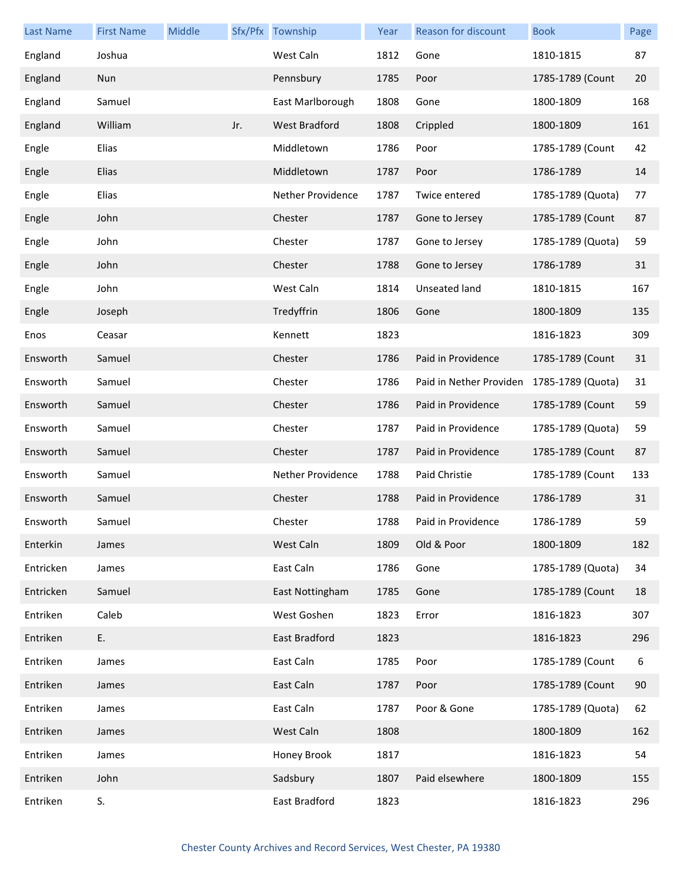| Last Name | First Name | Middle | Sfx/Pfx | Township | Year | Reason for discount | Book | Page |
| --- | --- | --- | --- | --- | --- | --- | --- | --- |
| England | Joshua | | | West Caln | 1812 | Gone | 1810-1815 | 87 |
| England | Nun | | | Pennsbury | 1785 | Poor | 1785-1789 (Count | 20 |
| England | Samuel | | | East Marlborough | 1808 | Gone | 1800-1809 | 168 |
| England | William | | Jr. | West Bradford | 1808 | Crippled | 1800-1809 | 161 |
| Engle | Elias | | | Middletown | 1786 | Poor | 1785-1789 (Count | 42 |
| Engle | Elias | | | Middletown | 1787 | Poor | 1786-1789 | 14 |
| Engle | Elias | | | Nether Providence | 1787 | Twice entered | 1785-1789 (Quota) | 77 |
| Engle | John | | | Chester | 1787 | Gone to Jersey | 1785-1789 (Count | 87 |
| Engle | John | | | Chester | 1787 | Gone to Jersey | 1785-1789 (Quota) | 59 |
| Engle | John | | | Chester | 1788 | Gone to Jersey | 1786-1789 | 31 |
| Engle | John | | | West Caln | 1814 | Unseated land | 1810-1815 | 167 |
| Engle | Joseph | | | Tredyffrin | 1806 | Gone | 1800-1809 | 135 |
| Enos | Ceasar | | | Kennett | 1823 | | 1816-1823 | 309 |
| Ensworth | Samuel | | | Chester | 1786 | Paid in Providence | 1785-1789 (Count | 31 |
| Ensworth | Samuel | | | Chester | 1786 | Paid in Nether Providen | 1785-1789 (Quota) | 31 |
| Ensworth | Samuel | | | Chester | 1786 | Paid in Providence | 1785-1789 (Count | 59 |
| Ensworth | Samuel | | | Chester | 1787 | Paid in Providence | 1785-1789 (Quota) | 59 |
| Ensworth | Samuel | | | Chester | 1787 | Paid in Providence | 1785-1789 (Count | 87 |
| Ensworth | Samuel | | | Nether Providence | 1788 | Paid Christie | 1785-1789 (Count | 133 |
| Ensworth | Samuel | | | Chester | 1788 | Paid in Providence | 1786-1789 | 31 |
| Ensworth | Samuel | | | Chester | 1788 | Paid in Providence | 1786-1789 | 59 |
| Enterkin | James | | | West Caln | 1809 | Old & Poor | 1800-1809 | 182 |
| Entricken | James | | | East Caln | 1786 | Gone | 1785-1789 (Quota) | 34 |
| Entricken | Samuel | | | East Nottingham | 1785 | Gone | 1785-1789 (Count | 18 |
| Entriken | Caleb | | | West Goshen | 1823 | Error | 1816-1823 | 307 |
| Entriken | E. | | | East Bradford | 1823 | | 1816-1823 | 296 |
| Entriken | James | | | East Caln | 1785 | Poor | 1785-1789 (Count | 6 |
| Entriken | James | | | East Caln | 1787 | Poor | 1785-1789 (Count | 90 |
| Entriken | James | | | East Caln | 1787 | Poor & Gone | 1785-1789 (Quota) | 62 |
| Entriken | James | | | West Caln | 1808 | | 1800-1809 | 162 |
| Entriken | James | | | Honey Brook | 1817 | | 1816-1823 | 54 |
| Entriken | John | | | Sadsbury | 1807 | Paid elsewhere | 1800-1809 | 155 |
| Entriken | S. | | | East Bradford | 1823 | | 1816-1823 | 296 |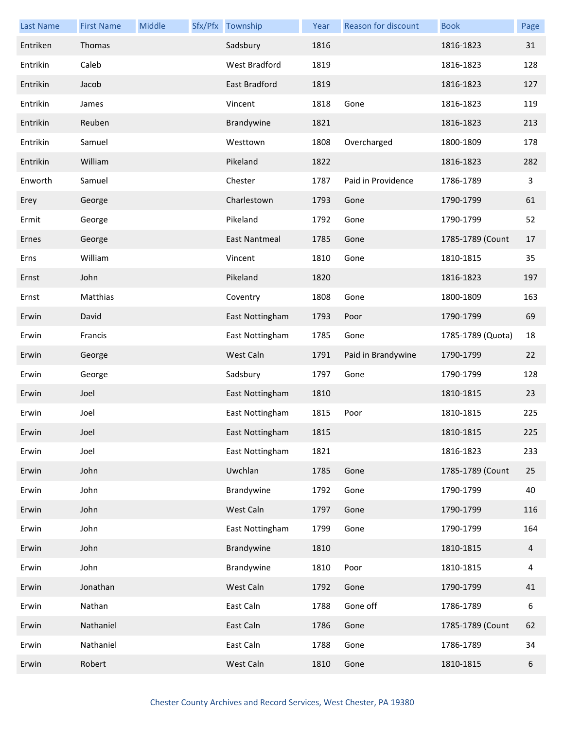| Last Name | First Name | Middle | Sfx/Pfx | Township | Year | Reason for discount | Book | Page |
|---|---|---|---|---|---|---|---|---|
| Entriken | Thomas | | | Sadsbury | 1816 | | 1816-1823 | 31 |
| Entrikin | Caleb | | | West Bradford | 1819 | | 1816-1823 | 128 |
| Entrikin | Jacob | | | East Bradford | 1819 | | 1816-1823 | 127 |
| Entrikin | James | | | Vincent | 1818 | Gone | 1816-1823 | 119 |
| Entrikin | Reuben | | | Brandywine | 1821 | | 1816-1823 | 213 |
| Entrikin | Samuel | | | Westtown | 1808 | Overcharged | 1800-1809 | 178 |
| Entrikin | William | | | Pikeland | 1822 | | 1816-1823 | 282 |
| Enworth | Samuel | | | Chester | 1787 | Paid in Providence | 1786-1789 | 3 |
| Erey | George | | | Charlestown | 1793 | Gone | 1790-1799 | 61 |
| Ermit | George | | | Pikeland | 1792 | Gone | 1790-1799 | 52 |
| Ernes | George | | | East Nantmeal | 1785 | Gone | 1785-1789 (Count | 17 |
| Erns | William | | | Vincent | 1810 | Gone | 1810-1815 | 35 |
| Ernst | John | | | Pikeland | 1820 | | 1816-1823 | 197 |
| Ernst | Matthias | | | Coventry | 1808 | Gone | 1800-1809 | 163 |
| Erwin | David | | | East Nottingham | 1793 | Poor | 1790-1799 | 69 |
| Erwin | Francis | | | East Nottingham | 1785 | Gone | 1785-1789 (Quota) | 18 |
| Erwin | George | | | West Caln | 1791 | Paid in Brandywine | 1790-1799 | 22 |
| Erwin | George | | | Sadsbury | 1797 | Gone | 1790-1799 | 128 |
| Erwin | Joel | | | East Nottingham | 1810 | | 1810-1815 | 23 |
| Erwin | Joel | | | East Nottingham | 1815 | Poor | 1810-1815 | 225 |
| Erwin | Joel | | | East Nottingham | 1815 | | 1810-1815 | 225 |
| Erwin | Joel | | | East Nottingham | 1821 | | 1816-1823 | 233 |
| Erwin | John | | | Uwchlan | 1785 | Gone | 1785-1789 (Count | 25 |
| Erwin | John | | | Brandywine | 1792 | Gone | 1790-1799 | 40 |
| Erwin | John | | | West Caln | 1797 | Gone | 1790-1799 | 116 |
| Erwin | John | | | East Nottingham | 1799 | Gone | 1790-1799 | 164 |
| Erwin | John | | | Brandywine | 1810 | | 1810-1815 | 4 |
| Erwin | John | | | Brandywine | 1810 | Poor | 1810-1815 | 4 |
| Erwin | Jonathan | | | West Caln | 1792 | Gone | 1790-1799 | 41 |
| Erwin | Nathan | | | East Caln | 1788 | Gone off | 1786-1789 | 6 |
| Erwin | Nathaniel | | | East Caln | 1786 | Gone | 1785-1789 (Count | 62 |
| Erwin | Nathaniel | | | East Caln | 1788 | Gone | 1786-1789 | 34 |
| Erwin | Robert | | | West Caln | 1810 | Gone | 1810-1815 | 6 |

Chester County Archives and Record Services, West Chester, PA 19380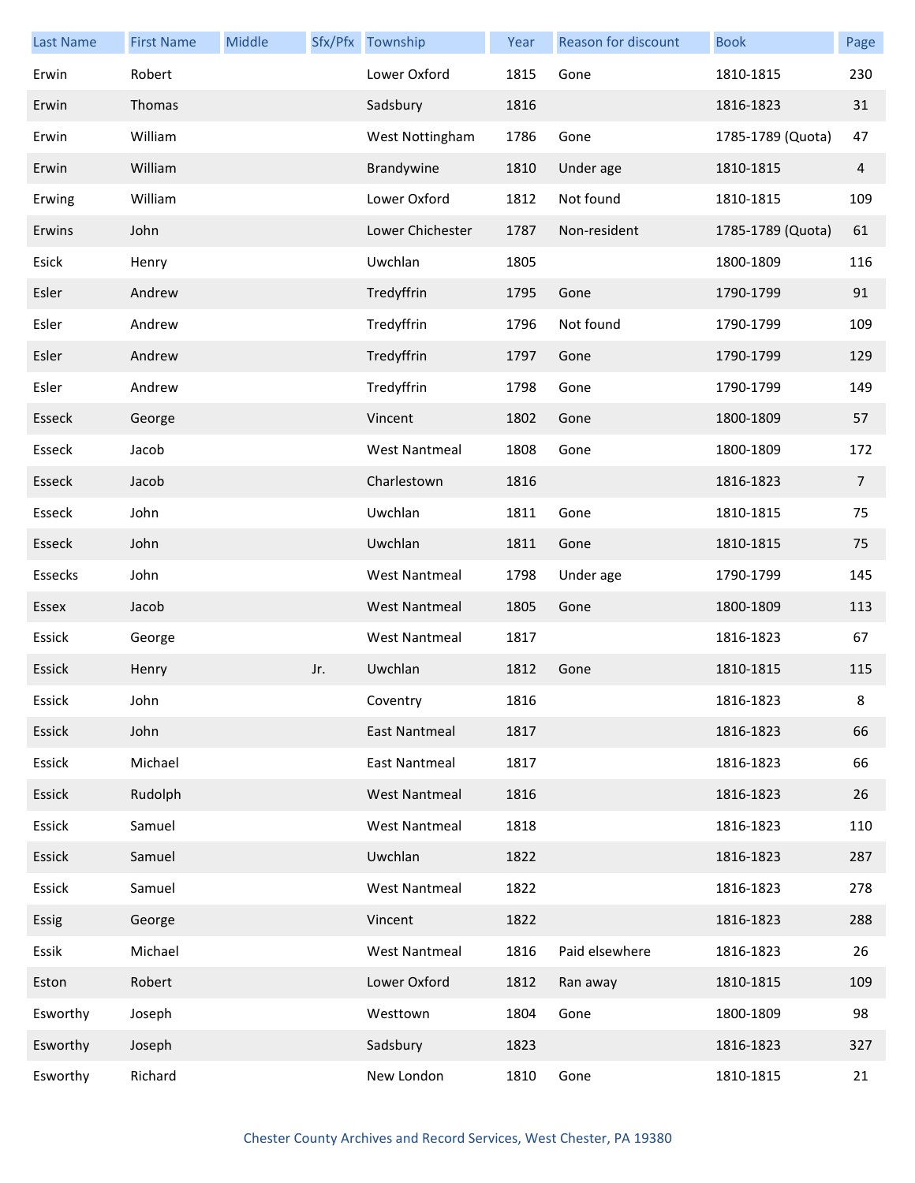| Last Name | First Name | Middle | Sfx/Pfx | Township | Year | Reason for discount | Book | Page |
|---|---|---|---|---|---|---|---|---|
| Erwin | Robert | | | Lower Oxford | 1815 | Gone | 1810-1815 | 230 |
| Erwin | Thomas | | | Sadsbury | 1816 | | 1816-1823 | 31 |
| Erwin | William | | | West Nottingham | 1786 | Gone | 1785-1789 (Quota) | 47 |
| Erwin | William | | | Brandywine | 1810 | Under age | 1810-1815 | 4 |
| Erwing | William | | | Lower Oxford | 1812 | Not found | 1810-1815 | 109 |
| Erwins | John | | | Lower Chichester | 1787 | Non-resident | 1785-1789 (Quota) | 61 |
| Esick | Henry | | | Uwchlan | 1805 | | 1800-1809 | 116 |
| Esler | Andrew | | | Tredyffrin | 1795 | Gone | 1790-1799 | 91 |
| Esler | Andrew | | | Tredyffrin | 1796 | Not found | 1790-1799 | 109 |
| Esler | Andrew | | | Tredyffrin | 1797 | Gone | 1790-1799 | 129 |
| Esler | Andrew | | | Tredyffrin | 1798 | Gone | 1790-1799 | 149 |
| Esseck | George | | | Vincent | 1802 | Gone | 1800-1809 | 57 |
| Esseck | Jacob | | | West Nantmeal | 1808 | Gone | 1800-1809 | 172 |
| Esseck | Jacob | | | Charlestown | 1816 | | 1816-1823 | 7 |
| Esseck | John | | | Uwchlan | 1811 | Gone | 1810-1815 | 75 |
| Esseck | John | | | Uwchlan | 1811 | Gone | 1810-1815 | 75 |
| Essecks | John | | | West Nantmeal | 1798 | Under age | 1790-1799 | 145 |
| Essex | Jacob | | | West Nantmeal | 1805 | Gone | 1800-1809 | 113 |
| Essick | George | | | West Nantmeal | 1817 | | 1816-1823 | 67 |
| Essick | Henry | | Jr. | Uwchlan | 1812 | Gone | 1810-1815 | 115 |
| Essick | John | | | Coventry | 1816 | | 1816-1823 | 8 |
| Essick | John | | | East Nantmeal | 1817 | | 1816-1823 | 66 |
| Essick | Michael | | | East Nantmeal | 1817 | | 1816-1823 | 66 |
| Essick | Rudolph | | | West Nantmeal | 1816 | | 1816-1823 | 26 |
| Essick | Samuel | | | West Nantmeal | 1818 | | 1816-1823 | 110 |
| Essick | Samuel | | | Uwchlan | 1822 | | 1816-1823 | 287 |
| Essick | Samuel | | | West Nantmeal | 1822 | | 1816-1823 | 278 |
| Essig | George | | | Vincent | 1822 | | 1816-1823 | 288 |
| Essik | Michael | | | West Nantmeal | 1816 | Paid elsewhere | 1816-1823 | 26 |
| Eston | Robert | | | Lower Oxford | 1812 | Ran away | 1810-1815 | 109 |
| Esworthy | Joseph | | | Westtown | 1804 | Gone | 1800-1809 | 98 |
| Esworthy | Joseph | | | Sadsbury | 1823 | | 1816-1823 | 327 |
| Esworthy | Richard | | | New London | 1810 | Gone | 1810-1815 | 21 |

Chester County Archives and Record Services, West Chester, PA 19380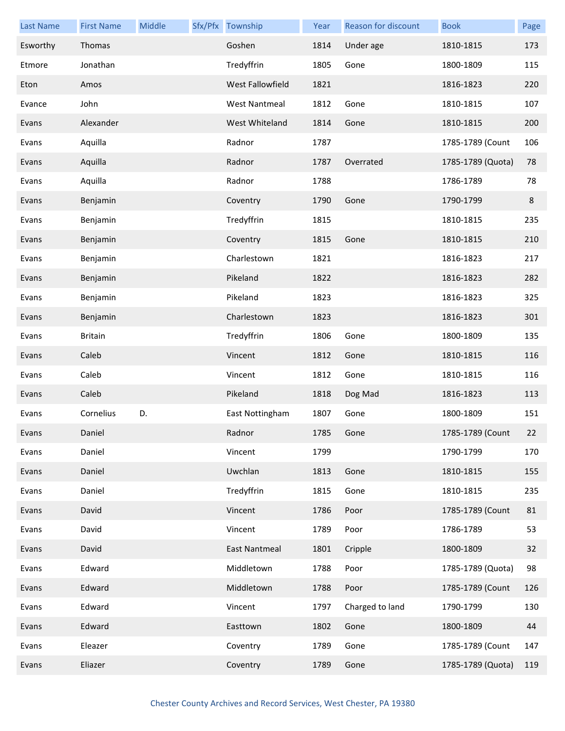| Last Name | First Name | Middle | Sfx/Pfx | Township | Year | Reason for discount | Book | Page |
|---|---|---|---|---|---|---|---|---|
| Esworthy | Thomas | | | Goshen | 1814 | Under age | 1810-1815 | 173 |
| Etmore | Jonathan | | | Tredyffrin | 1805 | Gone | 1800-1809 | 115 |
| Eton | Amos | | | West Fallowfield | 1821 | | 1816-1823 | 220 |
| Evance | John | | | West Nantmeal | 1812 | Gone | 1810-1815 | 107 |
| Evans | Alexander | | | West Whiteland | 1814 | Gone | 1810-1815 | 200 |
| Evans | Aquilla | | | Radnor | 1787 | | 1785-1789 (Count | 106 |
| Evans | Aquilla | | | Radnor | 1787 | Overrated | 1785-1789 (Quota) | 78 |
| Evans | Aquilla | | | Radnor | 1788 | | 1786-1789 | 78 |
| Evans | Benjamin | | | Coventry | 1790 | Gone | 1790-1799 | 8 |
| Evans | Benjamin | | | Tredyffrin | 1815 | | 1810-1815 | 235 |
| Evans | Benjamin | | | Coventry | 1815 | Gone | 1810-1815 | 210 |
| Evans | Benjamin | | | Charlestown | 1821 | | 1816-1823 | 217 |
| Evans | Benjamin | | | Pikeland | 1822 | | 1816-1823 | 282 |
| Evans | Benjamin | | | Pikeland | 1823 | | 1816-1823 | 325 |
| Evans | Benjamin | | | Charlestown | 1823 | | 1816-1823 | 301 |
| Evans | Britain | | | Tredyffrin | 1806 | Gone | 1800-1809 | 135 |
| Evans | Caleb | | | Vincent | 1812 | Gone | 1810-1815 | 116 |
| Evans | Caleb | | | Vincent | 1812 | Gone | 1810-1815 | 116 |
| Evans | Caleb | | | Pikeland | 1818 | Dog Mad | 1816-1823 | 113 |
| Evans | Cornelius | D. | | East Nottingham | 1807 | Gone | 1800-1809 | 151 |
| Evans | Daniel | | | Radnor | 1785 | Gone | 1785-1789 (Count | 22 |
| Evans | Daniel | | | Vincent | 1799 | | 1790-1799 | 170 |
| Evans | Daniel | | | Uwchlan | 1813 | Gone | 1810-1815 | 155 |
| Evans | Daniel | | | Tredyffrin | 1815 | Gone | 1810-1815 | 235 |
| Evans | David | | | Vincent | 1786 | Poor | 1785-1789 (Count | 81 |
| Evans | David | | | Vincent | 1789 | Poor | 1786-1789 | 53 |
| Evans | David | | | East Nantmeal | 1801 | Cripple | 1800-1809 | 32 |
| Evans | Edward | | | Middletown | 1788 | Poor | 1785-1789 (Quota) | 98 |
| Evans | Edward | | | Middletown | 1788 | Poor | 1785-1789 (Count | 126 |
| Evans | Edward | | | Vincent | 1797 | Charged to land | 1790-1799 | 130 |
| Evans | Edward | | | Easttown | 1802 | Gone | 1800-1809 | 44 |
| Evans | Eleazer | | | Coventry | 1789 | Gone | 1785-1789 (Count | 147 |
| Evans | Eliazer | | | Coventry | 1789 | Gone | 1785-1789 (Quota) | 119 |

Chester County Archives and Record Services, West Chester, PA 19380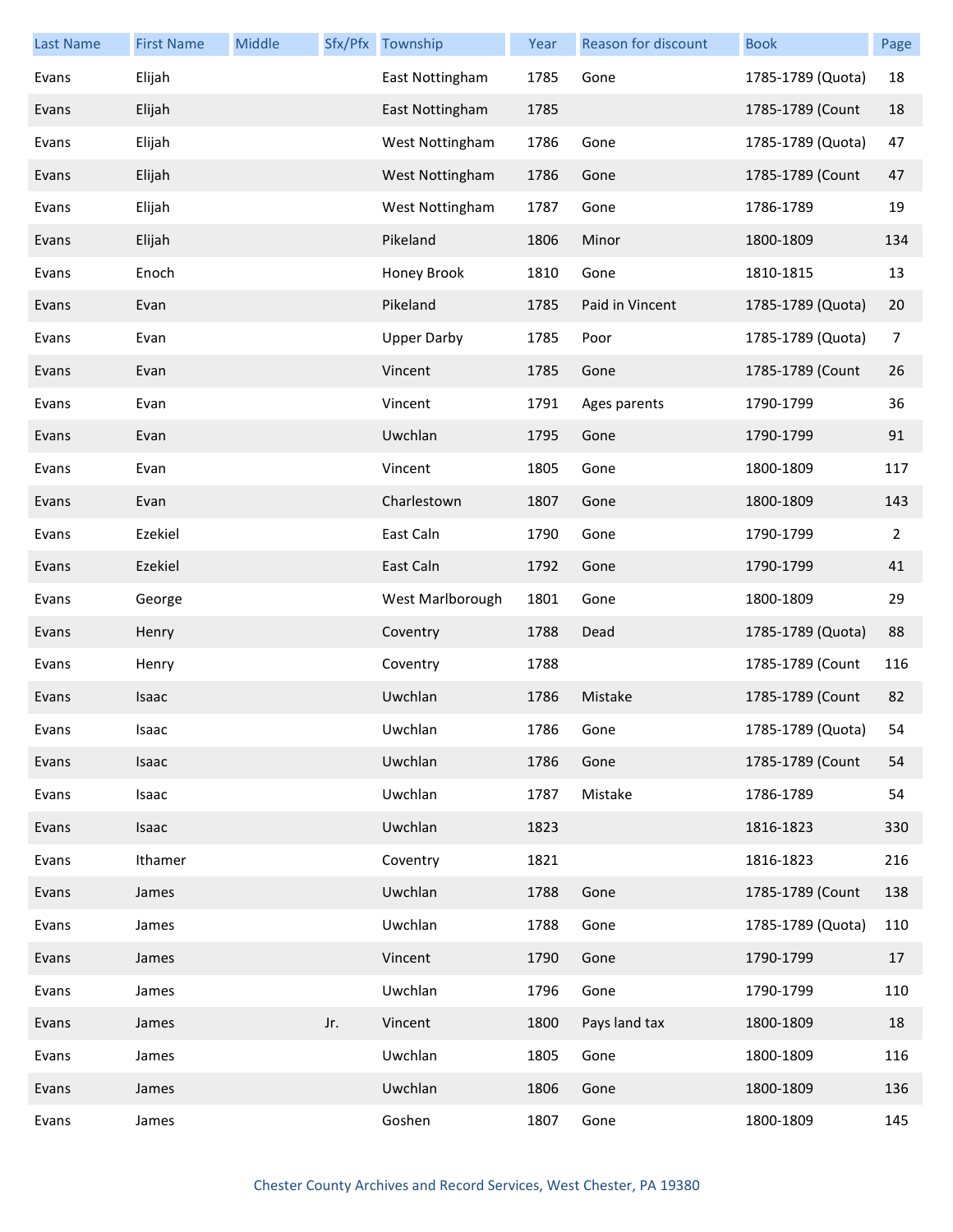| Last Name | First Name | Middle | Sfx/Pfx | Township | Year | Reason for discount | Book | Page |
|---|---|---|---|---|---|---|---|---|
| Evans | Elijah | | | East Nottingham | 1785 | Gone | 1785-1789 (Quota) | 18 |
| Evans | Elijah | | | East Nottingham | 1785 | | 1785-1789 (Count | 18 |
| Evans | Elijah | | | West Nottingham | 1786 | Gone | 1785-1789 (Quota) | 47 |
| Evans | Elijah | | | West Nottingham | 1786 | Gone | 1785-1789 (Count | 47 |
| Evans | Elijah | | | West Nottingham | 1787 | Gone | 1786-1789 | 19 |
| Evans | Elijah | | | Pikeland | 1806 | Minor | 1800-1809 | 134 |
| Evans | Enoch | | | Honey Brook | 1810 | Gone | 1810-1815 | 13 |
| Evans | Evan | | | Pikeland | 1785 | Paid in Vincent | 1785-1789 (Quota) | 20 |
| Evans | Evan | | | Upper Darby | 1785 | Poor | 1785-1789 (Quota) | 7 |
| Evans | Evan | | | Vincent | 1785 | Gone | 1785-1789 (Count | 26 |
| Evans | Evan | | | Vincent | 1791 | Ages parents | 1790-1799 | 36 |
| Evans | Evan | | | Uwchlan | 1795 | Gone | 1790-1799 | 91 |
| Evans | Evan | | | Vincent | 1805 | Gone | 1800-1809 | 117 |
| Evans | Evan | | | Charlestown | 1807 | Gone | 1800-1809 | 143 |
| Evans | Ezekiel | | | East Caln | 1790 | Gone | 1790-1799 | 2 |
| Evans | Ezekiel | | | East Caln | 1792 | Gone | 1790-1799 | 41 |
| Evans | George | | | West Marlborough | 1801 | Gone | 1800-1809 | 29 |
| Evans | Henry | | | Coventry | 1788 | Dead | 1785-1789 (Quota) | 88 |
| Evans | Henry | | | Coventry | 1788 | | 1785-1789 (Count | 116 |
| Evans | Isaac | | | Uwchlan | 1786 | Mistake | 1785-1789 (Count | 82 |
| Evans | Isaac | | | Uwchlan | 1786 | Gone | 1785-1789 (Quota) | 54 |
| Evans | Isaac | | | Uwchlan | 1786 | Gone | 1785-1789 (Count | 54 |
| Evans | Isaac | | | Uwchlan | 1787 | Mistake | 1786-1789 | 54 |
| Evans | Isaac | | | Uwchlan | 1823 | | 1816-1823 | 330 |
| Evans | Ithamer | | | Coventry | 1821 | | 1816-1823 | 216 |
| Evans | James | | | Uwchlan | 1788 | Gone | 1785-1789 (Count | 138 |
| Evans | James | | | Uwchlan | 1788 | Gone | 1785-1789 (Quota) | 110 |
| Evans | James | | | Vincent | 1790 | Gone | 1790-1799 | 17 |
| Evans | James | | | Uwchlan | 1796 | Gone | 1790-1799 | 110 |
| Evans | James | | Jr. | Vincent | 1800 | Pays land tax | 1800-1809 | 18 |
| Evans | James | | | Uwchlan | 1805 | Gone | 1800-1809 | 116 |
| Evans | James | | | Uwchlan | 1806 | Gone | 1800-1809 | 136 |
| Evans | James | | | Goshen | 1807 | Gone | 1800-1809 | 145 |

Chester County Archives and Record Services, West Chester, PA 19380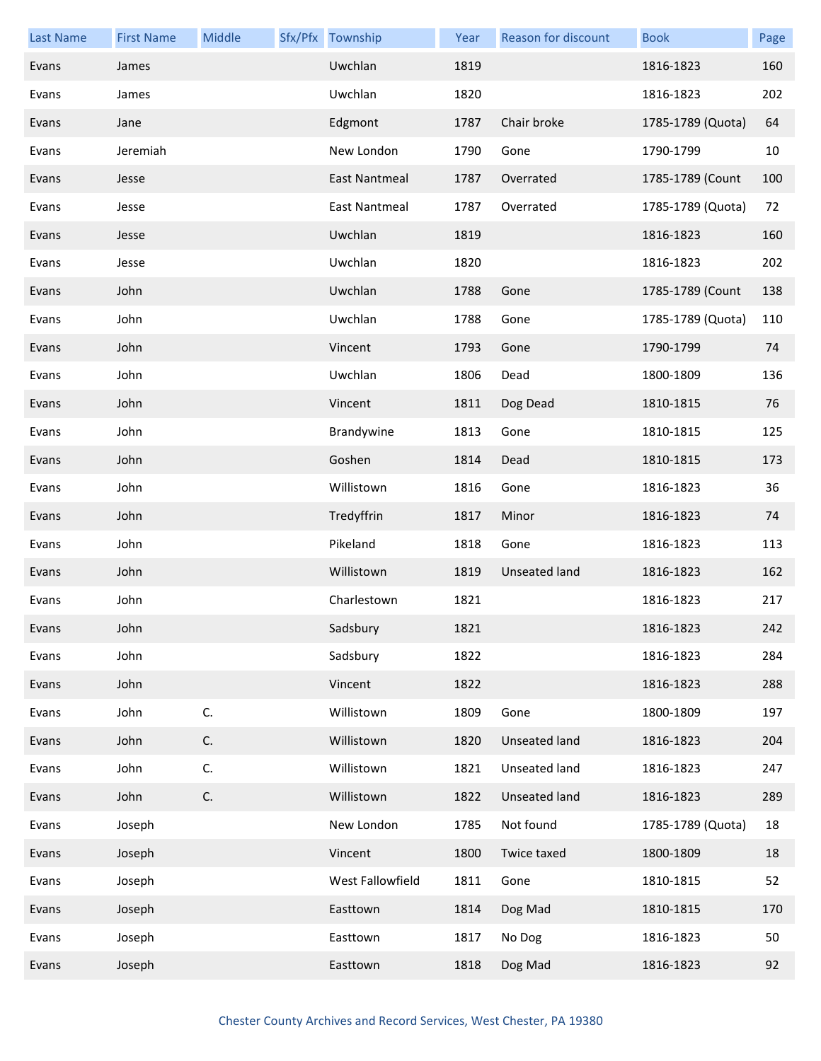| Last Name | First Name | Middle | Sfx/Pfx | Township | Year | Reason for discount | Book | Page |
|---|---|---|---|---|---|---|---|---|
| Evans | James | | | Uwchlan | 1819 | | 1816-1823 | 160 |
| Evans | James | | | Uwchlan | 1820 | | 1816-1823 | 202 |
| Evans | Jane | | | Edgmont | 1787 | Chair broke | 1785-1789 (Quota) | 64 |
| Evans | Jeremiah | | | New London | 1790 | Gone | 1790-1799 | 10 |
| Evans | Jesse | | | East Nantmeal | 1787 | Overrated | 1785-1789 (Count | 100 |
| Evans | Jesse | | | East Nantmeal | 1787 | Overrated | 1785-1789 (Quota) | 72 |
| Evans | Jesse | | | Uwchlan | 1819 | | 1816-1823 | 160 |
| Evans | Jesse | | | Uwchlan | 1820 | | 1816-1823 | 202 |
| Evans | John | | | Uwchlan | 1788 | Gone | 1785-1789 (Count | 138 |
| Evans | John | | | Uwchlan | 1788 | Gone | 1785-1789 (Quota) | 110 |
| Evans | John | | | Vincent | 1793 | Gone | 1790-1799 | 74 |
| Evans | John | | | Uwchlan | 1806 | Dead | 1800-1809 | 136 |
| Evans | John | | | Vincent | 1811 | Dog Dead | 1810-1815 | 76 |
| Evans | John | | | Brandywine | 1813 | Gone | 1810-1815 | 125 |
| Evans | John | | | Goshen | 1814 | Dead | 1810-1815 | 173 |
| Evans | John | | | Willistown | 1816 | Gone | 1816-1823 | 36 |
| Evans | John | | | Tredyffrin | 1817 | Minor | 1816-1823 | 74 |
| Evans | John | | | Pikeland | 1818 | Gone | 1816-1823 | 113 |
| Evans | John | | | Willistown | 1819 | Unseated land | 1816-1823 | 162 |
| Evans | John | | | Charlestown | 1821 | | 1816-1823 | 217 |
| Evans | John | | | Sadsbury | 1821 | | 1816-1823 | 242 |
| Evans | John | | | Sadsbury | 1822 | | 1816-1823 | 284 |
| Evans | John | | | Vincent | 1822 | | 1816-1823 | 288 |
| Evans | John | C. | | Willistown | 1809 | Gone | 1800-1809 | 197 |
| Evans | John | C. | | Willistown | 1820 | Unseated land | 1816-1823 | 204 |
| Evans | John | C. | | Willistown | 1821 | Unseated land | 1816-1823 | 247 |
| Evans | John | C. | | Willistown | 1822 | Unseated land | 1816-1823 | 289 |
| Evans | Joseph | | | New London | 1785 | Not found | 1785-1789 (Quota) | 18 |
| Evans | Joseph | | | Vincent | 1800 | Twice taxed | 1800-1809 | 18 |
| Evans | Joseph | | | West Fallowfield | 1811 | Gone | 1810-1815 | 52 |
| Evans | Joseph | | | Easttown | 1814 | Dog Mad | 1810-1815 | 170 |
| Evans | Joseph | | | Easttown | 1817 | No Dog | 1816-1823 | 50 |
| Evans | Joseph | | | Easttown | 1818 | Dog Mad | 1816-1823 | 92 |

Chester County Archives and Record Services, West Chester, PA 19380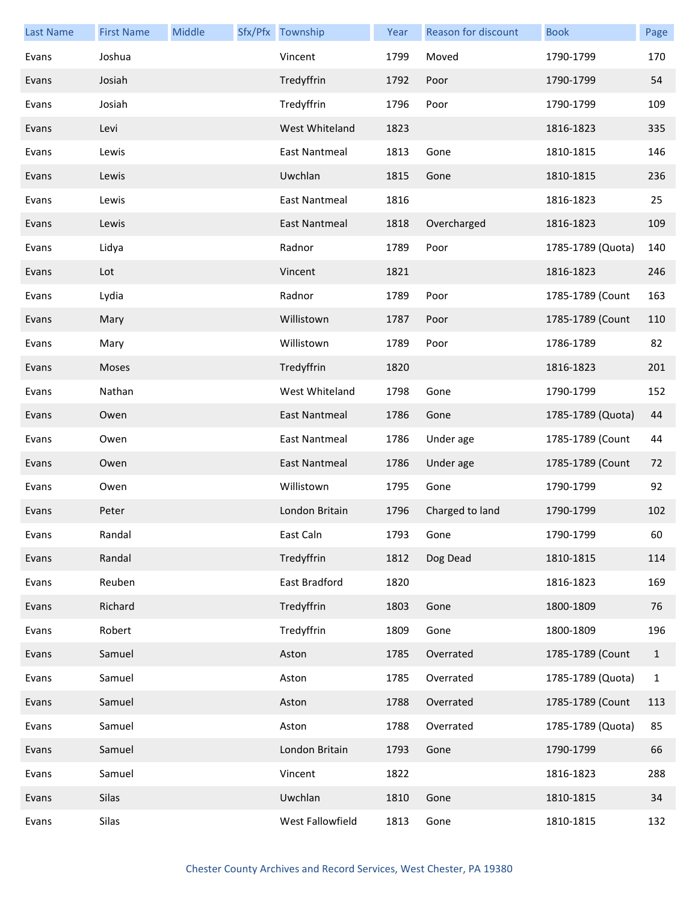| Last Name | First Name | Middle | Sfx/Pfx | Township | Year | Reason for discount | Book | Page |
|---|---|---|---|---|---|---|---|---|
| Evans | Joshua | | | Vincent | 1799 | Moved | 1790-1799 | 170 |
| Evans | Josiah | | | Tredyffrin | 1792 | Poor | 1790-1799 | 54 |
| Evans | Josiah | | | Tredyffrin | 1796 | Poor | 1790-1799 | 109 |
| Evans | Levi | | | West Whiteland | 1823 | | 1816-1823 | 335 |
| Evans | Lewis | | | East Nantmeal | 1813 | Gone | 1810-1815 | 146 |
| Evans | Lewis | | | Uwchlan | 1815 | Gone | 1810-1815 | 236 |
| Evans | Lewis | | | East Nantmeal | 1816 | | 1816-1823 | 25 |
| Evans | Lewis | | | East Nantmeal | 1818 | Overcharged | 1816-1823 | 109 |
| Evans | Lidya | | | Radnor | 1789 | Poor | 1785-1789 (Quota) | 140 |
| Evans | Lot | | | Vincent | 1821 | | 1816-1823 | 246 |
| Evans | Lydia | | | Radnor | 1789 | Poor | 1785-1789 (Count | 163 |
| Evans | Mary | | | Willistown | 1787 | Poor | 1785-1789 (Count | 110 |
| Evans | Mary | | | Willistown | 1789 | Poor | 1786-1789 | 82 |
| Evans | Moses | | | Tredyffrin | 1820 | | 1816-1823 | 201 |
| Evans | Nathan | | | West Whiteland | 1798 | Gone | 1790-1799 | 152 |
| Evans | Owen | | | East Nantmeal | 1786 | Gone | 1785-1789 (Quota) | 44 |
| Evans | Owen | | | East Nantmeal | 1786 | Under age | 1785-1789 (Count | 44 |
| Evans | Owen | | | East Nantmeal | 1786 | Under age | 1785-1789 (Count | 72 |
| Evans | Owen | | | Willistown | 1795 | Gone | 1790-1799 | 92 |
| Evans | Peter | | | London Britain | 1796 | Charged to land | 1790-1799 | 102 |
| Evans | Randal | | | East Caln | 1793 | Gone | 1790-1799 | 60 |
| Evans | Randal | | | Tredyffrin | 1812 | Dog Dead | 1810-1815 | 114 |
| Evans | Reuben | | | East Bradford | 1820 | | 1816-1823 | 169 |
| Evans | Richard | | | Tredyffrin | 1803 | Gone | 1800-1809 | 76 |
| Evans | Robert | | | Tredyffrin | 1809 | Gone | 1800-1809 | 196 |
| Evans | Samuel | | | Aston | 1785 | Overrated | 1785-1789 (Count | 1 |
| Evans | Samuel | | | Aston | 1785 | Overrated | 1785-1789 (Quota) | 1 |
| Evans | Samuel | | | Aston | 1788 | Overrated | 1785-1789 (Count | 113 |
| Evans | Samuel | | | Aston | 1788 | Overrated | 1785-1789 (Quota) | 85 |
| Evans | Samuel | | | London Britain | 1793 | Gone | 1790-1799 | 66 |
| Evans | Samuel | | | Vincent | 1822 | | 1816-1823 | 288 |
| Evans | Silas | | | Uwchlan | 1810 | Gone | 1810-1815 | 34 |
| Evans | Silas | | | West Fallowfield | 1813 | Gone | 1810-1815 | 132 |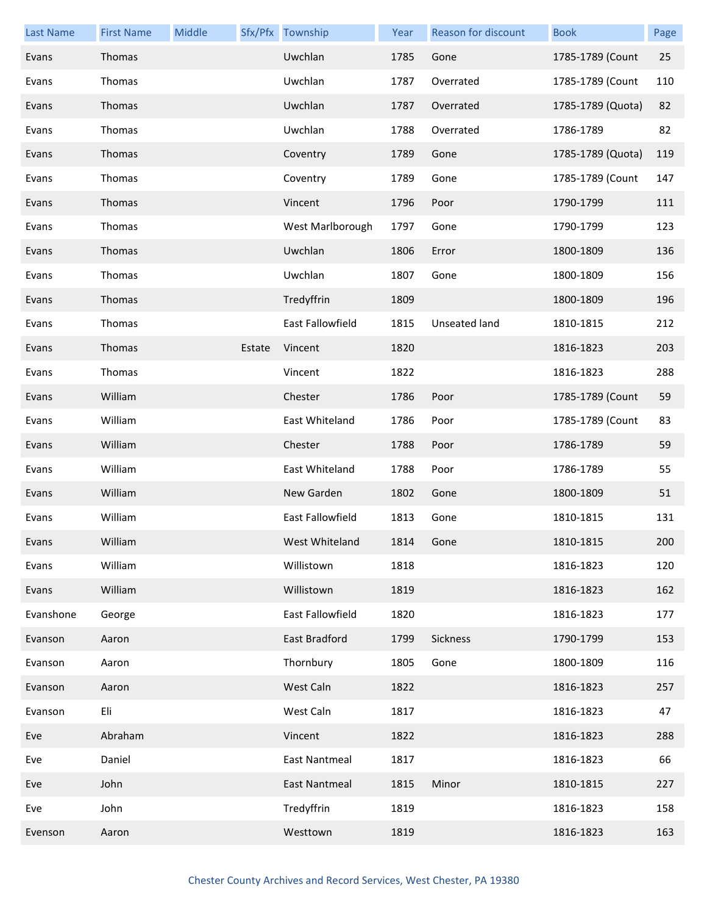| Last Name | First Name | Middle | Sfx/Pfx | Township | Year | Reason for discount | Book | Page |
|---|---|---|---|---|---|---|---|---|
| Evans | Thomas | | | Uwchlan | 1785 | Gone | 1785-1789 (Count | 25 |
| Evans | Thomas | | | Uwchlan | 1787 | Overrated | 1785-1789 (Count | 110 |
| Evans | Thomas | | | Uwchlan | 1787 | Overrated | 1785-1789 (Quota) | 82 |
| Evans | Thomas | | | Uwchlan | 1788 | Overrated | 1786-1789 | 82 |
| Evans | Thomas | | | Coventry | 1789 | Gone | 1785-1789 (Quota) | 119 |
| Evans | Thomas | | | Coventry | 1789 | Gone | 1785-1789 (Count | 147 |
| Evans | Thomas | | | Vincent | 1796 | Poor | 1790-1799 | 111 |
| Evans | Thomas | | | West Marlborough | 1797 | Gone | 1790-1799 | 123 |
| Evans | Thomas | | | Uwchlan | 1806 | Error | 1800-1809 | 136 |
| Evans | Thomas | | | Uwchlan | 1807 | Gone | 1800-1809 | 156 |
| Evans | Thomas | | | Tredyffrin | 1809 | | 1800-1809 | 196 |
| Evans | Thomas | | | East Fallowfield | 1815 | Unseated land | 1810-1815 | 212 |
| Evans | Thomas | | Estate | Vincent | 1820 | | 1816-1823 | 203 |
| Evans | Thomas | | | Vincent | 1822 | | 1816-1823 | 288 |
| Evans | William | | | Chester | 1786 | Poor | 1785-1789 (Count | 59 |
| Evans | William | | | East Whiteland | 1786 | Poor | 1785-1789 (Count | 83 |
| Evans | William | | | Chester | 1788 | Poor | 1786-1789 | 59 |
| Evans | William | | | East Whiteland | 1788 | Poor | 1786-1789 | 55 |
| Evans | William | | | New Garden | 1802 | Gone | 1800-1809 | 51 |
| Evans | William | | | East Fallowfield | 1813 | Gone | 1810-1815 | 131 |
| Evans | William | | | West Whiteland | 1814 | Gone | 1810-1815 | 200 |
| Evans | William | | | Willistown | 1818 | | 1816-1823 | 120 |
| Evans | William | | | Willistown | 1819 | | 1816-1823 | 162 |
| Evanshone | George | | | East Fallowfield | 1820 | | 1816-1823 | 177 |
| Evanson | Aaron | | | East Bradford | 1799 | Sickness | 1790-1799 | 153 |
| Evanson | Aaron | | | Thornbury | 1805 | Gone | 1800-1809 | 116 |
| Evanson | Aaron | | | West Caln | 1822 | | 1816-1823 | 257 |
| Evanson | Eli | | | West Caln | 1817 | | 1816-1823 | 47 |
| Eve | Abraham | | | Vincent | 1822 | | 1816-1823 | 288 |
| Eve | Daniel | | | East Nantmeal | 1817 | | 1816-1823 | 66 |
| Eve | John | | | East Nantmeal | 1815 | Minor | 1810-1815 | 227 |
| Eve | John | | | Tredyffrin | 1819 | | 1816-1823 | 158 |
| Evenson | Aaron | | | Westtown | 1819 | | 1816-1823 | 163 |

Chester County Archives and Record Services, West Chester, PA 19380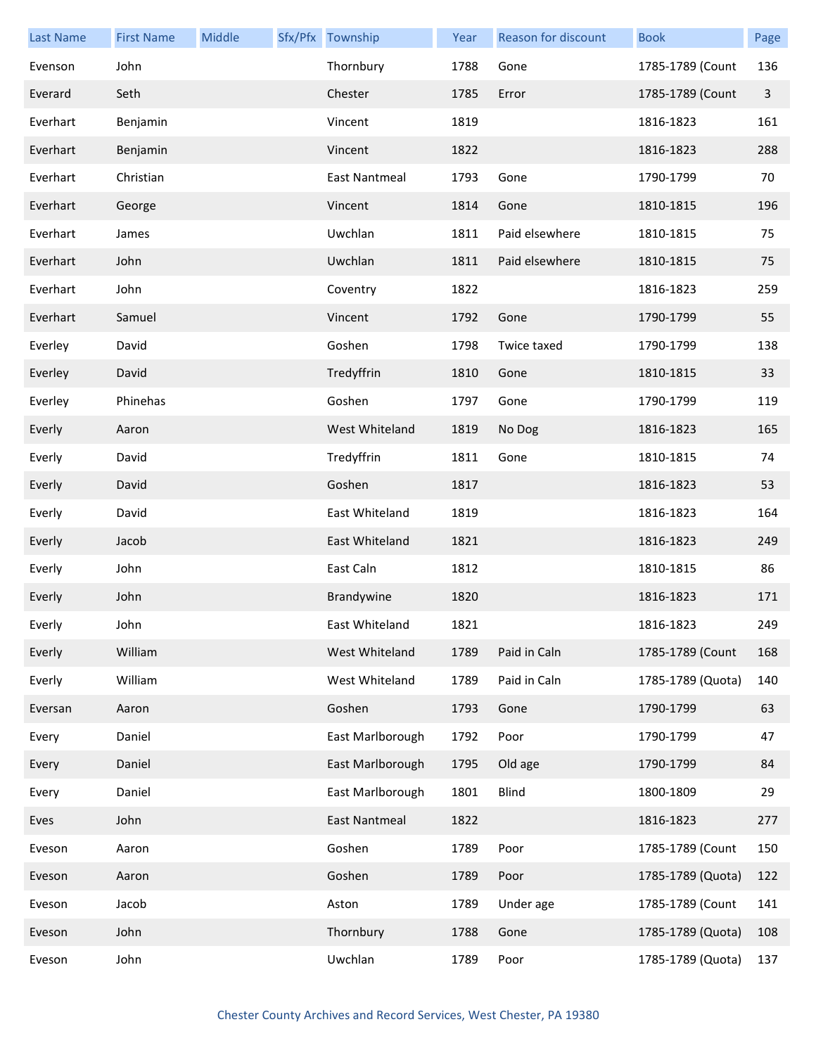| Last Name | First Name | Middle | Sfx/Pfx | Township | Year | Reason for discount | Book | Page |
|---|---|---|---|---|---|---|---|---|
| Evenson | John | | | Thornbury | 1788 | Gone | 1785-1789 (Count | 136 |
| Everard | Seth | | | Chester | 1785 | Error | 1785-1789 (Count | 3 |
| Everhart | Benjamin | | | Vincent | 1819 | | 1816-1823 | 161 |
| Everhart | Benjamin | | | Vincent | 1822 | | 1816-1823 | 288 |
| Everhart | Christian | | | East Nantmeal | 1793 | Gone | 1790-1799 | 70 |
| Everhart | George | | | Vincent | 1814 | Gone | 1810-1815 | 196 |
| Everhart | James | | | Uwchlan | 1811 | Paid elsewhere | 1810-1815 | 75 |
| Everhart | John | | | Uwchlan | 1811 | Paid elsewhere | 1810-1815 | 75 |
| Everhart | John | | | Coventry | 1822 | | 1816-1823 | 259 |
| Everhart | Samuel | | | Vincent | 1792 | Gone | 1790-1799 | 55 |
| Everley | David | | | Goshen | 1798 | Twice taxed | 1790-1799 | 138 |
| Everley | David | | | Tredyffrin | 1810 | Gone | 1810-1815 | 33 |
| Everley | Phinehas | | | Goshen | 1797 | Gone | 1790-1799 | 119 |
| Everly | Aaron | | | West Whiteland | 1819 | No Dog | 1816-1823 | 165 |
| Everly | David | | | Tredyffrin | 1811 | Gone | 1810-1815 | 74 |
| Everly | David | | | Goshen | 1817 | | 1816-1823 | 53 |
| Everly | David | | | East Whiteland | 1819 | | 1816-1823 | 164 |
| Everly | Jacob | | | East Whiteland | 1821 | | 1816-1823 | 249 |
| Everly | John | | | East Caln | 1812 | | 1810-1815 | 86 |
| Everly | John | | | Brandywine | 1820 | | 1816-1823 | 171 |
| Everly | John | | | East Whiteland | 1821 | | 1816-1823 | 249 |
| Everly | William | | | West Whiteland | 1789 | Paid in Caln | 1785-1789 (Count | 168 |
| Everly | William | | | West Whiteland | 1789 | Paid in Caln | 1785-1789 (Quota) | 140 |
| Eversan | Aaron | | | Goshen | 1793 | Gone | 1790-1799 | 63 |
| Every | Daniel | | | East Marlborough | 1792 | Poor | 1790-1799 | 47 |
| Every | Daniel | | | East Marlborough | 1795 | Old age | 1790-1799 | 84 |
| Every | Daniel | | | East Marlborough | 1801 | Blind | 1800-1809 | 29 |
| Eves | John | | | East Nantmeal | 1822 | | 1816-1823 | 277 |
| Eveson | Aaron | | | Goshen | 1789 | Poor | 1785-1789 (Count | 150 |
| Eveson | Aaron | | | Goshen | 1789 | Poor | 1785-1789 (Quota) | 122 |
| Eveson | Jacob | | | Aston | 1789 | Under age | 1785-1789 (Count | 141 |
| Eveson | John | | | Thornbury | 1788 | Gone | 1785-1789 (Quota) | 108 |
| Eveson | John | | | Uwchlan | 1789 | Poor | 1785-1789 (Quota) | 137 |

Chester County Archives and Record Services, West Chester, PA 19380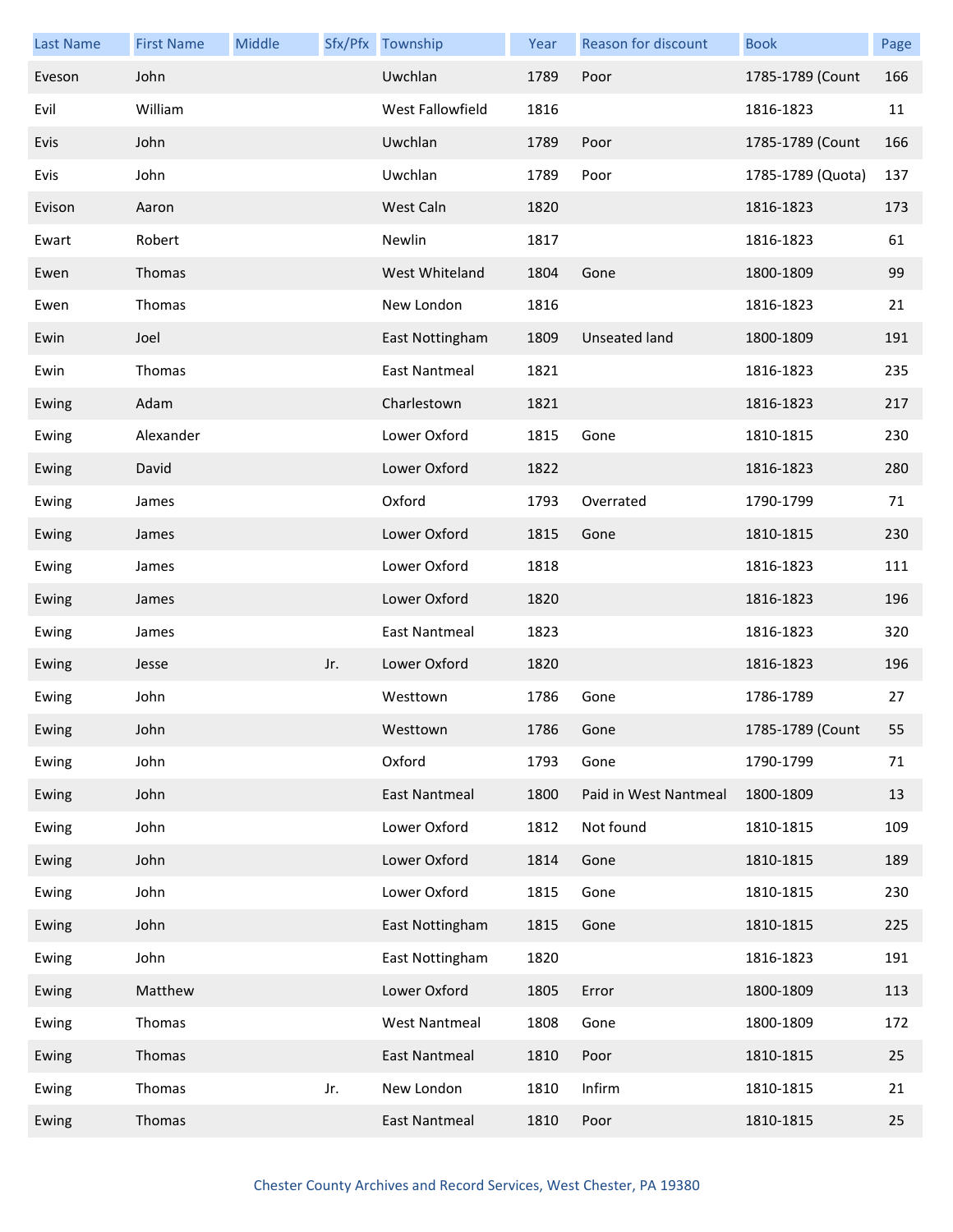| Last Name | First Name | Middle | Sfx/Pfx | Township | Year | Reason for discount | Book | Page |
|---|---|---|---|---|---|---|---|---|
| Eveson | John | | | Uwchlan | 1789 | Poor | 1785-1789 (Count | 166 |
| Evil | William | | | West Fallowfield | 1816 | | 1816-1823 | 11 |
| Evis | John | | | Uwchlan | 1789 | Poor | 1785-1789 (Count | 166 |
| Evis | John | | | Uwchlan | 1789 | Poor | 1785-1789 (Quota) | 137 |
| Evison | Aaron | | | West Caln | 1820 | | 1816-1823 | 173 |
| Ewart | Robert | | | Newlin | 1817 | | 1816-1823 | 61 |
| Ewen | Thomas | | | West Whiteland | 1804 | Gone | 1800-1809 | 99 |
| Ewen | Thomas | | | New London | 1816 | | 1816-1823 | 21 |
| Ewin | Joel | | | East Nottingham | 1809 | Unseated land | 1800-1809 | 191 |
| Ewin | Thomas | | | East Nantmeal | 1821 | | 1816-1823 | 235 |
| Ewing | Adam | | | Charlestown | 1821 | | 1816-1823 | 217 |
| Ewing | Alexander | | | Lower Oxford | 1815 | Gone | 1810-1815 | 230 |
| Ewing | David | | | Lower Oxford | 1822 | | 1816-1823 | 280 |
| Ewing | James | | | Oxford | 1793 | Overrated | 1790-1799 | 71 |
| Ewing | James | | | Lower Oxford | 1815 | Gone | 1810-1815 | 230 |
| Ewing | James | | | Lower Oxford | 1818 | | 1816-1823 | 111 |
| Ewing | James | | | Lower Oxford | 1820 | | 1816-1823 | 196 |
| Ewing | James | | | East Nantmeal | 1823 | | 1816-1823 | 320 |
| Ewing | Jesse | | Jr. | Lower Oxford | 1820 | | 1816-1823 | 196 |
| Ewing | John | | | Westtown | 1786 | Gone | 1786-1789 | 27 |
| Ewing | John | | | Westtown | 1786 | Gone | 1785-1789 (Count | 55 |
| Ewing | John | | | Oxford | 1793 | Gone | 1790-1799 | 71 |
| Ewing | John | | | East Nantmeal | 1800 | Paid in West Nantmeal | 1800-1809 | 13 |
| Ewing | John | | | Lower Oxford | 1812 | Not found | 1810-1815 | 109 |
| Ewing | John | | | Lower Oxford | 1814 | Gone | 1810-1815 | 189 |
| Ewing | John | | | Lower Oxford | 1815 | Gone | 1810-1815 | 230 |
| Ewing | John | | | East Nottingham | 1815 | Gone | 1810-1815 | 225 |
| Ewing | John | | | East Nottingham | 1820 | | 1816-1823 | 191 |
| Ewing | Matthew | | | Lower Oxford | 1805 | Error | 1800-1809 | 113 |
| Ewing | Thomas | | | West Nantmeal | 1808 | Gone | 1800-1809 | 172 |
| Ewing | Thomas | | | East Nantmeal | 1810 | Poor | 1810-1815 | 25 |
| Ewing | Thomas | | Jr. | New London | 1810 | Infirm | 1810-1815 | 21 |
| Ewing | Thomas | | | East Nantmeal | 1810 | Poor | 1810-1815 | 25 |

Chester County Archives and Record Services, West Chester, PA 19380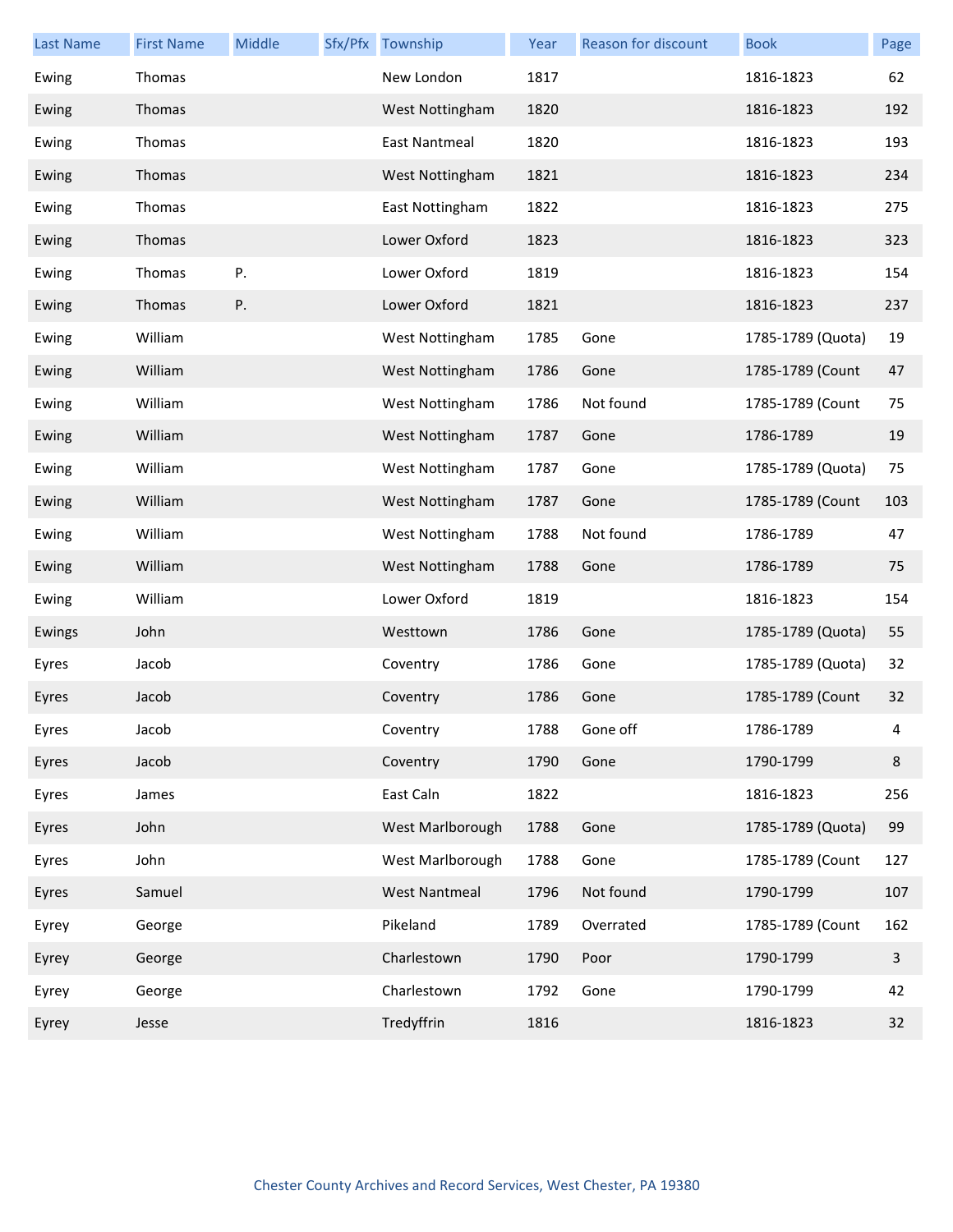| Last Name | First Name | Middle | Sfx/Pfx | Township | Year | Reason for discount | Book | Page |
|---|---|---|---|---|---|---|---|---|
| Ewing | Thomas | | | New London | 1817 | | 1816-1823 | 62 |
| Ewing | Thomas | | | West Nottingham | 1820 | | 1816-1823 | 192 |
| Ewing | Thomas | | | East Nantmeal | 1820 | | 1816-1823 | 193 |
| Ewing | Thomas | | | West Nottingham | 1821 | | 1816-1823 | 234 |
| Ewing | Thomas | | | East Nottingham | 1822 | | 1816-1823 | 275 |
| Ewing | Thomas | | | Lower Oxford | 1823 | | 1816-1823 | 323 |
| Ewing | Thomas | P. | | Lower Oxford | 1819 | | 1816-1823 | 154 |
| Ewing | Thomas | P. | | Lower Oxford | 1821 | | 1816-1823 | 237 |
| Ewing | William | | | West Nottingham | 1785 | Gone | 1785-1789 (Quota) | 19 |
| Ewing | William | | | West Nottingham | 1786 | Gone | 1785-1789 (Count | 47 |
| Ewing | William | | | West Nottingham | 1786 | Not found | 1785-1789 (Count | 75 |
| Ewing | William | | | West Nottingham | 1787 | Gone | 1786-1789 | 19 |
| Ewing | William | | | West Nottingham | 1787 | Gone | 1785-1789 (Quota) | 75 |
| Ewing | William | | | West Nottingham | 1787 | Gone | 1785-1789 (Count | 103 |
| Ewing | William | | | West Nottingham | 1788 | Not found | 1786-1789 | 47 |
| Ewing | William | | | West Nottingham | 1788 | Gone | 1786-1789 | 75 |
| Ewing | William | | | Lower Oxford | 1819 | | 1816-1823 | 154 |
| Ewings | John | | | Westtown | 1786 | Gone | 1785-1789 (Quota) | 55 |
| Eyres | Jacob | | | Coventry | 1786 | Gone | 1785-1789 (Quota) | 32 |
| Eyres | Jacob | | | Coventry | 1786 | Gone | 1785-1789 (Count | 32 |
| Eyres | Jacob | | | Coventry | 1788 | Gone off | 1786-1789 | 4 |
| Eyres | Jacob | | | Coventry | 1790 | Gone | 1790-1799 | 8 |
| Eyres | James | | | East Caln | 1822 | | 1816-1823 | 256 |
| Eyres | John | | | West Marlborough | 1788 | Gone | 1785-1789 (Quota) | 99 |
| Eyres | John | | | West Marlborough | 1788 | Gone | 1785-1789 (Count | 127 |
| Eyres | Samuel | | | West Nantmeal | 1796 | Not found | 1790-1799 | 107 |
| Eyrey | George | | | Pikeland | 1789 | Overrated | 1785-1789 (Count | 162 |
| Eyrey | George | | | Charlestown | 1790 | Poor | 1790-1799 | 3 |
| Eyrey | George | | | Charlestown | 1792 | Gone | 1790-1799 | 42 |
| Eyrey | Jesse | | | Tredyffrin | 1816 | | 1816-1823 | 32 |

Chester County Archives and Record Services, West Chester, PA 19380